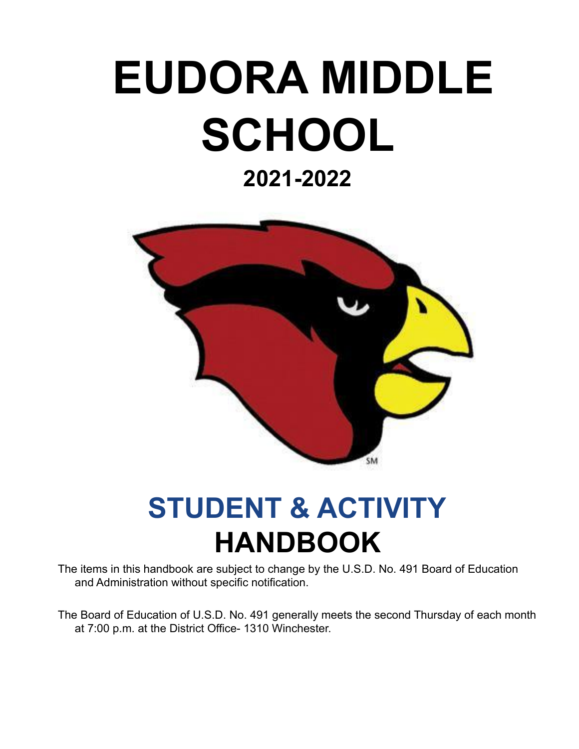# EUDORA MIDDLE SCHOOL

## 2021-2022

# STUDENT & ACTIVITY HANDBOOK

The items in this handbook are subject to change by the U.S.D. No. 491 Board of Education and Administration without specific notification.

The Board of Education of U.S.D. No. 491 generally meets the second Thursday of each month at 7:00 p.m. at the District Office- 1310 Winchester.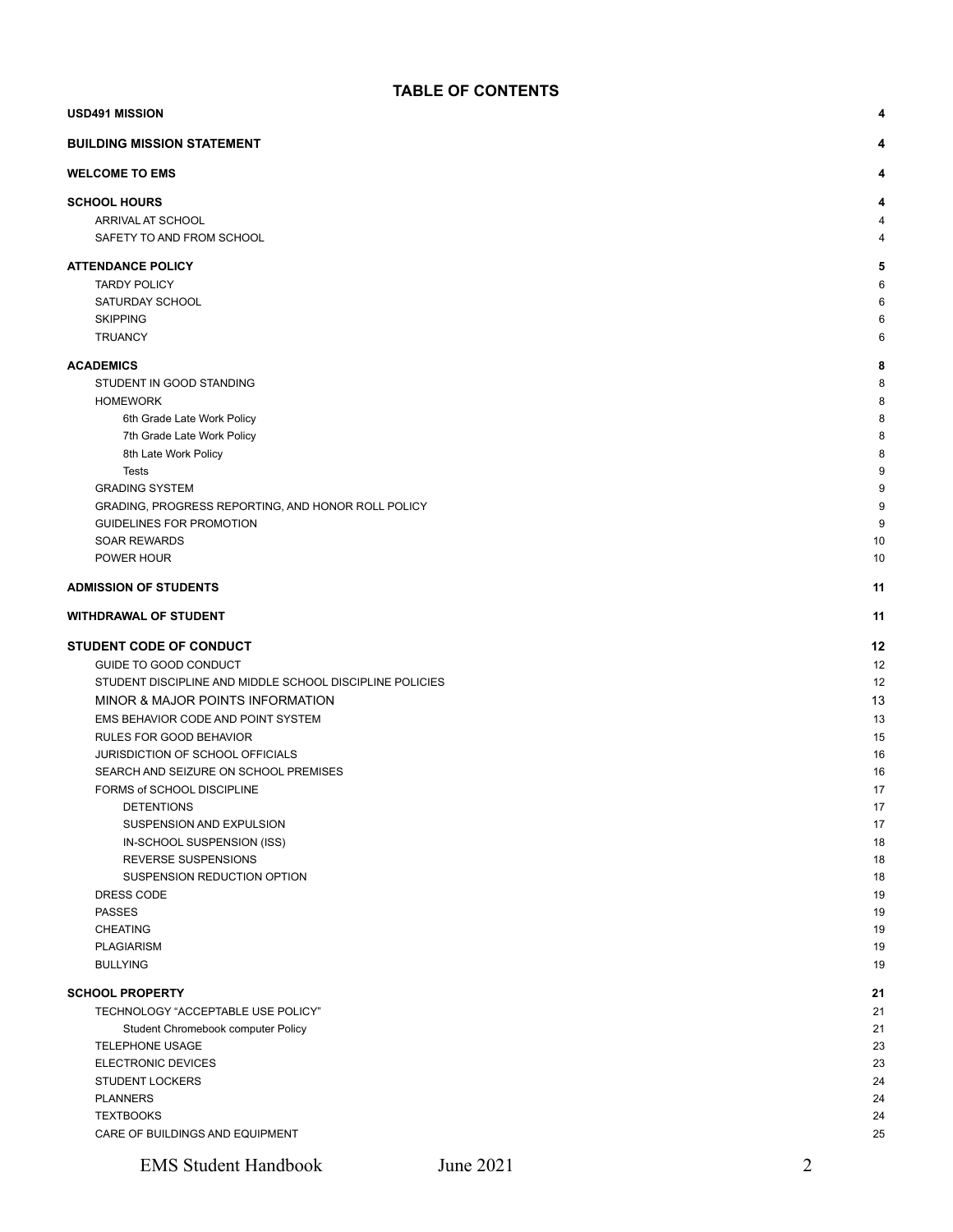## TABLE OF CONTENTS

**USD491 MISSION** 4

**BUILDING MISSION STATEMENT** 4

**WELCOME TO EMS** 4

**SCHOOL HOURS** 4
- ARRIVAL AT SCHOOL 4
- SAFETY TO AND FROM SCHOOL 4

**ATTENDANCE POLICY** 5
- TARDY POLICY 6
- SATURDAY SCHOOL 6
- SKIPPING 6
- TRUANCY 6

**ACADEMICS** 8
- STUDENT IN GOOD STANDING 8
- HOMEWORK 8
  - 6th Grade Late Work Policy 8
  - 7th Grade Late Work Policy 8
  - 8th Late Work Policy 8
  - Tests 9
- GRADING SYSTEM 9
- GRADING, PROGRESS REPORTING, AND HONOR ROLL POLICY 9
- GUIDELINES FOR PROMOTION 9
- SOAR REWARDS 10
- POWER HOUR 10

**ADMISSION OF STUDENTS** 11

**WITHDRAWAL OF STUDENT** 11

**STUDENT CODE OF CONDUCT** 12
- GUIDE TO GOOD CONDUCT 12
- STUDENT DISCIPLINE AND MIDDLE SCHOOL DISCIPLINE POLICIES 12
- MINOR & MAJOR POINTS INFORMATION 13
- EMS BEHAVIOR CODE AND POINT SYSTEM 13
- RULES FOR GOOD BEHAVIOR 15
- JURISDICTION OF SCHOOL OFFICIALS 16
- SEARCH AND SEIZURE ON SCHOOL PREMISES 16
- FORMS of SCHOOL DISCIPLINE 17
  - DETENTIONS 17
  - SUSPENSION AND EXPULSION 17
  - IN-SCHOOL SUSPENSION (ISS) 18
  - REVERSE SUSPENSIONS 18
  - SUSPENSION REDUCTION OPTION 18
- DRESS CODE 19
- PASSES 19
- CHEATING 19
- PLAGIARISM 19
- BULLYING 19

**SCHOOL PROPERTY** 21
- TECHNOLOGY "ACCEPTABLE USE POLICY" 21
  - Student Chromebook computer Policy 21
- TELEPHONE USAGE 23
- ELECTRONIC DEVICES 23
- STUDENT LOCKERS 24
- PLANNERS 24
- TEXTBOOKS 24
- CARE OF BUILDINGS AND EQUIPMENT 25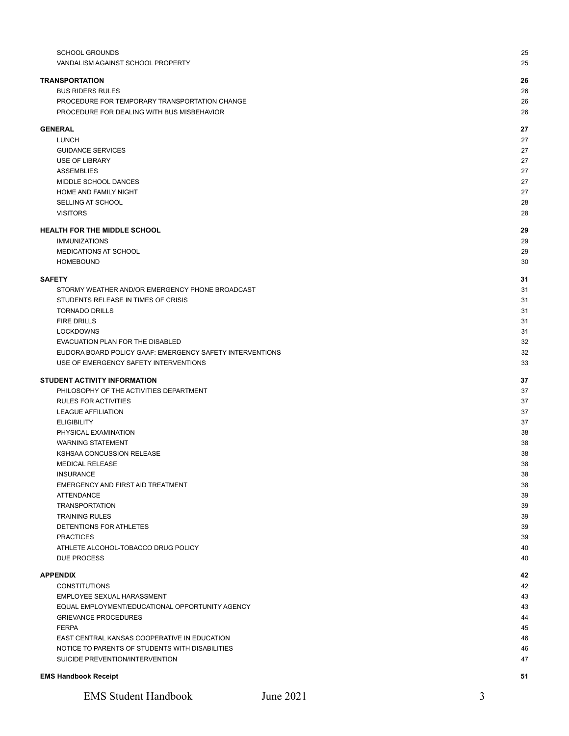| | |
|---|---|
| SCHOOL GROUNDS | 25 |
| VANDALISM AGAINST SCHOOL PROPERTY | 25 |
| **TRANSPORTATION** | **26** |
| BUS RIDERS RULES | 26 |
| PROCEDURE FOR TEMPORARY TRANSPORTATION CHANGE | 26 |
| PROCEDURE FOR DEALING WITH BUS MISBEHAVIOR | 26 |
| **GENERAL** | **27** |
| LUNCH | 27 |
| GUIDANCE SERVICES | 27 |
| USE OF LIBRARY | 27 |
| ASSEMBLIES | 27 |
| MIDDLE SCHOOL DANCES | 27 |
| HOME AND FAMILY NIGHT | 27 |
| SELLING AT SCHOOL | 28 |
| VISITORS | 28 |
| **HEALTH FOR THE MIDDLE SCHOOL** | **29** |
| IMMUNIZATIONS | 29 |
| MEDICATIONS AT SCHOOL | 29 |
| HOMEBOUND | 30 |
| **SAFETY** | **31** |
| STORMY WEATHER AND/OR EMERGENCY PHONE BROADCAST | 31 |
| STUDENTS RELEASE IN TIMES OF CRISIS | 31 |
| TORNADO DRILLS | 31 |
| FIRE DRILLS | 31 |
| LOCKDOWNS | 31 |
| EVACUATION PLAN FOR THE DISABLED | 32 |
| EUDORA BOARD POLICY GAAF: EMERGENCY SAFETY INTERVENTIONS | 32 |
| USE OF EMERGENCY SAFETY INTERVENTIONS | 33 |
| **STUDENT ACTIVITY INFORMATION** | **37** |
| PHILOSOPHY OF THE ACTIVITIES DEPARTMENT | 37 |
| RULES FOR ACTIVITIES | 37 |
| LEAGUE AFFILIATION | 37 |
| ELIGIBILITY | 37 |
| PHYSICAL EXAMINATION | 38 |
| WARNING STATEMENT | 38 |
| KSHSAA CONCUSSION RELEASE | 38 |
| MEDICAL RELEASE | 38 |
| INSURANCE | 38 |
| EMERGENCY AND FIRST AID TREATMENT | 38 |
| ATTENDANCE | 39 |
| TRANSPORTATION | 39 |
| TRAINING RULES | 39 |
| DETENTIONS FOR ATHLETES | 39 |
| PRACTICES | 39 |
| ATHLETE ALCOHOL-TOBACCO DRUG POLICY | 40 |
| DUE PROCESS | 40 |
| **APPENDIX** | **42** |
| CONSTITUTIONS | 42 |
| EMPLOYEE SEXUAL HARASSMENT | 43 |
| EQUAL EMPLOYMENT/EDUCATIONAL OPPORTUNITY AGENCY | 43 |
| GRIEVANCE PROCEDURES | 44 |
| FERPA | 45 |
| EAST CENTRAL KANSAS COOPERATIVE IN EDUCATION | 46 |
| NOTICE TO PARENTS OF STUDENTS WITH DISABILITIES | 46 |
| SUICIDE PREVENTION/INTERVENTION | 47 |
| **EMS Handbook Receipt** | **51** |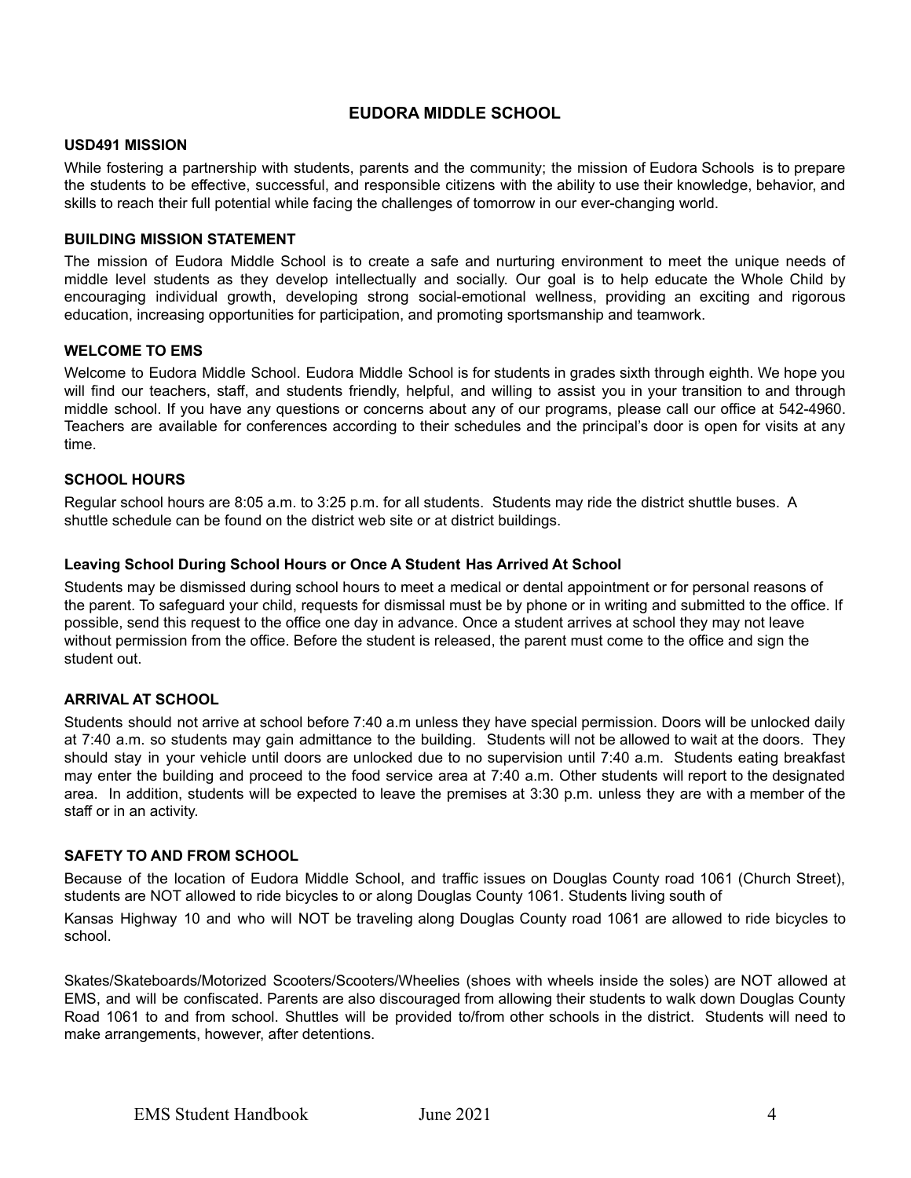# EUDORA MIDDLE SCHOOL

## USD491 MISSION

While fostering a partnership with students, parents and the community; the mission of Eudora Schools is to prepare the students to be effective, successful, and responsible citizens with the ability to use their knowledge, behavior, and skills to reach their full potential while facing the challenges of tomorrow in our ever-changing world.

## BUILDING MISSION STATEMENT

The mission of Eudora Middle School is to create a safe and nurturing environment to meet the unique needs of middle level students as they develop intellectually and socially. Our goal is to help educate the Whole Child by encouraging individual growth, developing strong social-emotional wellness, providing an exciting and rigorous education, increasing opportunities for participation, and promoting sportsmanship and teamwork.

## WELCOME TO EMS

Welcome to Eudora Middle School. Eudora Middle School is for students in grades sixth through eighth. We hope you will find our teachers, staff, and students friendly, helpful, and willing to assist you in your transition to and through middle school. If you have any questions or concerns about any of our programs, please call our office at 542-4960. Teachers are available for conferences according to their schedules and the principal's door is open for visits at any time.

## SCHOOL HOURS

Regular school hours are 8:05 a.m. to 3:25 p.m. for all students. Students may ride the district shuttle buses. A shuttle schedule can be found on the district web site or at district buildings.

### Leaving School During School Hours or Once A Student Has Arrived At School

Students may be dismissed during school hours to meet a medical or dental appointment or for personal reasons of the parent. To safeguard your child, requests for dismissal must be by phone or in writing and submitted to the office. If possible, send this request to the office one day in advance. Once a student arrives at school they may not leave without permission from the office. Before the student is released, the parent must come to the office and sign the student out.

## ARRIVAL AT SCHOOL

Students should not arrive at school before 7:40 a.m unless they have special permission. Doors will be unlocked daily at 7:40 a.m. so students may gain admittance to the building. Students will not be allowed to wait at the doors. They should stay in your vehicle until doors are unlocked due to no supervision until 7:40 a.m. Students eating breakfast may enter the building and proceed to the food service area at 7:40 a.m. Other students will report to the designated area. In addition, students will be expected to leave the premises at 3:30 p.m. unless they are with a member of the staff or in an activity.

## SAFETY TO AND FROM SCHOOL

Because of the location of Eudora Middle School, and traffic issues on Douglas County road 1061 (Church Street), students are NOT allowed to ride bicycles to or along Douglas County 1061. Students living south of Kansas Highway 10 and who will NOT be traveling along Douglas County road 1061 are allowed to ride bicycles to school.

Skates/Skateboards/Motorized Scooters/Scooters/Wheelies (shoes with wheels inside the soles) are NOT allowed at EMS, and will be confiscated. Parents are also discouraged from allowing their students to walk down Douglas County Road 1061 to and from school. Shuttles will be provided to/from other schools in the district. Students will need to make arrangements, however, after detentions.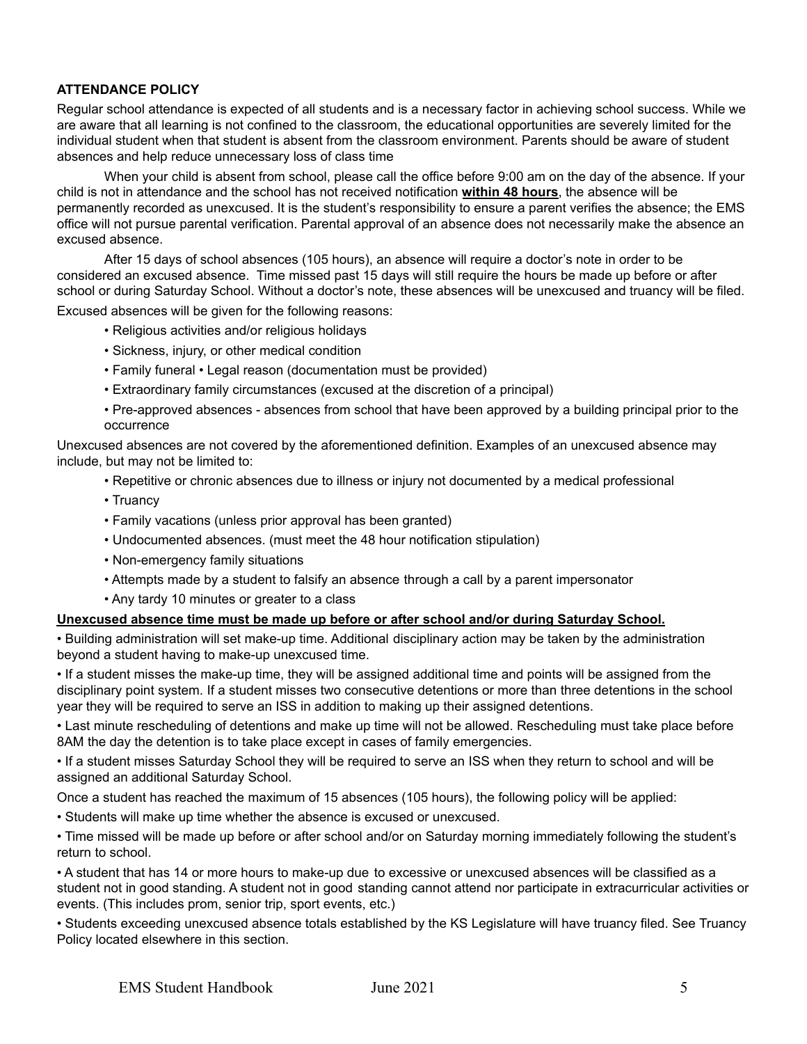**ATTENDANCE POLICY**

Regular school attendance is expected of all students and is a necessary factor in achieving school success. While we are aware that all learning is not confined to the classroom, the educational opportunities are severely limited for the individual student when that student is absent from the classroom environment. Parents should be aware of student absences and help reduce unnecessary loss of class time

When your child is absent from school, please call the office before 9:00 am on the day of the absence. If your child is not in attendance and the school has not received notification **within 48 hours**, the absence will be permanently recorded as unexcused. It is the student's responsibility to ensure a parent verifies the absence; the EMS office will not pursue parental verification. Parental approval of an absence does not necessarily make the absence an excused absence.

After 15 days of school absences (105 hours), an absence will require a doctor's note in order to be considered an excused absence. Time missed past 15 days will still require the hours be made up before or after school or during Saturday School. Without a doctor's note, these absences will be unexcused and truancy will be filed.

Excused absences will be given for the following reasons:

- Religious activities and/or religious holidays
- Sickness, injury, or other medical condition
- Family funeral • Legal reason (documentation must be provided)
- Extraordinary family circumstances (excused at the discretion of a principal)
- Pre-approved absences - absences from school that have been approved by a building principal prior to the occurrence

Unexcused absences are not covered by the aforementioned definition. Examples of an unexcused absence may include, but may not be limited to:

- Repetitive or chronic absences due to illness or injury not documented by a medical professional
- Truancy
- Family vacations (unless prior approval has been granted)
- Undocumented absences. (must meet the 48 hour notification stipulation)
- Non-emergency family situations
- Attempts made by a student to falsify an absence through a call by a parent impersonator
- Any tardy 10 minutes or greater to a class

**Unexcused absence time must be made up before or after school and/or during Saturday School.**

- Building administration will set make-up time. Additional disciplinary action may be taken by the administration beyond a student having to make-up unexcused time.
- If a student misses the make-up time, they will be assigned additional time and points will be assigned from the disciplinary point system. If a student misses two consecutive detentions or more than three detentions in the school year they will be required to serve an ISS in addition to making up their assigned detentions.
- Last minute rescheduling of detentions and make up time will not be allowed. Rescheduling must take place before 8AM the day the detention is to take place except in cases of family emergencies.
- If a student misses Saturday School they will be required to serve an ISS when they return to school and will be assigned an additional Saturday School.

Once a student has reached the maximum of 15 absences (105 hours), the following policy will be applied:

- Students will make up time whether the absence is excused or unexcused.
- Time missed will be made up before or after school and/or on Saturday morning immediately following the student's return to school.
- A student that has 14 or more hours to make-up due to excessive or unexcused absences will be classified as a student not in good standing. A student not in good standing cannot attend nor participate in extracurricular activities or events. (This includes prom, senior trip, sport events, etc.)
- Students exceeding unexcused absence totals established by the KS Legislature will have truancy filed. See Truancy Policy located elsewhere in this section.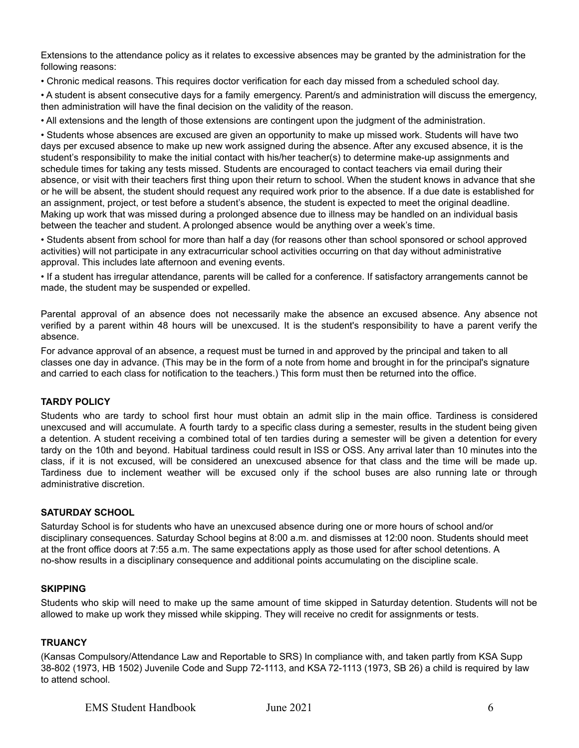Extensions to the attendance policy as it relates to excessive absences may be granted by the administration for the following reasons:

- Chronic medical reasons. This requires doctor verification for each day missed from a scheduled school day.
- A student is absent consecutive days for a family emergency. Parent/s and administration will discuss the emergency, then administration will have the final decision on the validity of the reason.
- All extensions and the length of those extensions are contingent upon the judgment of the administration.
- Students whose absences are excused are given an opportunity to make up missed work. Students will have two days per excused absence to make up new work assigned during the absence. After any excused absence, it is the student's responsibility to make the initial contact with his/her teacher(s) to determine make-up assignments and schedule times for taking any tests missed. Students are encouraged to contact teachers via email during their absence, or visit with their teachers first thing upon their return to school. When the student knows in advance that she or he will be absent, the student should request any required work prior to the absence. If a due date is established for an assignment, project, or test before a student's absence, the student is expected to meet the original deadline. Making up work that was missed during a prolonged absence due to illness may be handled on an individual basis between the teacher and student. A prolonged absence would be anything over a week's time.
- Students absent from school for more than half a day (for reasons other than school sponsored or school approved activities) will not participate in any extracurricular school activities occurring on that day without administrative approval. This includes late afternoon and evening events.
- If a student has irregular attendance, parents will be called for a conference. If satisfactory arrangements cannot be made, the student may be suspended or expelled.

Parental approval of an absence does not necessarily make the absence an excused absence. Any absence not verified by a parent within 48 hours will be unexcused. It is the student's responsibility to have a parent verify the absence.

For advance approval of an absence, a request must be turned in and approved by the principal and taken to all classes one day in advance. (This may be in the form of a note from home and brought in for the principal's signature and carried to each class for notification to the teachers.) This form must then be returned into the office.

## TARDY POLICY

Students who are tardy to school first hour must obtain an admit slip in the main office. Tardiness is considered unexcused and will accumulate. A fourth tardy to a specific class during a semester, results in the student being given a detention. A student receiving a combined total of ten tardies during a semester will be given a detention for every tardy on the 10th and beyond. Habitual tardiness could result in ISS or OSS. Any arrival later than 10 minutes into the class, if it is not excused, will be considered an unexcused absence for that class and the time will be made up. Tardiness due to inclement weather will be excused only if the school buses are also running late or through administrative discretion.

## SATURDAY SCHOOL

Saturday School is for students who have an unexcused absence during one or more hours of school and/or disciplinary consequences. Saturday School begins at 8:00 a.m. and dismisses at 12:00 noon. Students should meet at the front office doors at 7:55 a.m. The same expectations apply as those used for after school detentions. A no-show results in a disciplinary consequence and additional points accumulating on the discipline scale.

## SKIPPING

Students who skip will need to make up the same amount of time skipped in Saturday detention. Students will not be allowed to make up work they missed while skipping. They will receive no credit for assignments or tests.

## TRUANCY

(Kansas Compulsory/Attendance Law and Reportable to SRS) In compliance with, and taken partly from KSA Supp 38-802 (1973, HB 1502) Juvenile Code and Supp 72-1113, and KSA 72-1113 (1973, SB 26) a child is required by law to attend school.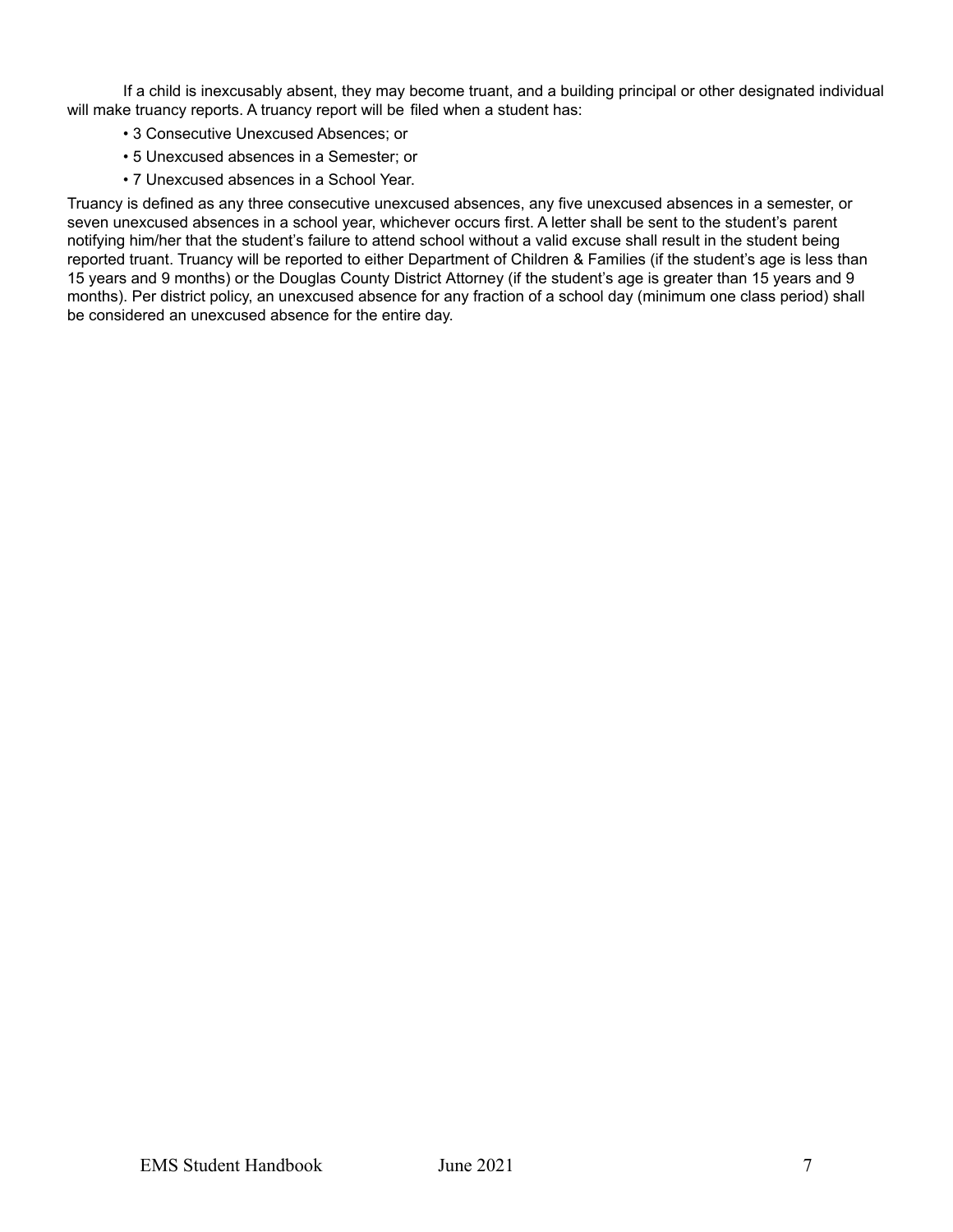If a child is inexcusably absent, they may become truant, and a building principal or other designated individual will make truancy reports. A truancy report will be filed when a student has:

- 3 Consecutive Unexcused Absences; or
- 5 Unexcused absences in a Semester; or
- 7 Unexcused absences in a School Year.

Truancy is defined as any three consecutive unexcused absences, any five unexcused absences in a semester, or seven unexcused absences in a school year, whichever occurs first. A letter shall be sent to the student's parent notifying him/her that the student's failure to attend school without a valid excuse shall result in the student being reported truant. Truancy will be reported to either Department of Children & Families (if the student's age is less than 15 years and 9 months) or the Douglas County District Attorney (if the student's age is greater than 15 years and 9 months). Per district policy, an unexcused absence for any fraction of a school day (minimum one class period) shall be considered an unexcused absence for the entire day.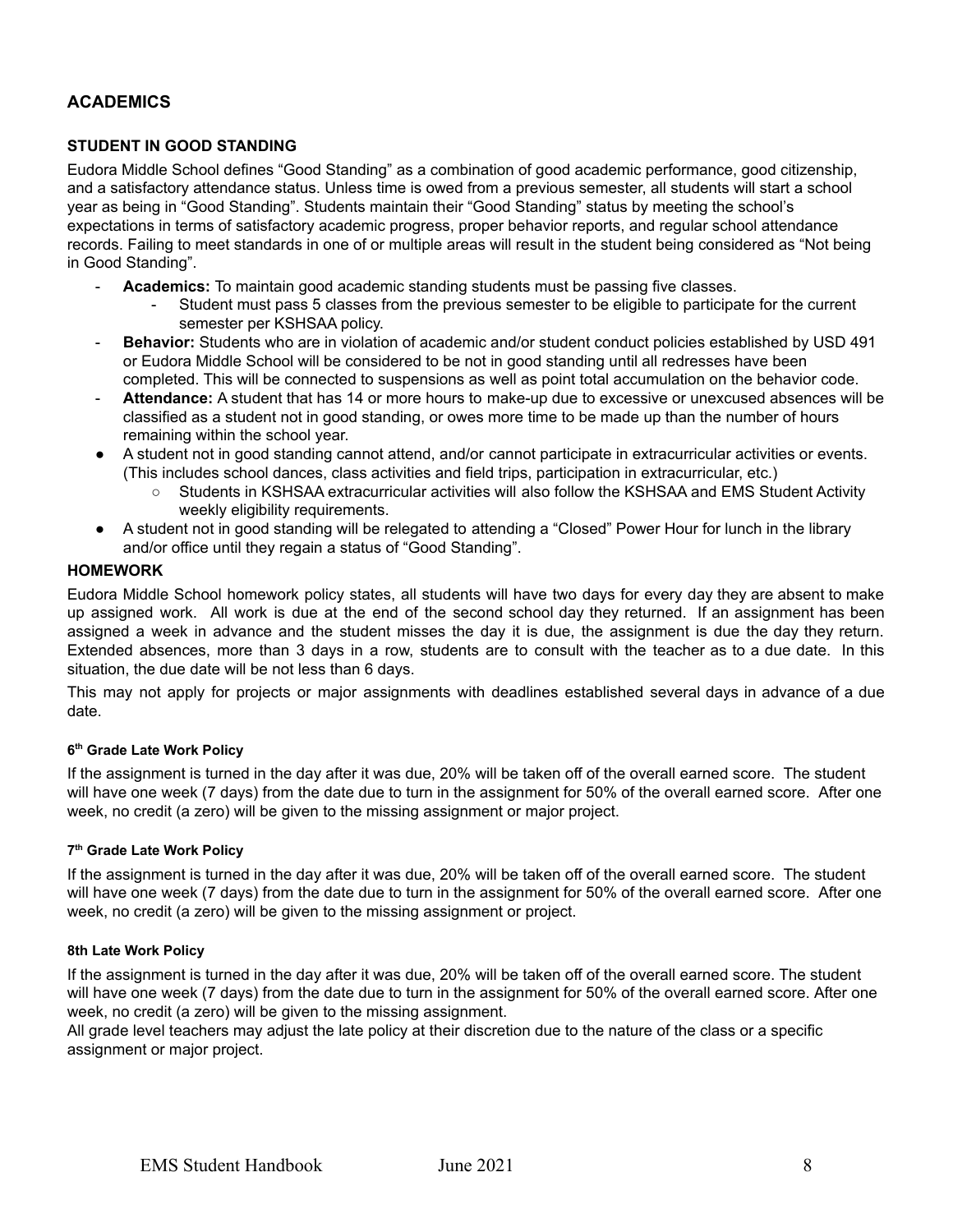## ACADEMICS

### STUDENT IN GOOD STANDING

Eudora Middle School defines "Good Standing" as a combination of good academic performance, good citizenship, and a satisfactory attendance status. Unless time is owed from a previous semester, all students will start a school year as being in "Good Standing". Students maintain their "Good Standing" status by meeting the school's expectations in terms of satisfactory academic progress, proper behavior reports, and regular school attendance records. Failing to meet standards in one of or multiple areas will result in the student being considered as "Not being in Good Standing".

- **Academics:** To maintain good academic standing students must be passing five classes.
  - Student must pass 5 classes from the previous semester to be eligible to participate for the current semester per KSHSAA policy.
- **Behavior:** Students who are in violation of academic and/or student conduct policies established by USD 491 or Eudora Middle School will be considered to be not in good standing until all redresses have been completed. This will be connected to suspensions as well as point total accumulation on the behavior code.
- **Attendance:** A student that has 14 or more hours to make-up due to excessive or unexcused absences will be classified as a student not in good standing, or owes more time to be made up than the number of hours remaining within the school year.
- A student not in good standing cannot attend, and/or cannot participate in extracurricular activities or events. (This includes school dances, class activities and field trips, participation in extracurricular, etc.)
  - Students in KSHSAA extracurricular activities will also follow the KSHSAA and EMS Student Activity weekly eligibility requirements.
- A student not in good standing will be relegated to attending a "Closed" Power Hour for lunch in the library and/or office until they regain a status of "Good Standing".

### HOMEWORK

Eudora Middle School homework policy states, all students will have two days for every day they are absent to make up assigned work. All work is due at the end of the second school day they returned. If an assignment has been assigned a week in advance and the student misses the day it is due, the assignment is due the day they return. Extended absences, more than 3 days in a row, students are to consult with the teacher as to a due date. In this situation, the due date will be not less than 6 days.

This may not apply for projects or major assignments with deadlines established several days in advance of a due date.

#### 6th Grade Late Work Policy

If the assignment is turned in the day after it was due, 20% will be taken off of the overall earned score. The student will have one week (7 days) from the date due to turn in the assignment for 50% of the overall earned score. After one week, no credit (a zero) will be given to the missing assignment or major project.

#### 7th Grade Late Work Policy

If the assignment is turned in the day after it was due, 20% will be taken off of the overall earned score. The student will have one week (7 days) from the date due to turn in the assignment for 50% of the overall earned score. After one week, no credit (a zero) will be given to the missing assignment or project.

#### 8th Late Work Policy

If the assignment is turned in the day after it was due, 20% will be taken off of the overall earned score. The student will have one week (7 days) from the date due to turn in the assignment for 50% of the overall earned score. After one week, no credit (a zero) will be given to the missing assignment.

All grade level teachers may adjust the late policy at their discretion due to the nature of the class or a specific assignment or major project.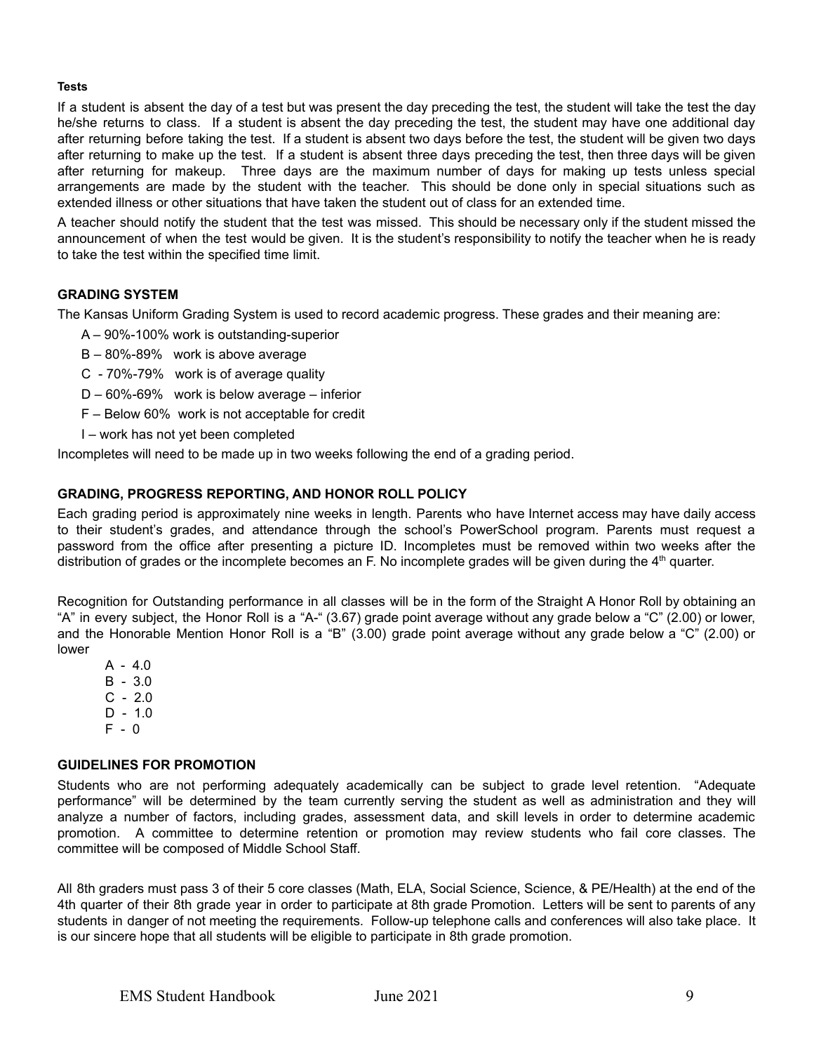#### Tests

If a student is absent the day of a test but was present the day preceding the test, the student will take the test the day he/she returns to class. If a student is absent the day preceding the test, the student may have one additional day after returning before taking the test. If a student is absent two days before the test, the student will be given two days after returning to make up the test. If a student is absent three days preceding the test, then three days will be given after returning for makeup. Three days are the maximum number of days for making up tests unless special arrangements are made by the student with the teacher. This should be done only in special situations such as extended illness or other situations that have taken the student out of class for an extended time.

A teacher should notify the student that the test was missed. This should be necessary only if the student missed the announcement of when the test would be given. It is the student's responsibility to notify the teacher when he is ready to take the test within the specified time limit.

### GRADING SYSTEM

The Kansas Uniform Grading System is used to record academic progress. These grades and their meaning are:

- A – 90%-100% work is outstanding-superior
- B – 80%-89% work is above average
- C - 70%-79% work is of average quality
- D – 60%-69% work is below average – inferior
- F – Below 60% work is not acceptable for credit
- I – work has not yet been completed

Incompletes will need to be made up in two weeks following the end of a grading period.

### GRADING, PROGRESS REPORTING, AND HONOR ROLL POLICY

Each grading period is approximately nine weeks in length. Parents who have Internet access may have daily access to their student's grades, and attendance through the school's PowerSchool program. Parents must request a password from the office after presenting a picture ID. Incompletes must be removed within two weeks after the distribution of grades or the incomplete becomes an F. No incomplete grades will be given during the 4th quarter.

Recognition for Outstanding performance in all classes will be in the form of the Straight A Honor Roll by obtaining an "A" in every subject, the Honor Roll is a "A-" (3.67) grade point average without any grade below a "C" (2.00) or lower, and the Honorable Mention Honor Roll is a "B" (3.00) grade point average without any grade below a "C" (2.00) or lower

A - 4.0
B - 3.0
C - 2.0
D - 1.0
F - 0

### GUIDELINES FOR PROMOTION

Students who are not performing adequately academically can be subject to grade level retention. "Adequate performance" will be determined by the team currently serving the student as well as administration and they will analyze a number of factors, including grades, assessment data, and skill levels in order to determine academic promotion. A committee to determine retention or promotion may review students who fail core classes. The committee will be composed of Middle School Staff.

All 8th graders must pass 3 of their 5 core classes (Math, ELA, Social Science, Science, & PE/Health) at the end of the 4th quarter of their 8th grade year in order to participate at 8th grade Promotion. Letters will be sent to parents of any students in danger of not meeting the requirements. Follow-up telephone calls and conferences will also take place. It is our sincere hope that all students will be eligible to participate in 8th grade promotion.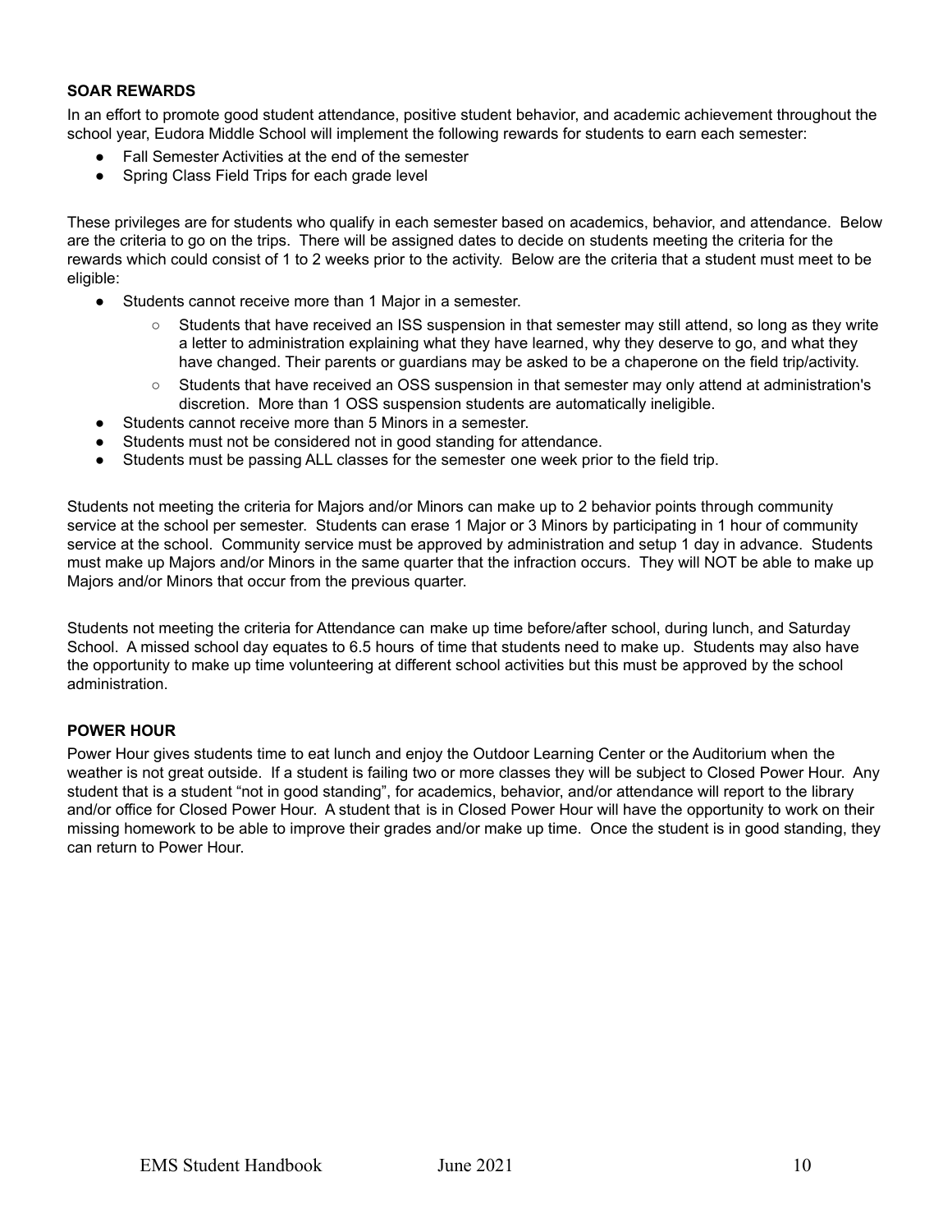**SOAR REWARDS**

In an effort to promote good student attendance, positive student behavior, and academic achievement throughout the school year, Eudora Middle School will implement the following rewards for students to earn each semester:

- Fall Semester Activities at the end of the semester
- Spring Class Field Trips for each grade level

These privileges are for students who qualify in each semester based on academics, behavior, and attendance. Below are the criteria to go on the trips. There will be assigned dates to decide on students meeting the criteria for the rewards which could consist of 1 to 2 weeks prior to the activity. Below are the criteria that a student must meet to be eligible:

- Students cannot receive more than 1 Major in a semester.
  - Students that have received an ISS suspension in that semester may still attend, so long as they write a letter to administration explaining what they have learned, why they deserve to go, and what they have changed. Their parents or guardians may be asked to be a chaperone on the field trip/activity.
  - Students that have received an OSS suspension in that semester may only attend at administration's discretion. More than 1 OSS suspension students are automatically ineligible.
- Students cannot receive more than 5 Minors in a semester.
- Students must not be considered not in good standing for attendance.
- Students must be passing ALL classes for the semester one week prior to the field trip.

Students not meeting the criteria for Majors and/or Minors can make up to 2 behavior points through community service at the school per semester. Students can erase 1 Major or 3 Minors by participating in 1 hour of community service at the school. Community service must be approved by administration and setup 1 day in advance. Students must make up Majors and/or Minors in the same quarter that the infraction occurs. They will NOT be able to make up Majors and/or Minors that occur from the previous quarter.

Students not meeting the criteria for Attendance can make up time before/after school, during lunch, and Saturday School. A missed school day equates to 6.5 hours of time that students need to make up. Students may also have the opportunity to make up time volunteering at different school activities but this must be approved by the school administration.

**POWER HOUR**

Power Hour gives students time to eat lunch and enjoy the Outdoor Learning Center or the Auditorium when the weather is not great outside. If a student is failing two or more classes they will be subject to Closed Power Hour. Any student that is a student "not in good standing", for academics, behavior, and/or attendance will report to the library and/or office for Closed Power Hour. A student that is in Closed Power Hour will have the opportunity to work on their missing homework to be able to improve their grades and/or make up time. Once the student is in good standing, they can return to Power Hour.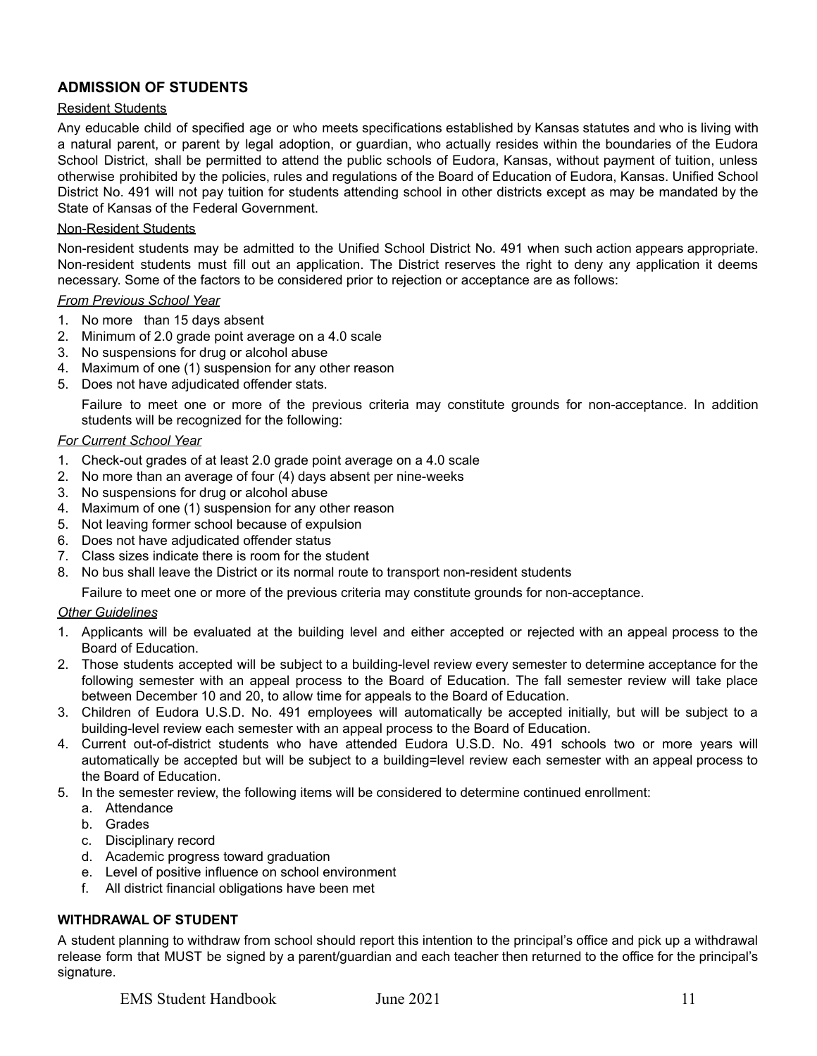## ADMISSION OF STUDENTS

### Resident Students

Any educable child of specified age or who meets specifications established by Kansas statutes and who is living with a natural parent, or parent by legal adoption, or guardian, who actually resides within the boundaries of the Eudora School District, shall be permitted to attend the public schools of Eudora, Kansas, without payment of tuition, unless otherwise prohibited by the policies, rules and regulations of the Board of Education of Eudora, Kansas. Unified School District No. 491 will not pay tuition for students attending school in other districts except as may be mandated by the State of Kansas of the Federal Government.

### Non-Resident Students

Non-resident students may be admitted to the Unified School District No. 491 when such action appears appropriate. Non-resident students must fill out an application. The District reserves the right to deny any application it deems necessary. Some of the factors to be considered prior to rejection or acceptance are as follows:

*From Previous School Year*

1. No more than 15 days absent
2. Minimum of 2.0 grade point average on a 4.0 scale
3. No suspensions for drug or alcohol abuse
4. Maximum of one (1) suspension for any other reason
5. Does not have adjudicated offender stats.

   Failure to meet one or more of the previous criteria may constitute grounds for non-acceptance. In addition students will be recognized for the following:

*For Current School Year*

1. Check-out grades of at least 2.0 grade point average on a 4.0 scale
2. No more than an average of four (4) days absent per nine-weeks
3. No suspensions for drug or alcohol abuse
4. Maximum of one (1) suspension for any other reason
5. Not leaving former school because of expulsion
6. Does not have adjudicated offender status
7. Class sizes indicate there is room for the student
8. No bus shall leave the District or its normal route to transport non-resident students

   Failure to meet one or more of the previous criteria may constitute grounds for non-acceptance.

*Other Guidelines*

1. Applicants will be evaluated at the building level and either accepted or rejected with an appeal process to the Board of Education.
2. Those students accepted will be subject to a building-level review every semester to determine acceptance for the following semester with an appeal process to the Board of Education. The fall semester review will take place between December 10 and 20, to allow time for appeals to the Board of Education.
3. Children of Eudora U.S.D. No. 491 employees will automatically be accepted initially, but will be subject to a building-level review each semester with an appeal process to the Board of Education.
4. Current out-of-district students who have attended Eudora U.S.D. No. 491 schools two or more years will automatically be accepted but will be subject to a building=level review each semester with an appeal process to the Board of Education.
5. In the semester review, the following items will be considered to determine continued enrollment:
   a. Attendance
   b. Grades
   c. Disciplinary record
   d. Academic progress toward graduation
   e. Level of positive influence on school environment
   f. All district financial obligations have been met

## WITHDRAWAL OF STUDENT

A student planning to withdraw from school should report this intention to the principal's office and pick up a withdrawal release form that MUST be signed by a parent/guardian and each teacher then returned to the office for the principal's signature.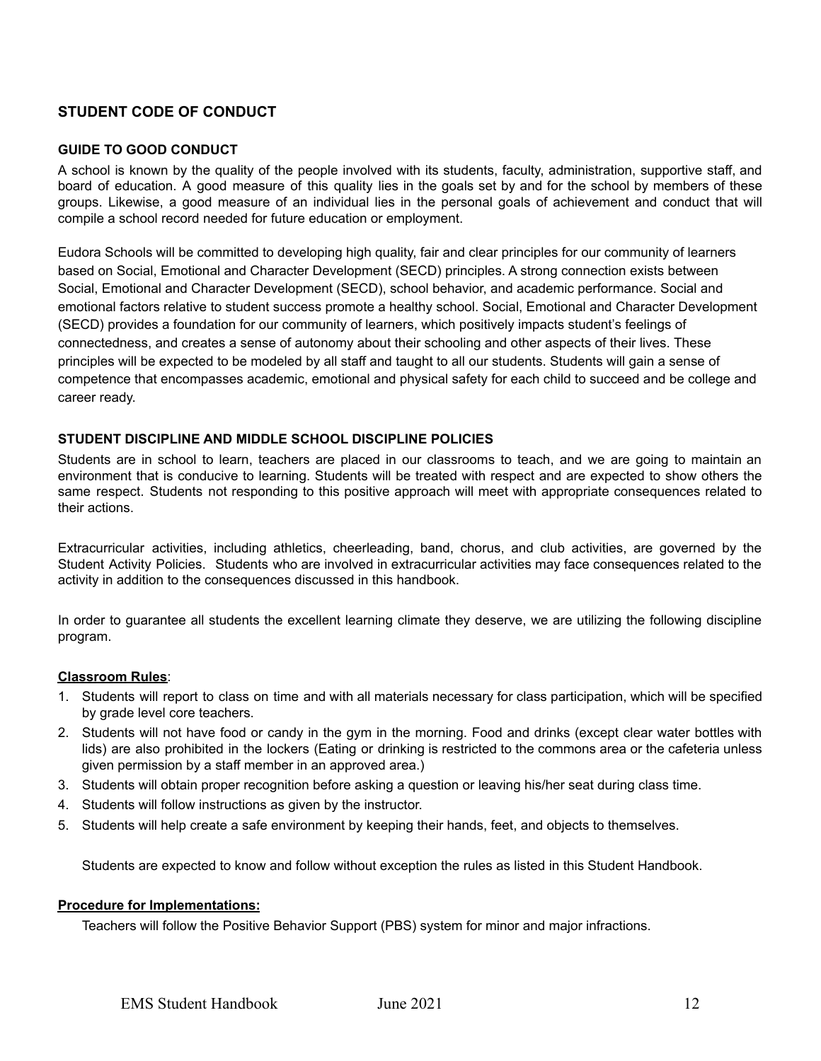## STUDENT CODE OF CONDUCT

### GUIDE TO GOOD CONDUCT

A school is known by the quality of the people involved with its students, faculty, administration, supportive staff, and board of education. A good measure of this quality lies in the goals set by and for the school by members of these groups. Likewise, a good measure of an individual lies in the personal goals of achievement and conduct that will compile a school record needed for future education or employment.

Eudora Schools will be committed to developing high quality, fair and clear principles for our community of learners based on Social, Emotional and Character Development (SECD) principles. A strong connection exists between Social, Emotional and Character Development (SECD), school behavior, and academic performance. Social and emotional factors relative to student success promote a healthy school. Social, Emotional and Character Development (SECD) provides a foundation for our community of learners, which positively impacts student's feelings of connectedness, and creates a sense of autonomy about their schooling and other aspects of their lives. These principles will be expected to be modeled by all staff and taught to all our students. Students will gain a sense of competence that encompasses academic, emotional and physical safety for each child to succeed and be college and career ready.

### STUDENT DISCIPLINE AND MIDDLE SCHOOL DISCIPLINE POLICIES

Students are in school to learn, teachers are placed in our classrooms to teach, and we are going to maintain an environment that is conducive to learning. Students will be treated with respect and are expected to show others the same respect. Students not responding to this positive approach will meet with appropriate consequences related to their actions.

Extracurricular activities, including athletics, cheerleading, band, chorus, and club activities, are governed by the Student Activity Policies. Students who are involved in extracurricular activities may face consequences related to the activity in addition to the consequences discussed in this handbook.

In order to guarantee all students the excellent learning climate they deserve, we are utilizing the following discipline program.

**Classroom Rules**:

1. Students will report to class on time and with all materials necessary for class participation, which will be specified by grade level core teachers.
2. Students will not have food or candy in the gym in the morning. Food and drinks (except clear water bottles with lids) are also prohibited in the lockers (Eating or drinking is restricted to the commons area or the cafeteria unless given permission by a staff member in an approved area.)
3. Students will obtain proper recognition before asking a question or leaving his/her seat during class time.
4. Students will follow instructions as given by the instructor.
5. Students will help create a safe environment by keeping their hands, feet, and objects to themselves.

Students are expected to know and follow without exception the rules as listed in this Student Handbook.

**Procedure for Implementations:**

Teachers will follow the Positive Behavior Support (PBS) system for minor and major infractions.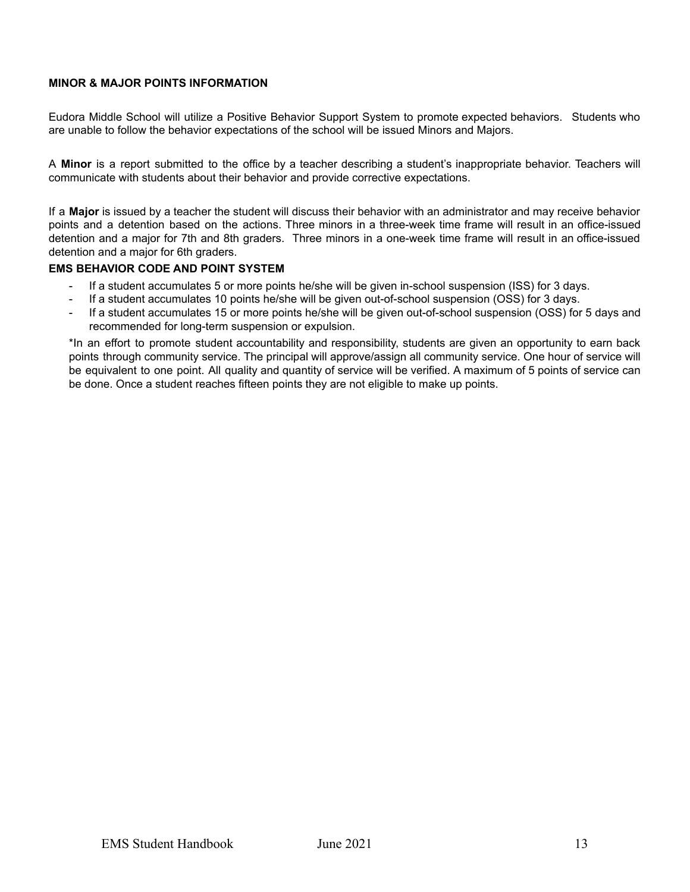**MINOR & MAJOR POINTS INFORMATION**

Eudora Middle School will utilize a Positive Behavior Support System to promote expected behaviors. Students who are unable to follow the behavior expectations of the school will be issued Minors and Majors.

A **Minor** is a report submitted to the office by a teacher describing a student's inappropriate behavior. Teachers will communicate with students about their behavior and provide corrective expectations.

If a **Major** is issued by a teacher the student will discuss their behavior with an administrator and may receive behavior points and a detention based on the actions. Three minors in a three-week time frame will result in an office-issued detention and a major for 7th and 8th graders. Three minors in a one-week time frame will result in an office-issued detention and a major for 6th graders.

**EMS BEHAVIOR CODE AND POINT SYSTEM**

- If a student accumulates 5 or more points he/she will be given in-school suspension (ISS) for 3 days.
- If a student accumulates 10 points he/she will be given out-of-school suspension (OSS) for 3 days.
- If a student accumulates 15 or more points he/she will be given out-of-school suspension (OSS) for 5 days and recommended for long-term suspension or expulsion.

*In an effort to promote student accountability and responsibility, students are given an opportunity to earn back points through community service. The principal will approve/assign all community service. One hour of service will be equivalent to one point. All quality and quantity of service will be verified. A maximum of 5 points of service can be done. Once a student reaches fifteen points they are not eligible to make up points.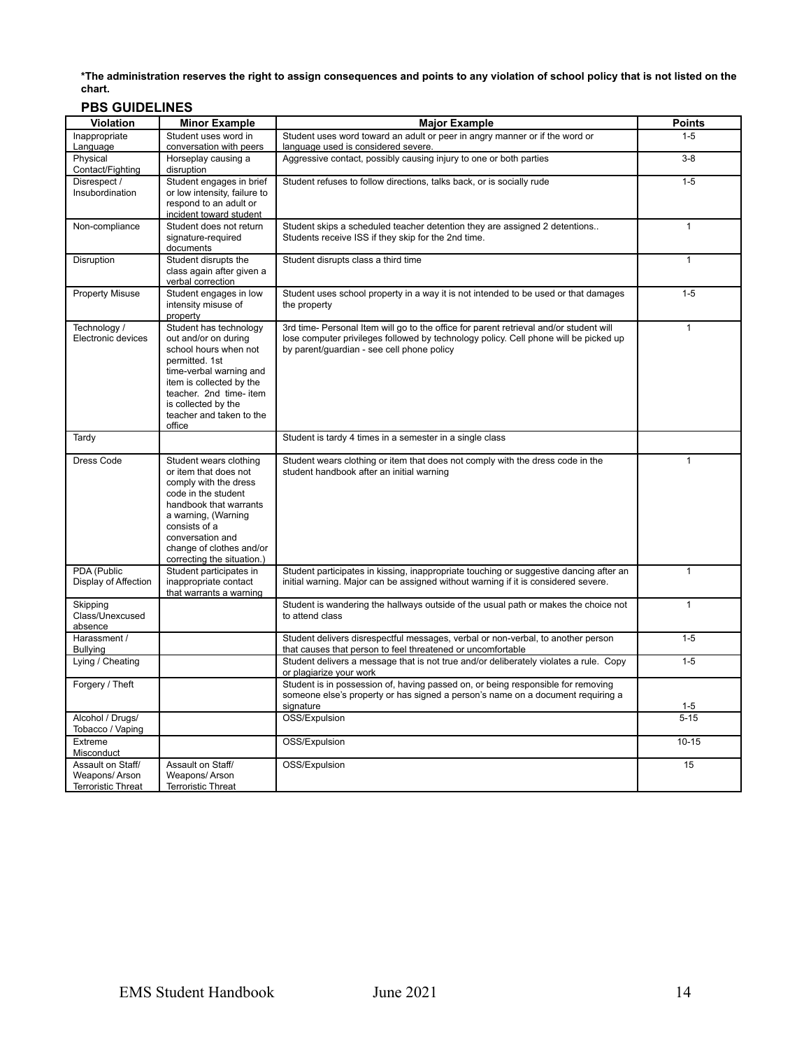**\*The administration reserves the right to assign consequences and points to any violation of school policy that is not listed on the chart.**

## PBS GUIDELINES

| Violation | Minor Example | Major Example | Points |
|---|---|---|---|
| Inappropriate Language | Student uses word in conversation with peers | Student uses word toward an adult or peer in angry manner or if the word or language used is considered severe. | 1-5 |
| Physical Contact/Fighting | Horseplay causing a disruption | Aggressive contact, possibly causing injury to one or both parties | 3-8 |
| Disrespect / Insubordination | Student engages in brief or low intensity, failure to respond to an adult or incident toward student | Student refuses to follow directions, talks back, or is socially rude | 1-5 |
| Non-compliance | Student does not return signature-required documents | Student skips a scheduled teacher detention they are assigned 2 detentions.. Students receive ISS if they skip for the 2nd time. | 1 |
| Disruption | Student disrupts the class again after given a verbal correction | Student disrupts class a third time | 1 |
| Property Misuse | Student engages in low intensity misuse of property | Student uses school property in a way it is not intended to be used or that damages the property | 1-5 |
| Technology / Electronic devices | Student has technology out and/or on during school hours when not permitted. 1st time-verbal warning and item is collected by the teacher. 2nd time- item is collected by the teacher and taken to the office | 3rd time- Personal Item will go to the office for parent retrieval and/or student will lose computer privileges followed by technology policy. Cell phone will be picked up by parent/guardian - see cell phone policy | 1 |
| Tardy | | Student is tardy 4 times in a semester in a single class | |
| Dress Code | Student wears clothing or item that does not comply with the dress code in the student handbook that warrants a warning, (Warning consists of a conversation and change of clothes and/or correcting the situation.) | Student wears clothing or item that does not comply with the dress code in the student handbook after an initial warning | 1 |
| PDA (Public Display of Affection | Student participates in inappropriate contact that warrants a warning | Student participates in kissing, inappropriate touching or suggestive dancing after an initial warning. Major can be assigned without warning if it is considered severe. | 1 |
| Skipping Class/Unexcused absence | | Student is wandering the hallways outside of the usual path or makes the choice not to attend class | 1 |
| Harassment / Bullying | | Student delivers disrespectful messages, verbal or non-verbal, to another person that causes that person to feel threatened or uncomfortable | 1-5 |
| Lying / Cheating | | Student delivers a message that is not true and/or deliberately violates a rule. Copy or plagiarize your work | 1-5 |
| Forgery / Theft | | Student is in possession of, having passed on, or being responsible for removing someone else's property or has signed a person's name on a document requiring a signature | 1-5 |
| Alcohol / Drugs/ Tobacco / Vaping | | OSS/Expulsion | 5-15 |
| Extreme Misconduct | | OSS/Expulsion | 10-15 |
| Assault on Staff/ Weapons/ Arson Terroristic Threat | Assault on Staff/ Weapons/ Arson Terroristic Threat | OSS/Expulsion | 15 |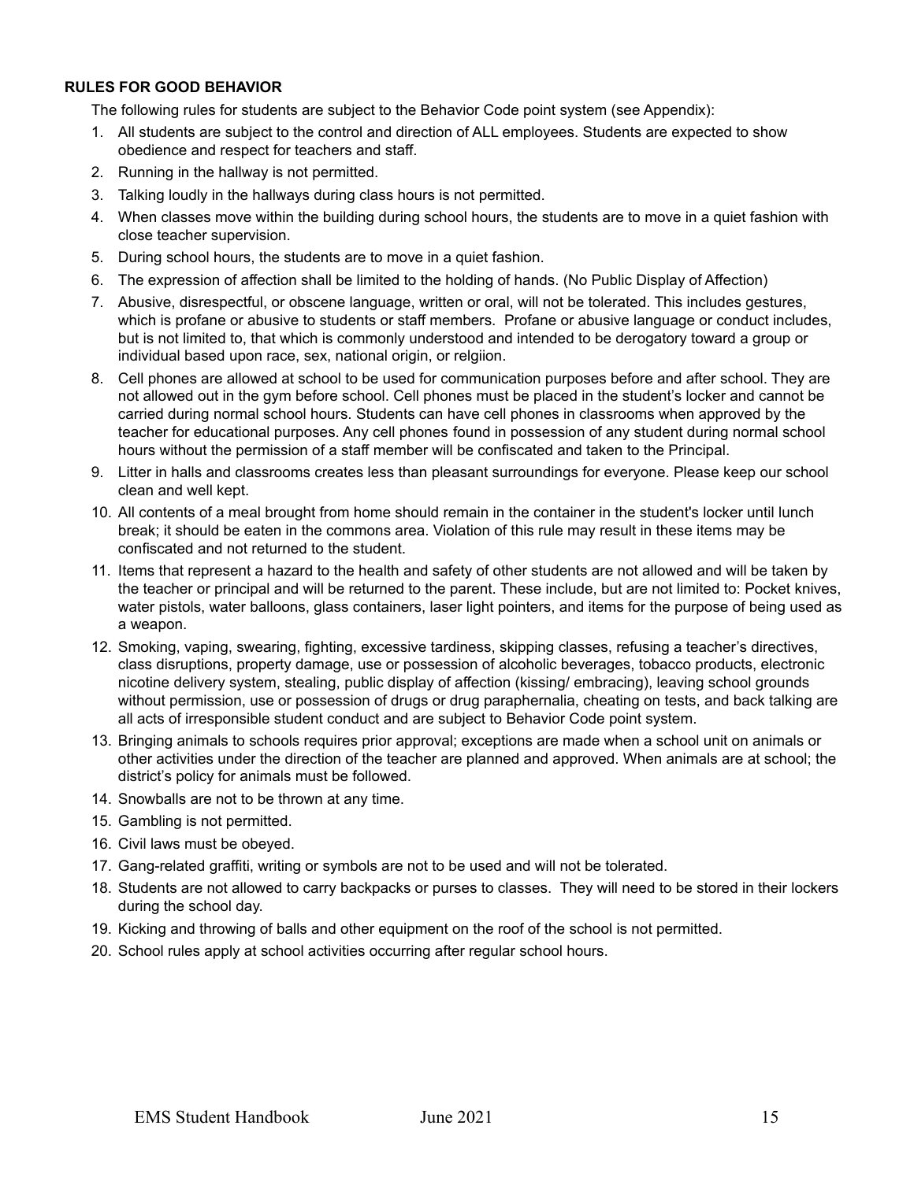**RULES FOR GOOD BEHAVIOR**

The following rules for students are subject to the Behavior Code point system (see Appendix):

1. All students are subject to the control and direction of ALL employees. Students are expected to show obedience and respect for teachers and staff.
2. Running in the hallway is not permitted.
3. Talking loudly in the hallways during class hours is not permitted.
4. When classes move within the building during school hours, the students are to move in a quiet fashion with close teacher supervision.
5. During school hours, the students are to move in a quiet fashion.
6. The expression of affection shall be limited to the holding of hands. (No Public Display of Affection)
7. Abusive, disrespectful, or obscene language, written or oral, will not be tolerated. This includes gestures, which is profane or abusive to students or staff members. Profane or abusive language or conduct includes, but is not limited to, that which is commonly understood and intended to be derogatory toward a group or individual based upon race, sex, national origin, or relgiion.
8. Cell phones are allowed at school to be used for communication purposes before and after school. They are not allowed out in the gym before school. Cell phones must be placed in the student's locker and cannot be carried during normal school hours. Students can have cell phones in classrooms when approved by the teacher for educational purposes. Any cell phones found in possession of any student during normal school hours without the permission of a staff member will be confiscated and taken to the Principal.
9. Litter in halls and classrooms creates less than pleasant surroundings for everyone. Please keep our school clean and well kept.
10. All contents of a meal brought from home should remain in the container in the student's locker until lunch break; it should be eaten in the commons area. Violation of this rule may result in these items may be confiscated and not returned to the student.
11. Items that represent a hazard to the health and safety of other students are not allowed and will be taken by the teacher or principal and will be returned to the parent. These include, but are not limited to: Pocket knives, water pistols, water balloons, glass containers, laser light pointers, and items for the purpose of being used as a weapon.
12. Smoking, vaping, swearing, fighting, excessive tardiness, skipping classes, refusing a teacher's directives, class disruptions, property damage, use or possession of alcoholic beverages, tobacco products, electronic nicotine delivery system, stealing, public display of affection (kissing/ embracing), leaving school grounds without permission, use or possession of drugs or drug paraphernalia, cheating on tests, and back talking are all acts of irresponsible student conduct and are subject to Behavior Code point system.
13. Bringing animals to schools requires prior approval; exceptions are made when a school unit on animals or other activities under the direction of the teacher are planned and approved. When animals are at school; the district's policy for animals must be followed.
14. Snowballs are not to be thrown at any time.
15. Gambling is not permitted.
16. Civil laws must be obeyed.
17. Gang-related graffiti, writing or symbols are not to be used and will not be tolerated.
18. Students are not allowed to carry backpacks or purses to classes. They will need to be stored in their lockers during the school day.
19. Kicking and throwing of balls and other equipment on the roof of the school is not permitted.
20. School rules apply at school activities occurring after regular school hours.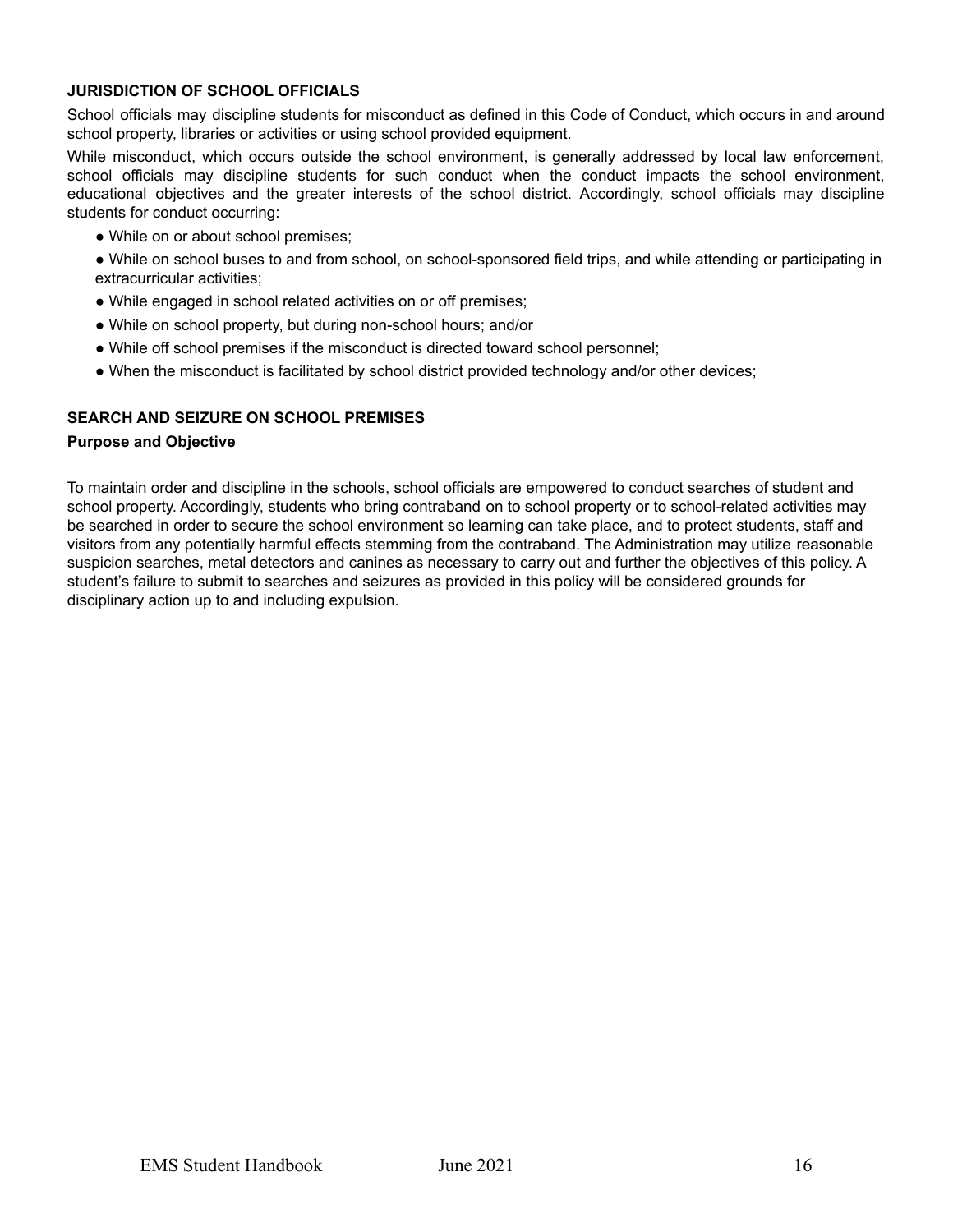### JURISDICTION OF SCHOOL OFFICIALS

School officials may discipline students for misconduct as defined in this Code of Conduct, which occurs in and around school property, libraries or activities or using school provided equipment.

While misconduct, which occurs outside the school environment, is generally addressed by local law enforcement, school officials may discipline students for such conduct when the conduct impacts the school environment, educational objectives and the greater interests of the school district. Accordingly, school officials may discipline students for conduct occurring:

- While on or about school premises;
- While on school buses to and from school, on school-sponsored field trips, and while attending or participating in extracurricular activities;
- While engaged in school related activities on or off premises;
- While on school property, but during non-school hours; and/or
- While off school premises if the misconduct is directed toward school personnel;
- When the misconduct is facilitated by school district provided technology and/or other devices;

### SEARCH AND SEIZURE ON SCHOOL PREMISES

#### Purpose and Objective

To maintain order and discipline in the schools, school officials are empowered to conduct searches of student and school property. Accordingly, students who bring contraband on to school property or to school-related activities may be searched in order to secure the school environment so learning can take place, and to protect students, staff and visitors from any potentially harmful effects stemming from the contraband. The Administration may utilize reasonable suspicion searches, metal detectors and canines as necessary to carry out and further the objectives of this policy. A student's failure to submit to searches and seizures as provided in this policy will be considered grounds for disciplinary action up to and including expulsion.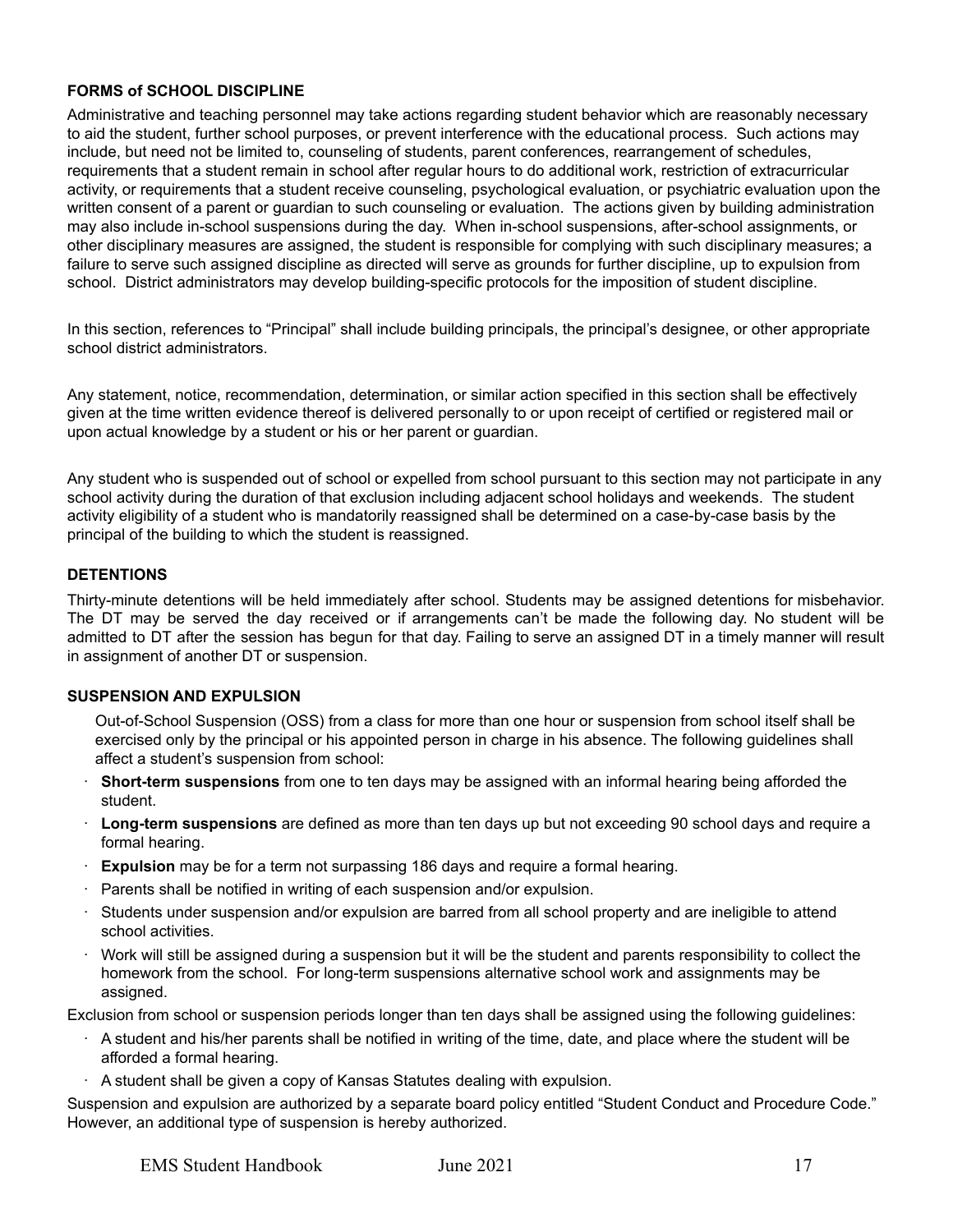### FORMS of SCHOOL DISCIPLINE

Administrative and teaching personnel may take actions regarding student behavior which are reasonably necessary to aid the student, further school purposes, or prevent interference with the educational process. Such actions may include, but need not be limited to, counseling of students, parent conferences, rearrangement of schedules, requirements that a student remain in school after regular hours to do additional work, restriction of extracurricular activity, or requirements that a student receive counseling, psychological evaluation, or psychiatric evaluation upon the written consent of a parent or guardian to such counseling or evaluation. The actions given by building administration may also include in-school suspensions during the day. When in-school suspensions, after-school assignments, or other disciplinary measures are assigned, the student is responsible for complying with such disciplinary measures; a failure to serve such assigned discipline as directed will serve as grounds for further discipline, up to expulsion from school. District administrators may develop building-specific protocols for the imposition of student discipline.

In this section, references to "Principal" shall include building principals, the principal's designee, or other appropriate school district administrators.

Any statement, notice, recommendation, determination, or similar action specified in this section shall be effectively given at the time written evidence thereof is delivered personally to or upon receipt of certified or registered mail or upon actual knowledge by a student or his or her parent or guardian.

Any student who is suspended out of school or expelled from school pursuant to this section may not participate in any school activity during the duration of that exclusion including adjacent school holidays and weekends. The student activity eligibility of a student who is mandatorily reassigned shall be determined on a case-by-case basis by the principal of the building to which the student is reassigned.

### DETENTIONS

Thirty-minute detentions will be held immediately after school. Students may be assigned detentions for misbehavior. The DT may be served the day received or if arrangements can't be made the following day. No student will be admitted to DT after the session has begun for that day. Failing to serve an assigned DT in a timely manner will result in assignment of another DT or suspension.

### SUSPENSION AND EXPULSION

Out-of-School Suspension (OSS) from a class for more than one hour or suspension from school itself shall be exercised only by the principal or his appointed person in charge in his absence. The following guidelines shall affect a student's suspension from school:

- **Short-term suspensions** from one to ten days may be assigned with an informal hearing being afforded the student.
- **Long-term suspensions** are defined as more than ten days up but not exceeding 90 school days and require a formal hearing.
- **Expulsion** may be for a term not surpassing 186 days and require a formal hearing.
- Parents shall be notified in writing of each suspension and/or expulsion.
- Students under suspension and/or expulsion are barred from all school property and are ineligible to attend school activities.
- Work will still be assigned during a suspension but it will be the student and parents responsibility to collect the homework from the school. For long-term suspensions alternative school work and assignments may be assigned.

Exclusion from school or suspension periods longer than ten days shall be assigned using the following guidelines:

- A student and his/her parents shall be notified in writing of the time, date, and place where the student will be afforded a formal hearing.
- A student shall be given a copy of Kansas Statutes dealing with expulsion.

Suspension and expulsion are authorized by a separate board policy entitled "Student Conduct and Procedure Code." However, an additional type of suspension is hereby authorized.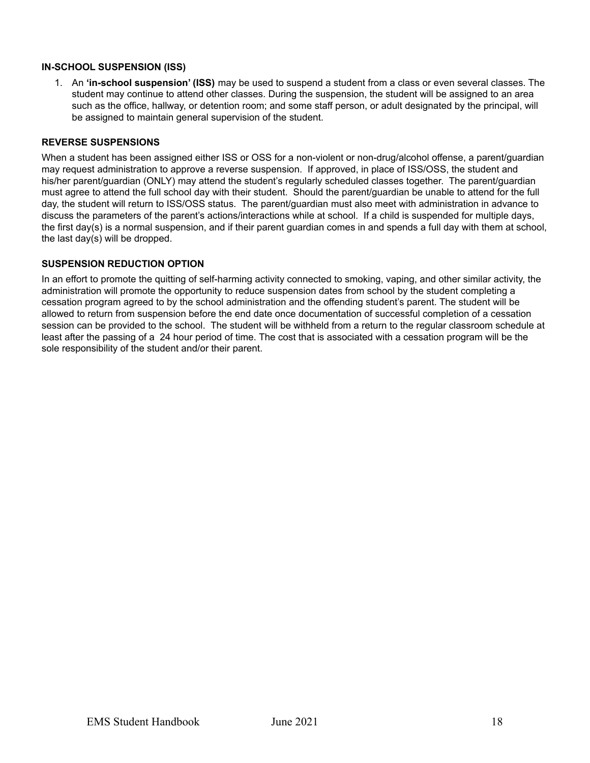### IN-SCHOOL SUSPENSION (ISS)

1. An **'in-school suspension' (ISS)** may be used to suspend a student from a class or even several classes. The student may continue to attend other classes. During the suspension, the student will be assigned to an area such as the office, hallway, or detention room; and some staff person, or adult designated by the principal, will be assigned to maintain general supervision of the student.

### REVERSE SUSPENSIONS

When a student has been assigned either ISS or OSS for a non-violent or non-drug/alcohol offense, a parent/guardian may request administration to approve a reverse suspension. If approved, in place of ISS/OSS, the student and his/her parent/guardian (ONLY) may attend the student's regularly scheduled classes together. The parent/guardian must agree to attend the full school day with their student. Should the parent/guardian be unable to attend for the full day, the student will return to ISS/OSS status. The parent/guardian must also meet with administration in advance to discuss the parameters of the parent's actions/interactions while at school. If a child is suspended for multiple days, the first day(s) is a normal suspension, and if their parent guardian comes in and spends a full day with them at school, the last day(s) will be dropped.

### SUSPENSION REDUCTION OPTION

In an effort to promote the quitting of self-harming activity connected to smoking, vaping, and other similar activity, the administration will promote the opportunity to reduce suspension dates from school by the student completing a cessation program agreed to by the school administration and the offending student's parent. The student will be allowed to return from suspension before the end date once documentation of successful completion of a cessation session can be provided to the school. The student will be withheld from a return to the regular classroom schedule at least after the passing of a 24 hour period of time. The cost that is associated with a cessation program will be the sole responsibility of the student and/or their parent.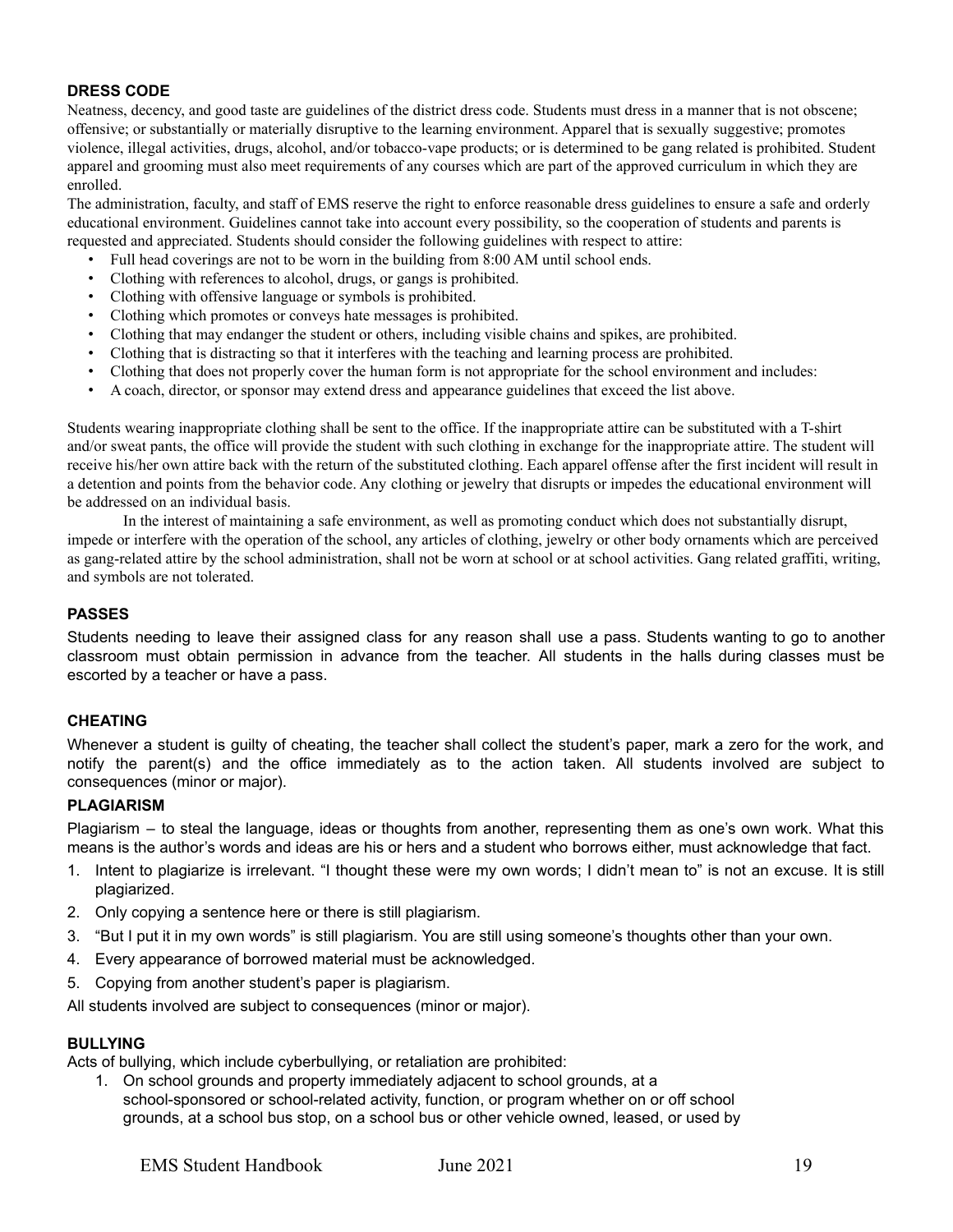### DRESS CODE

Neatness, decency, and good taste are guidelines of the district dress code. Students must dress in a manner that is not obscene; offensive; or substantially or materially disruptive to the learning environment. Apparel that is sexually suggestive; promotes violence, illegal activities, drugs, alcohol, and/or tobacco-vape products; or is determined to be gang related is prohibited. Student apparel and grooming must also meet requirements of any courses which are part of the approved curriculum in which they are enrolled.

The administration, faculty, and staff of EMS reserve the right to enforce reasonable dress guidelines to ensure a safe and orderly educational environment. Guidelines cannot take into account every possibility, so the cooperation of students and parents is requested and appreciated. Students should consider the following guidelines with respect to attire:

- Full head coverings are not to be worn in the building from 8:00 AM until school ends.
- Clothing with references to alcohol, drugs, or gangs is prohibited.
- Clothing with offensive language or symbols is prohibited.
- Clothing which promotes or conveys hate messages is prohibited.
- Clothing that may endanger the student or others, including visible chains and spikes, are prohibited.
- Clothing that is distracting so that it interferes with the teaching and learning process are prohibited.
- Clothing that does not properly cover the human form is not appropriate for the school environment and includes:
- A coach, director, or sponsor may extend dress and appearance guidelines that exceed the list above.

Students wearing inappropriate clothing shall be sent to the office. If the inappropriate attire can be substituted with a T-shirt and/or sweat pants, the office will provide the student with such clothing in exchange for the inappropriate attire. The student will receive his/her own attire back with the return of the substituted clothing. Each apparel offense after the first incident will result in a detention and points from the behavior code. Any clothing or jewelry that disrupts or impedes the educational environment will be addressed on an individual basis.

In the interest of maintaining a safe environment, as well as promoting conduct which does not substantially disrupt, impede or interfere with the operation of the school, any articles of clothing, jewelry or other body ornaments which are perceived as gang-related attire by the school administration, shall not be worn at school or at school activities. Gang related graffiti, writing, and symbols are not tolerated.

### PASSES

Students needing to leave their assigned class for any reason shall use a pass. Students wanting to go to another classroom must obtain permission in advance from the teacher. All students in the halls during classes must be escorted by a teacher or have a pass.

### CHEATING

Whenever a student is guilty of cheating, the teacher shall collect the student's paper, mark a zero for the work, and notify the parent(s) and the office immediately as to the action taken. All students involved are subject to consequences (minor or major).

### PLAGIARISM

Plagiarism – to steal the language, ideas or thoughts from another, representing them as one's own work. What this means is the author's words and ideas are his or hers and a student who borrows either, must acknowledge that fact.

1. Intent to plagiarize is irrelevant. "I thought these were my own words; I didn't mean to" is not an excuse. It is still plagiarized.
2. Only copying a sentence here or there is still plagiarism.
3. "But I put it in my own words" is still plagiarism. You are still using someone's thoughts other than your own.
4. Every appearance of borrowed material must be acknowledged.
5. Copying from another student's paper is plagiarism.

All students involved are subject to consequences (minor or major).

### BULLYING

Acts of bullying, which include cyberbullying, or retaliation are prohibited:

1. On school grounds and property immediately adjacent to school grounds, at a school-sponsored or school-related activity, function, or program whether on or off school grounds, at a school bus stop, on a school bus or other vehicle owned, leased, or used by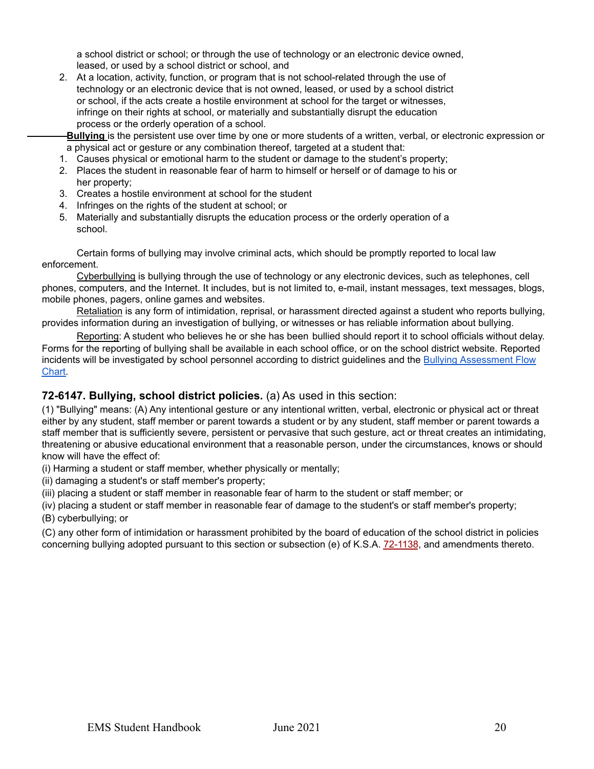a school district or school; or through the use of technology or an electronic device owned, leased, or used by a school district or school, and

2. At a location, activity, function, or program that is not school-related through the use of technology or an electronic device that is not owned, leased, or used by a school district or school, if the acts create a hostile environment at school for the target or witnesses, infringe on their rights at school, or materially and substantially disrupt the education process or the orderly operation of a school.

**Bullying** is the persistent use over time by one or more students of a written, verbal, or electronic expression or a physical act or gesture or any combination thereof, targeted at a student that:

1. Causes physical or emotional harm to the student or damage to the student's property;
2. Places the student in reasonable fear of harm to himself or herself or of damage to his or her property;
3. Creates a hostile environment at school for the student
4. Infringes on the rights of the student at school; or
5. Materially and substantially disrupts the education process or the orderly operation of a school.

Certain forms of bullying may involve criminal acts, which should be promptly reported to local law enforcement.

Cyberbullying is bullying through the use of technology or any electronic devices, such as telephones, cell phones, computers, and the Internet. It includes, but is not limited to, e-mail, instant messages, text messages, blogs, mobile phones, pagers, online games and websites.

Retaliation is any form of intimidation, reprisal, or harassment directed against a student who reports bullying, provides information during an investigation of bullying, or witnesses or has reliable information about bullying.

Reporting: A student who believes he or she has been bullied should report it to school officials without delay. Forms for the reporting of bullying shall be available in each school office, or on the school district website. Reported incidents will be investigated by school personnel according to district guidelines and the Bullying Assessment Flow Chart.

**72-6147. Bullying, school district policies.** (a) As used in this section:

(1) "Bullying" means: (A) Any intentional gesture or any intentional written, verbal, electronic or physical act or threat either by any student, staff member or parent towards a student or by any student, staff member or parent towards a staff member that is sufficiently severe, persistent or pervasive that such gesture, act or threat creates an intimidating, threatening or abusive educational environment that a reasonable person, under the circumstances, knows or should know will have the effect of:

(i) Harming a student or staff member, whether physically or mentally;

(ii) damaging a student's or staff member's property;

(iii) placing a student or staff member in reasonable fear of harm to the student or staff member; or

(iv) placing a student or staff member in reasonable fear of damage to the student's or staff member's property;

(B) cyberbullying; or

(C) any other form of intimidation or harassment prohibited by the board of education of the school district in policies concerning bullying adopted pursuant to this section or subsection (e) of K.S.A. 72-1138, and amendments thereto.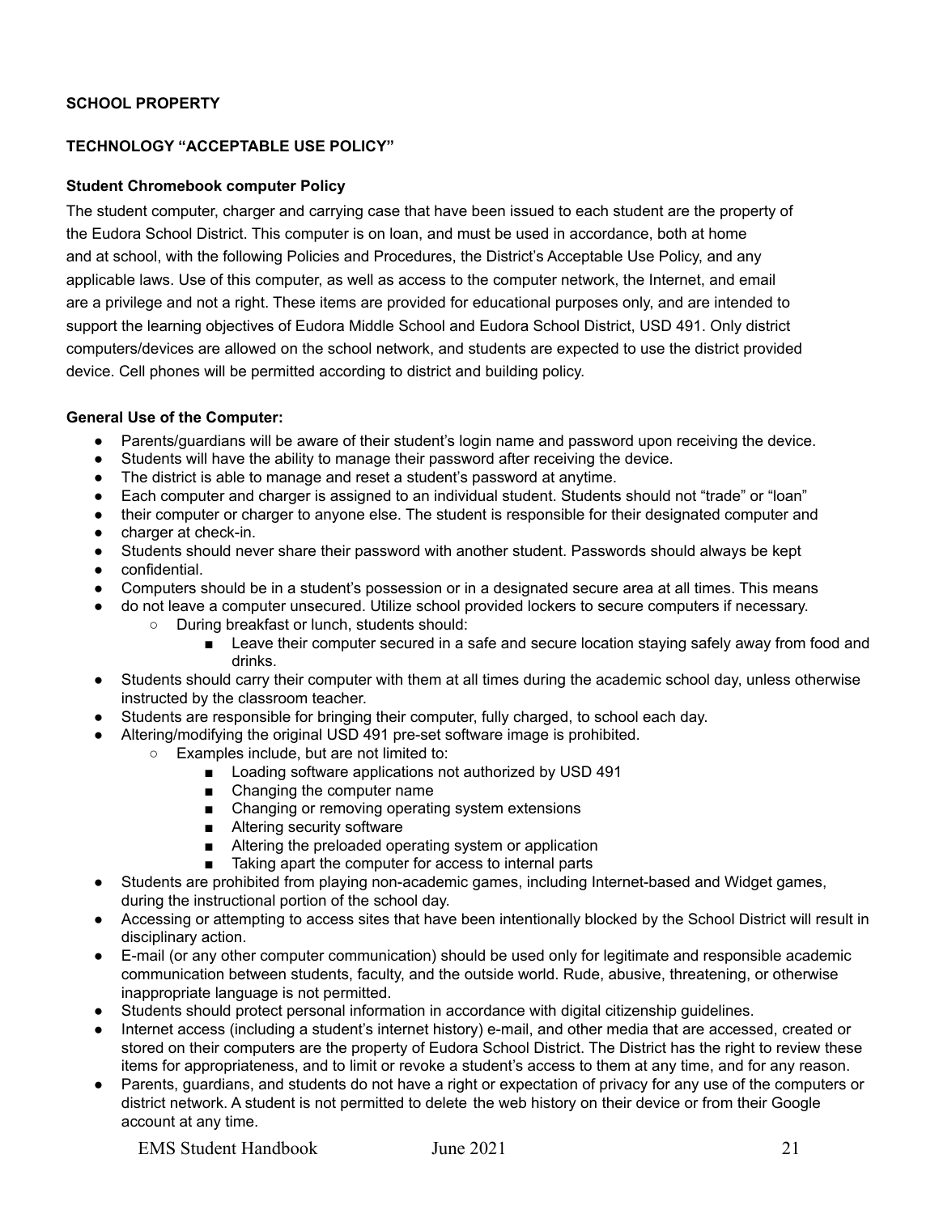**SCHOOL PROPERTY**

**TECHNOLOGY "ACCEPTABLE USE POLICY"**

**Student Chromebook computer Policy**

The student computer, charger and carrying case that have been issued to each student are the property of the Eudora School District. This computer is on loan, and must be used in accordance, both at home and at school, with the following Policies and Procedures, the District's Acceptable Use Policy, and any applicable laws. Use of this computer, as well as access to the computer network, the Internet, and email are a privilege and not a right. These items are provided for educational purposes only, and are intended to support the learning objectives of Eudora Middle School and Eudora School District, USD 491. Only district computers/devices are allowed on the school network, and students are expected to use the district provided device. Cell phones will be permitted according to district and building policy.

**General Use of the Computer:**

- Parents/guardians will be aware of their student's login name and password upon receiving the device.
- Students will have the ability to manage their password after receiving the device.
- The district is able to manage and reset a student's password at anytime.
- Each computer and charger is assigned to an individual student. Students should not "trade" or "loan"
- their computer or charger to anyone else. The student is responsible for their designated computer and
- charger at check-in.
- Students should never share their password with another student. Passwords should always be kept
- confidential.
- Computers should be in a student's possession or in a designated secure area at all times. This means
- do not leave a computer unsecured. Utilize school provided lockers to secure computers if necessary.
    - During breakfast or lunch, students should:
        - Leave their computer secured in a safe and secure location staying safely away from food and drinks.
- Students should carry their computer with them at all times during the academic school day, unless otherwise instructed by the classroom teacher.
- Students are responsible for bringing their computer, fully charged, to school each day.
- Altering/modifying the original USD 491 pre-set software image is prohibited.
    - Examples include, but are not limited to:
        - Loading software applications not authorized by USD 491
        - Changing the computer name
        - Changing or removing operating system extensions
        - Altering security software
        - Altering the preloaded operating system or application
        - Taking apart the computer for access to internal parts
- Students are prohibited from playing non-academic games, including Internet-based and Widget games, during the instructional portion of the school day.
- Accessing or attempting to access sites that have been intentionally blocked by the School District will result in disciplinary action.
- E-mail (or any other computer communication) should be used only for legitimate and responsible academic communication between students, faculty, and the outside world. Rude, abusive, threatening, or otherwise inappropriate language is not permitted.
- Students should protect personal information in accordance with digital citizenship guidelines.
- Internet access (including a student's internet history) e-mail, and other media that are accessed, created or stored on their computers are the property of Eudora School District. The District has the right to review these items for appropriateness, and to limit or revoke a student's access to them at any time, and for any reason.
- Parents, guardians, and students do not have a right or expectation of privacy for any use of the computers or district network. A student is not permitted to delete the web history on their device or from their Google account at any time.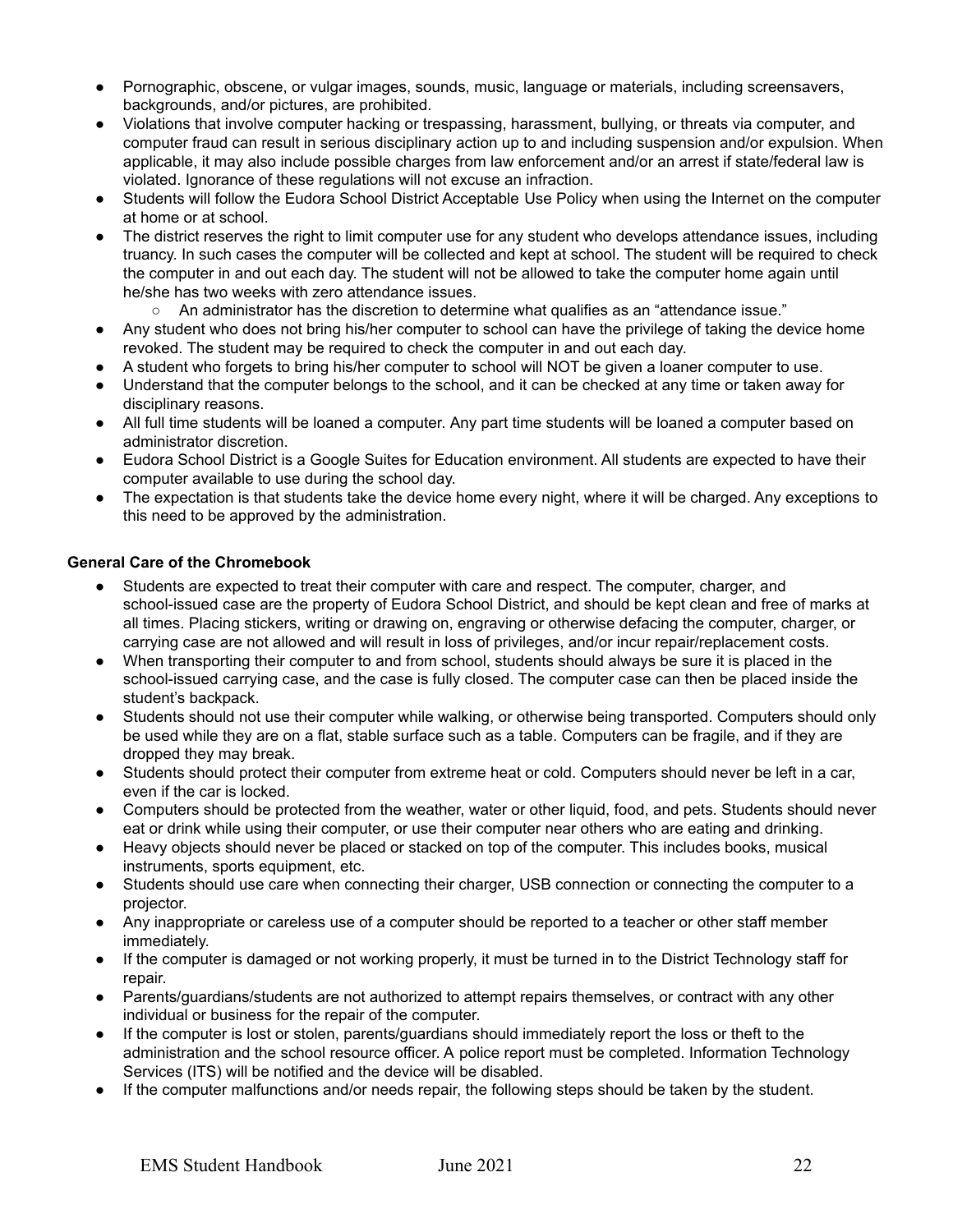- Pornographic, obscene, or vulgar images, sounds, music, language or materials, including screensavers, backgrounds, and/or pictures, are prohibited.
- Violations that involve computer hacking or trespassing, harassment, bullying, or threats via computer, and computer fraud can result in serious disciplinary action up to and including suspension and/or expulsion. When applicable, it may also include possible charges from law enforcement and/or an arrest if state/federal law is violated. Ignorance of these regulations will not excuse an infraction.
- Students will follow the Eudora School District Acceptable Use Policy when using the Internet on the computer at home or at school.
- The district reserves the right to limit computer use for any student who develops attendance issues, including truancy. In such cases the computer will be collected and kept at school. The student will be required to check the computer in and out each day. The student will not be allowed to take the computer home again until he/she has two weeks with zero attendance issues.
  - An administrator has the discretion to determine what qualifies as an "attendance issue."
- Any student who does not bring his/her computer to school can have the privilege of taking the device home revoked. The student may be required to check the computer in and out each day.
- A student who forgets to bring his/her computer to school will NOT be given a loaner computer to use.
- Understand that the computer belongs to the school, and it can be checked at any time or taken away for disciplinary reasons.
- All full time students will be loaned a computer. Any part time students will be loaned a computer based on administrator discretion.
- Eudora School District is a Google Suites for Education environment. All students are expected to have their computer available to use during the school day.
- The expectation is that students take the device home every night, where it will be charged. Any exceptions to this need to be approved by the administration.

**General Care of the Chromebook**

- Students are expected to treat their computer with care and respect. The computer, charger, and school-issued case are the property of Eudora School District, and should be kept clean and free of marks at all times. Placing stickers, writing or drawing on, engraving or otherwise defacing the computer, charger, or carrying case are not allowed and will result in loss of privileges, and/or incur repair/replacement costs.
- When transporting their computer to and from school, students should always be sure it is placed in the school-issued carrying case, and the case is fully closed. The computer case can then be placed inside the student's backpack.
- Students should not use their computer while walking, or otherwise being transported. Computers should only be used while they are on a flat, stable surface such as a table. Computers can be fragile, and if they are dropped they may break.
- Students should protect their computer from extreme heat or cold. Computers should never be left in a car, even if the car is locked.
- Computers should be protected from the weather, water or other liquid, food, and pets. Students should never eat or drink while using their computer, or use their computer near others who are eating and drinking.
- Heavy objects should never be placed or stacked on top of the computer. This includes books, musical instruments, sports equipment, etc.
- Students should use care when connecting their charger, USB connection or connecting the computer to a projector.
- Any inappropriate or careless use of a computer should be reported to a teacher or other staff member immediately.
- If the computer is damaged or not working properly, it must be turned in to the District Technology staff for repair.
- Parents/guardians/students are not authorized to attempt repairs themselves, or contract with any other individual or business for the repair of the computer.
- If the computer is lost or stolen, parents/guardians should immediately report the loss or theft to the administration and the school resource officer. A police report must be completed. Information Technology Services (ITS) will be notified and the device will be disabled.
- If the computer malfunctions and/or needs repair, the following steps should be taken by the student.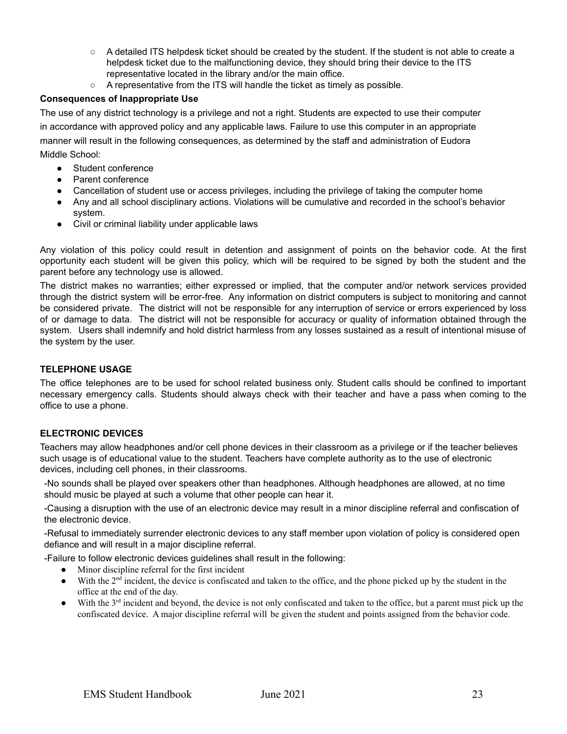- A detailed ITS helpdesk ticket should be created by the student. If the student is not able to create a helpdesk ticket due to the malfunctioning device, they should bring their device to the ITS representative located in the library and/or the main office.
- A representative from the ITS will handle the ticket as timely as possible.

**Consequences of Inappropriate Use**

The use of any district technology is a privilege and not a right. Students are expected to use their computer in accordance with approved policy and any applicable laws. Failure to use this computer in an appropriate manner will result in the following consequences, as determined by the staff and administration of Eudora Middle School:

- Student conference
- Parent conference
- Cancellation of student use or access privileges, including the privilege of taking the computer home
- Any and all school disciplinary actions. Violations will be cumulative and recorded in the school's behavior system.
- Civil or criminal liability under applicable laws

Any violation of this policy could result in detention and assignment of points on the behavior code. At the first opportunity each student will be given this policy, which will be required to be signed by both the student and the parent before any technology use is allowed.

The district makes no warranties; either expressed or implied, that the computer and/or network services provided through the district system will be error-free. Any information on district computers is subject to monitoring and cannot be considered private. The district will not be responsible for any interruption of service or errors experienced by loss of or damage to data. The district will not be responsible for accuracy or quality of information obtained through the system. Users shall indemnify and hold district harmless from any losses sustained as a result of intentional misuse of the system by the user.

## TELEPHONE USAGE

The office telephones are to be used for school related business only. Student calls should be confined to important necessary emergency calls. Students should always check with their teacher and have a pass when coming to the office to use a phone.

## ELECTRONIC DEVICES

Teachers may allow headphones and/or cell phone devices in their classroom as a privilege or if the teacher believes such usage is of educational value to the student. Teachers have complete authority as to the use of electronic devices, including cell phones, in their classrooms.

-No sounds shall be played over speakers other than headphones. Although headphones are allowed, at no time should music be played at such a volume that other people can hear it.

-Causing a disruption with the use of an electronic device may result in a minor discipline referral and confiscation of the electronic device.

-Refusal to immediately surrender electronic devices to any staff member upon violation of policy is considered open defiance and will result in a major discipline referral.

-Failure to follow electronic devices guidelines shall result in the following:

- Minor discipline referral for the first incident
- With the 2nd incident, the device is confiscated and taken to the office, and the phone picked up by the student in the office at the end of the day.
- With the 3rd incident and beyond, the device is not only confiscated and taken to the office, but a parent must pick up the confiscated device. A major discipline referral will be given the student and points assigned from the behavior code.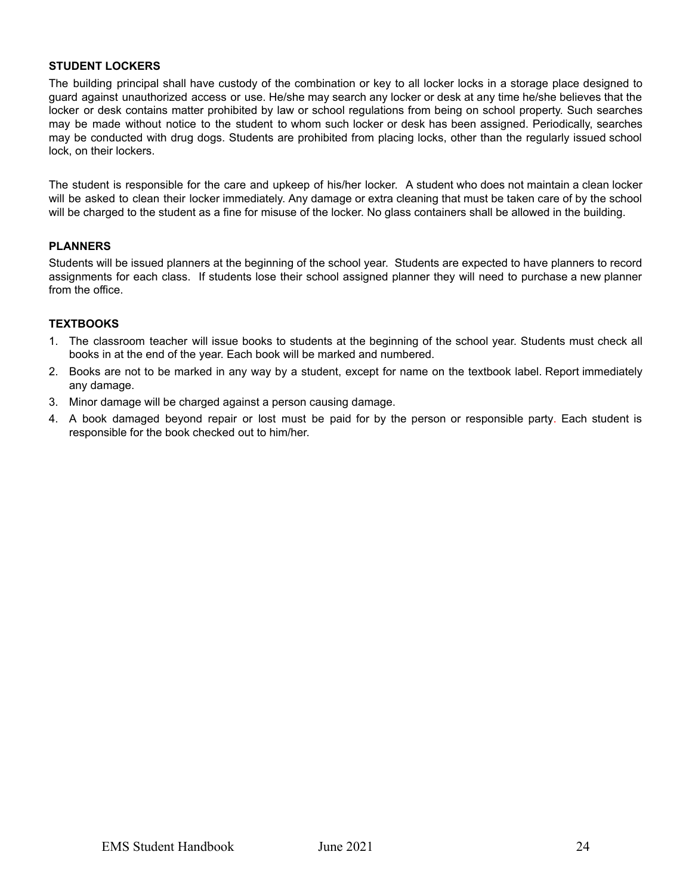### STUDENT LOCKERS

The building principal shall have custody of the combination or key to all locker locks in a storage place designed to guard against unauthorized access or use. He/she may search any locker or desk at any time he/she believes that the locker or desk contains matter prohibited by law or school regulations from being on school property. Such searches may be made without notice to the student to whom such locker or desk has been assigned. Periodically, searches may be conducted with drug dogs. Students are prohibited from placing locks, other than the regularly issued school lock, on their lockers.

The student is responsible for the care and upkeep of his/her locker. A student who does not maintain a clean locker will be asked to clean their locker immediately. Any damage or extra cleaning that must be taken care of by the school will be charged to the student as a fine for misuse of the locker. No glass containers shall be allowed in the building.

### PLANNERS

Students will be issued planners at the beginning of the school year. Students are expected to have planners to record assignments for each class. If students lose their school assigned planner they will need to purchase a new planner from the office.

### TEXTBOOKS

1. The classroom teacher will issue books to students at the beginning of the school year. Students must check all books in at the end of the year. Each book will be marked and numbered.
2. Books are not to be marked in any way by a student, except for name on the textbook label. Report immediately any damage.
3. Minor damage will be charged against a person causing damage.
4. A book damaged beyond repair or lost must be paid for by the person or responsible party. Each student is responsible for the book checked out to him/her.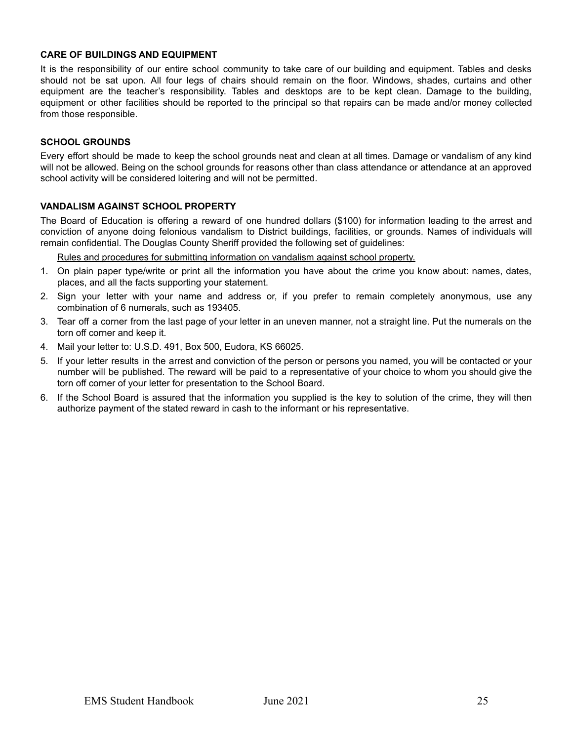### CARE OF BUILDINGS AND EQUIPMENT

It is the responsibility of our entire school community to take care of our building and equipment. Tables and desks should not be sat upon. All four legs of chairs should remain on the floor. Windows, shades, curtains and other equipment are the teacher's responsibility. Tables and desktops are to be kept clean. Damage to the building, equipment or other facilities should be reported to the principal so that repairs can be made and/or money collected from those responsible.

### SCHOOL GROUNDS

Every effort should be made to keep the school grounds neat and clean at all times. Damage or vandalism of any kind will not be allowed. Being on the school grounds for reasons other than class attendance or attendance at an approved school activity will be considered loitering and will not be permitted.

### VANDALISM AGAINST SCHOOL PROPERTY

The Board of Education is offering a reward of one hundred dollars ($100) for information leading to the arrest and conviction of anyone doing felonious vandalism to District buildings, facilities, or grounds. Names of individuals will remain confidential. The Douglas County Sheriff provided the following set of guidelines:

<u>Rules and procedures for submitting information on vandalism against school property.</u>

1. On plain paper type/write or print all the information you have about the crime you know about: names, dates, places, and all the facts supporting your statement.
2. Sign your letter with your name and address or, if you prefer to remain completely anonymous, use any combination of 6 numerals, such as 193405.
3. Tear off a corner from the last page of your letter in an uneven manner, not a straight line. Put the numerals on the torn off corner and keep it.
4. Mail your letter to: U.S.D. 491, Box 500, Eudora, KS 66025.
5. If your letter results in the arrest and conviction of the person or persons you named, you will be contacted or your number will be published. The reward will be paid to a representative of your choice to whom you should give the torn off corner of your letter for presentation to the School Board.
6. If the School Board is assured that the information you supplied is the key to solution of the crime, they will then authorize payment of the stated reward in cash to the informant or his representative.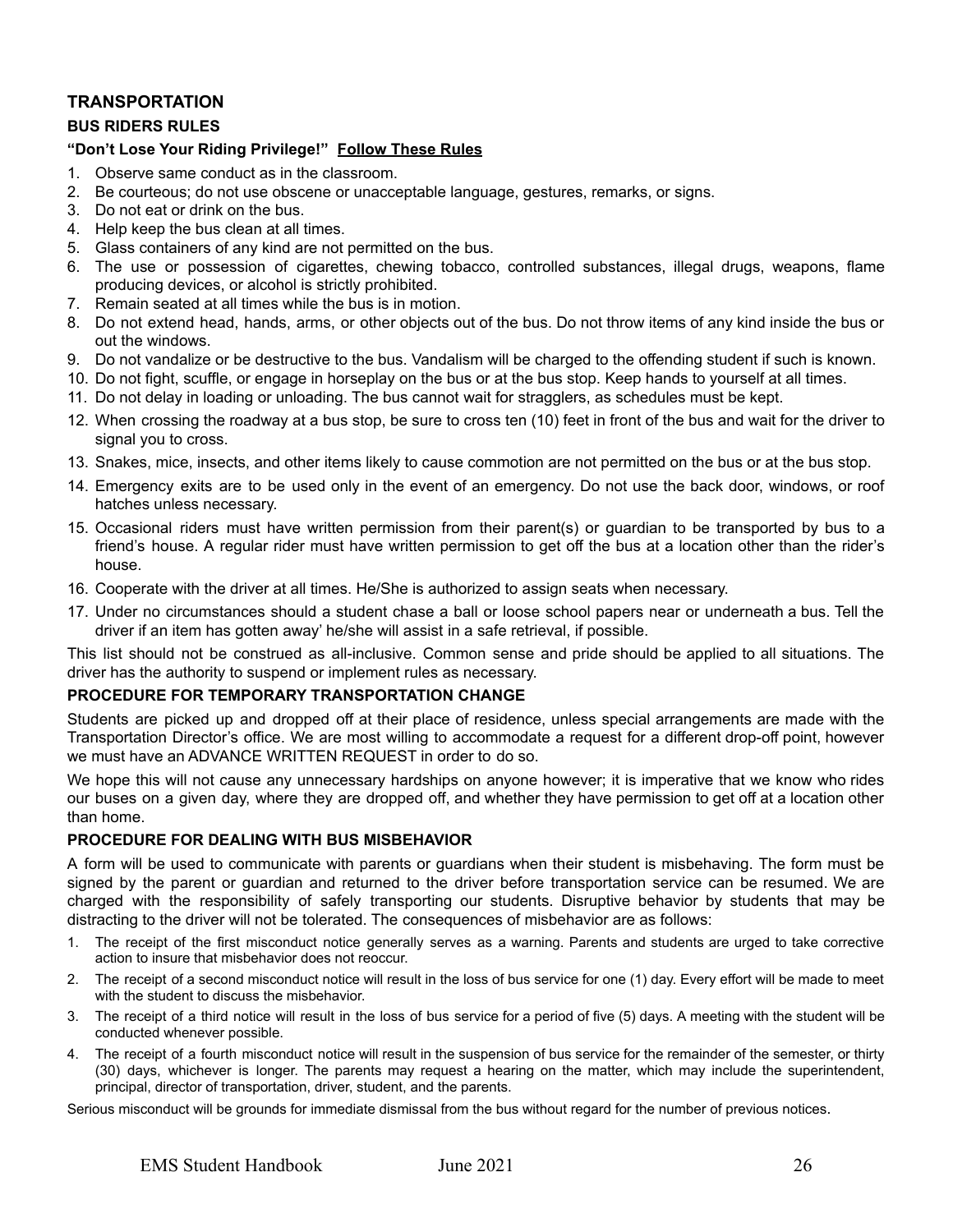## TRANSPORTATION

### BUS RIDERS RULES

**"Don't Lose Your Riding Privilege!"** **Follow These Rules**

1. Observe same conduct as in the classroom.
2. Be courteous; do not use obscene or unacceptable language, gestures, remarks, or signs.
3. Do not eat or drink on the bus.
4. Help keep the bus clean at all times.
5. Glass containers of any kind are not permitted on the bus.
6. The use or possession of cigarettes, chewing tobacco, controlled substances, illegal drugs, weapons, flame producing devices, or alcohol is strictly prohibited.
7. Remain seated at all times while the bus is in motion.
8. Do not extend head, hands, arms, or other objects out of the bus. Do not throw items of any kind inside the bus or out the windows.
9. Do not vandalize or be destructive to the bus. Vandalism will be charged to the offending student if such is known.
10. Do not fight, scuffle, or engage in horseplay on the bus or at the bus stop. Keep hands to yourself at all times.
11. Do not delay in loading or unloading. The bus cannot wait for stragglers, as schedules must be kept.
12. When crossing the roadway at a bus stop, be sure to cross ten (10) feet in front of the bus and wait for the driver to signal you to cross.
13. Snakes, mice, insects, and other items likely to cause commotion are not permitted on the bus or at the bus stop.
14. Emergency exits are to be used only in the event of an emergency. Do not use the back door, windows, or roof hatches unless necessary.
15. Occasional riders must have written permission from their parent(s) or guardian to be transported by bus to a friend's house. A regular rider must have written permission to get off the bus at a location other than the rider's house.
16. Cooperate with the driver at all times. He/She is authorized to assign seats when necessary.
17. Under no circumstances should a student chase a ball or loose school papers near or underneath a bus. Tell the driver if an item has gotten away' he/she will assist in a safe retrieval, if possible.

This list should not be construed as all-inclusive. Common sense and pride should be applied to all situations. The driver has the authority to suspend or implement rules as necessary.

### PROCEDURE FOR TEMPORARY TRANSPORTATION CHANGE

Students are picked up and dropped off at their place of residence, unless special arrangements are made with the Transportation Director's office. We are most willing to accommodate a request for a different drop-off point, however we must have an ADVANCE WRITTEN REQUEST in order to do so.

We hope this will not cause any unnecessary hardships on anyone however; it is imperative that we know who rides our buses on a given day, where they are dropped off, and whether they have permission to get off at a location other than home.

### PROCEDURE FOR DEALING WITH BUS MISBEHAVIOR

A form will be used to communicate with parents or guardians when their student is misbehaving. The form must be signed by the parent or guardian and returned to the driver before transportation service can be resumed. We are charged with the responsibility of safely transporting our students. Disruptive behavior by students that may be distracting to the driver will not be tolerated. The consequences of misbehavior are as follows:

1. The receipt of the first misconduct notice generally serves as a warning. Parents and students are urged to take corrective action to insure that misbehavior does not reoccur.
2. The receipt of a second misconduct notice will result in the loss of bus service for one (1) day. Every effort will be made to meet with the student to discuss the misbehavior.
3. The receipt of a third notice will result in the loss of bus service for a period of five (5) days. A meeting with the student will be conducted whenever possible.
4. The receipt of a fourth misconduct notice will result in the suspension of bus service for the remainder of the semester, or thirty (30) days, whichever is longer. The parents may request a hearing on the matter, which may include the superintendent, principal, director of transportation, driver, student, and the parents.

Serious misconduct will be grounds for immediate dismissal from the bus without regard for the number of previous notices.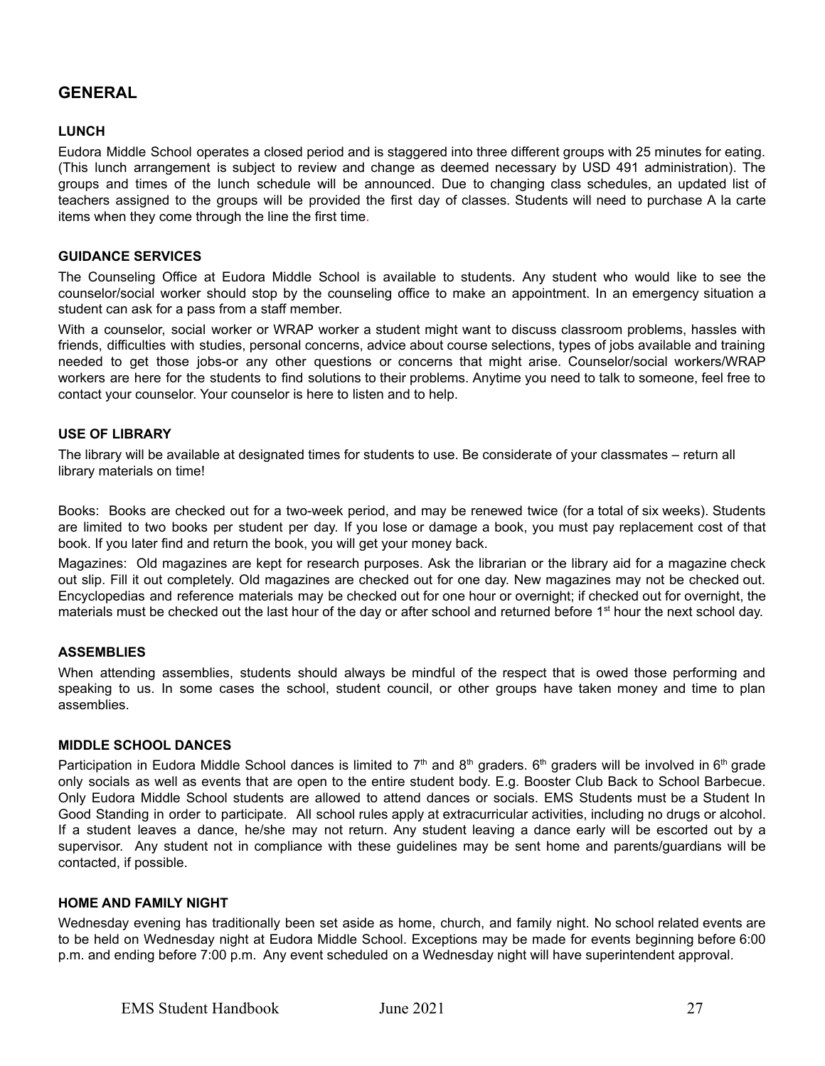## GENERAL

### LUNCH

Eudora Middle School operates a closed period and is staggered into three different groups with 25 minutes for eating. (This lunch arrangement is subject to review and change as deemed necessary by USD 491 administration). The groups and times of the lunch schedule will be announced. Due to changing class schedules, an updated list of teachers assigned to the groups will be provided the first day of classes. Students will need to purchase A la carte items when they come through the line the first time.

### GUIDANCE SERVICES

The Counseling Office at Eudora Middle School is available to students. Any student who would like to see the counselor/social worker should stop by the counseling office to make an appointment. In an emergency situation a student can ask for a pass from a staff member.

With a counselor, social worker or WRAP worker a student might want to discuss classroom problems, hassles with friends, difficulties with studies, personal concerns, advice about course selections, types of jobs available and training needed to get those jobs-or any other questions or concerns that might arise. Counselor/social workers/WRAP workers are here for the students to find solutions to their problems. Anytime you need to talk to someone, feel free to contact your counselor. Your counselor is here to listen and to help.

### USE OF LIBRARY

The library will be available at designated times for students to use. Be considerate of your classmates – return all library materials on time!

Books: Books are checked out for a two-week period, and may be renewed twice (for a total of six weeks). Students are limited to two books per student per day. If you lose or damage a book, you must pay replacement cost of that book. If you later find and return the book, you will get your money back.

Magazines: Old magazines are kept for research purposes. Ask the librarian or the library aid for a magazine check out slip. Fill it out completely. Old magazines are checked out for one day. New magazines may not be checked out. Encyclopedias and reference materials may be checked out for one hour or overnight; if checked out for overnight, the materials must be checked out the last hour of the day or after school and returned before 1st hour the next school day.

### ASSEMBLIES

When attending assemblies, students should always be mindful of the respect that is owed those performing and speaking to us. In some cases the school, student council, or other groups have taken money and time to plan assemblies.

### MIDDLE SCHOOL DANCES

Participation in Eudora Middle School dances is limited to 7th and 8th graders. 6th graders will be involved in 6th grade only socials as well as events that are open to the entire student body. E.g. Booster Club Back to School Barbecue. Only Eudora Middle School students are allowed to attend dances or socials. EMS Students must be a Student In Good Standing in order to participate. All school rules apply at extracurricular activities, including no drugs or alcohol. If a student leaves a dance, he/she may not return. Any student leaving a dance early will be escorted out by a supervisor. Any student not in compliance with these guidelines may be sent home and parents/guardians will be contacted, if possible.

### HOME AND FAMILY NIGHT

Wednesday evening has traditionally been set aside as home, church, and family night. No school related events are to be held on Wednesday night at Eudora Middle School. Exceptions may be made for events beginning before 6:00 p.m. and ending before 7:00 p.m. Any event scheduled on a Wednesday night will have superintendent approval.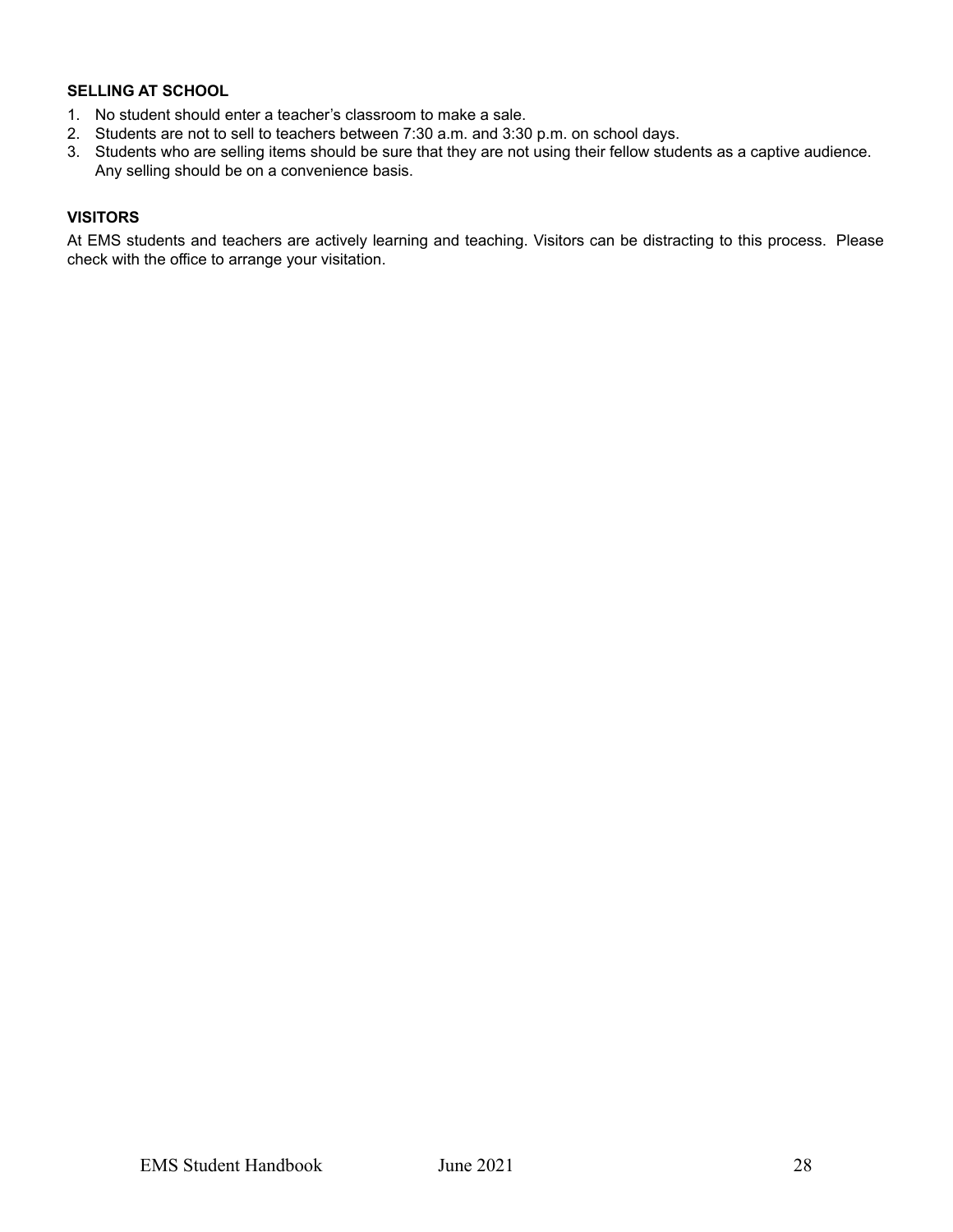**SELLING AT SCHOOL**

1. No student should enter a teacher's classroom to make a sale.
2. Students are not to sell to teachers between 7:30 a.m. and 3:30 p.m. on school days.
3. Students who are selling items should be sure that they are not using their fellow students as a captive audience. Any selling should be on a convenience basis.

**VISITORS**

At EMS students and teachers are actively learning and teaching. Visitors can be distracting to this process. Please check with the office to arrange your visitation.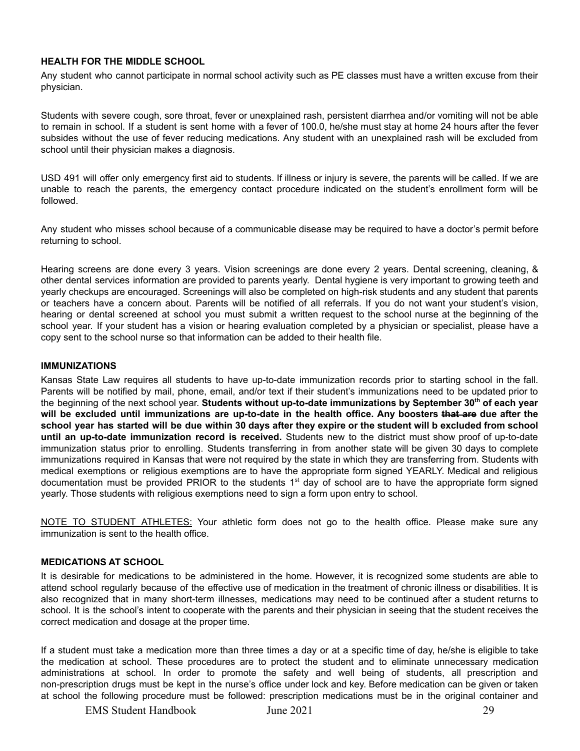### HEALTH FOR THE MIDDLE SCHOOL

Any student who cannot participate in normal school activity such as PE classes must have a written excuse from their physician.

Students with severe cough, sore throat, fever or unexplained rash, persistent diarrhea and/or vomiting will not be able to remain in school. If a student is sent home with a fever of 100.0, he/she must stay at home 24 hours after the fever subsides without the use of fever reducing medications. Any student with an unexplained rash will be excluded from school until their physician makes a diagnosis.

USD 491 will offer only emergency first aid to students. If illness or injury is severe, the parents will be called. If we are unable to reach the parents, the emergency contact procedure indicated on the student's enrollment form will be followed.

Any student who misses school because of a communicable disease may be required to have a doctor's permit before returning to school.

Hearing screens are done every 3 years. Vision screenings are done every 2 years. Dental screening, cleaning, & other dental services information are provided to parents yearly. Dental hygiene is very important to growing teeth and yearly checkups are encouraged. Screenings will also be completed on high-risk students and any student that parents or teachers have a concern about. Parents will be notified of all referrals. If you do not want your student's vision, hearing or dental screened at school you must submit a written request to the school nurse at the beginning of the school year. If your student has a vision or hearing evaluation completed by a physician or specialist, please have a copy sent to the school nurse so that information can be added to their health file.

### IMMUNIZATIONS

Kansas State Law requires all students to have up-to-date immunization records prior to starting school in the fall. Parents will be notified by mail, phone, email, and/or text if their student's immunizations need to be updated prior to the beginning of the next school year. **Students without up-to-date immunizations by September 30th of each year will be excluded until immunizations are up-to-date in the health office. Any boosters ~~that are~~ due after the school year has started will be due within 30 days after they expire or the student will b excluded from school until an up-to-date immunization record is received.** Students new to the district must show proof of up-to-date immunization status prior to enrolling. Students transferring in from another state will be given 30 days to complete immunizations required in Kansas that were not required by the state in which they are transferring from. Students with medical exemptions or religious exemptions are to have the appropriate form signed YEARLY. Medical and religious documentation must be provided PRIOR to the students 1st day of school are to have the appropriate form signed yearly. Those students with religious exemptions need to sign a form upon entry to school.

NOTE TO STUDENT ATHLETES: Your athletic form does not go to the health office. Please make sure any immunization is sent to the health office.

### MEDICATIONS AT SCHOOL

It is desirable for medications to be administered in the home. However, it is recognized some students are able to attend school regularly because of the effective use of medication in the treatment of chronic illness or disabilities. It is also recognized that in many short-term illnesses, medications may need to be continued after a student returns to school. It is the school's intent to cooperate with the parents and their physician in seeing that the student receives the correct medication and dosage at the proper time.

If a student must take a medication more than three times a day or at a specific time of day, he/she is eligible to take the medication at school. These procedures are to protect the student and to eliminate unnecessary medication administrations at school. In order to promote the safety and well being of students, all prescription and non-prescription drugs must be kept in the nurse's office under lock and key. Before medication can be given or taken at school the following procedure must be followed: prescription medications must be in the original container and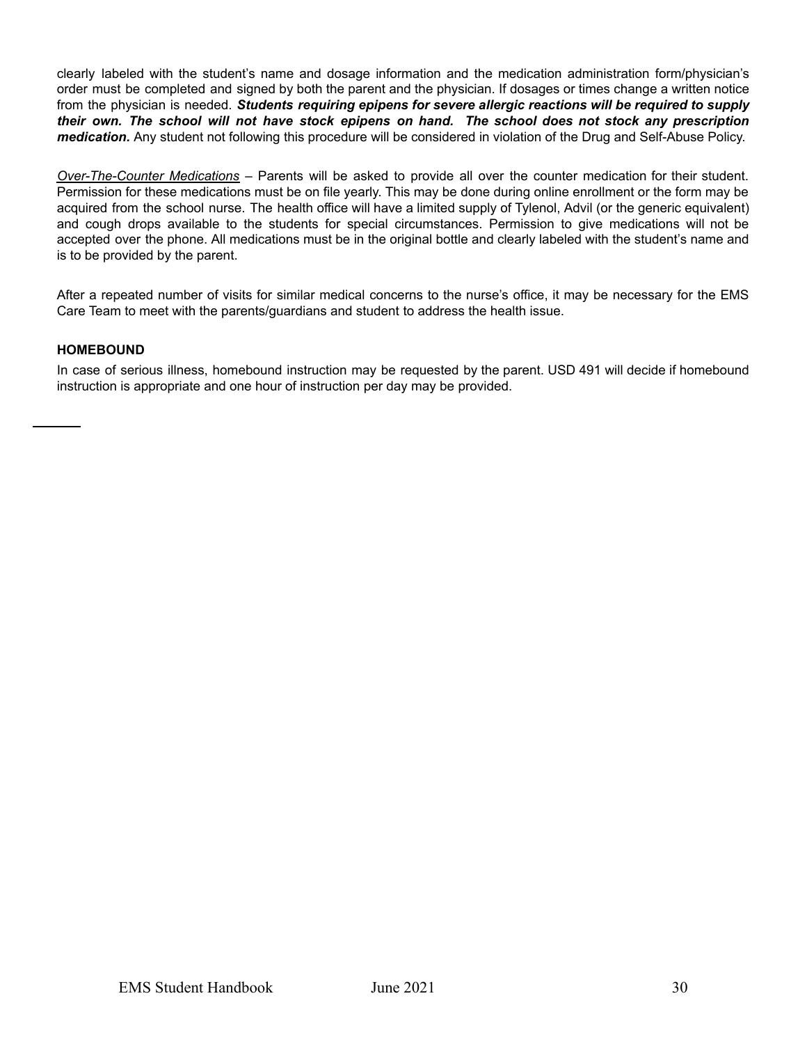clearly labeled with the student's name and dosage information and the medication administration form/physician's order must be completed and signed by both the parent and the physician. If dosages or times change a written notice from the physician is needed. ***Students requiring epipens for severe allergic reactions will be required to supply their own. The school will not have stock epipens on hand. The school does not stock any prescription medication.*** Any student not following this procedure will be considered in violation of the Drug and Self-Abuse Policy.

*Over-The-Counter Medications* – Parents will be asked to provide all over the counter medication for their student. Permission for these medications must be on file yearly. This may be done during online enrollment or the form may be acquired from the school nurse. The health office will have a limited supply of Tylenol, Advil (or the generic equivalent) and cough drops available to the students for special circumstances. Permission to give medications will not be accepted over the phone. All medications must be in the original bottle and clearly labeled with the student's name and is to be provided by the parent.

After a repeated number of visits for similar medical concerns to the nurse's office, it may be necessary for the EMS Care Team to meet with the parents/guardians and student to address the health issue.

**HOMEBOUND**

In case of serious illness, homebound instruction may be requested by the parent. USD 491 will decide if homebound instruction is appropriate and one hour of instruction per day may be provided.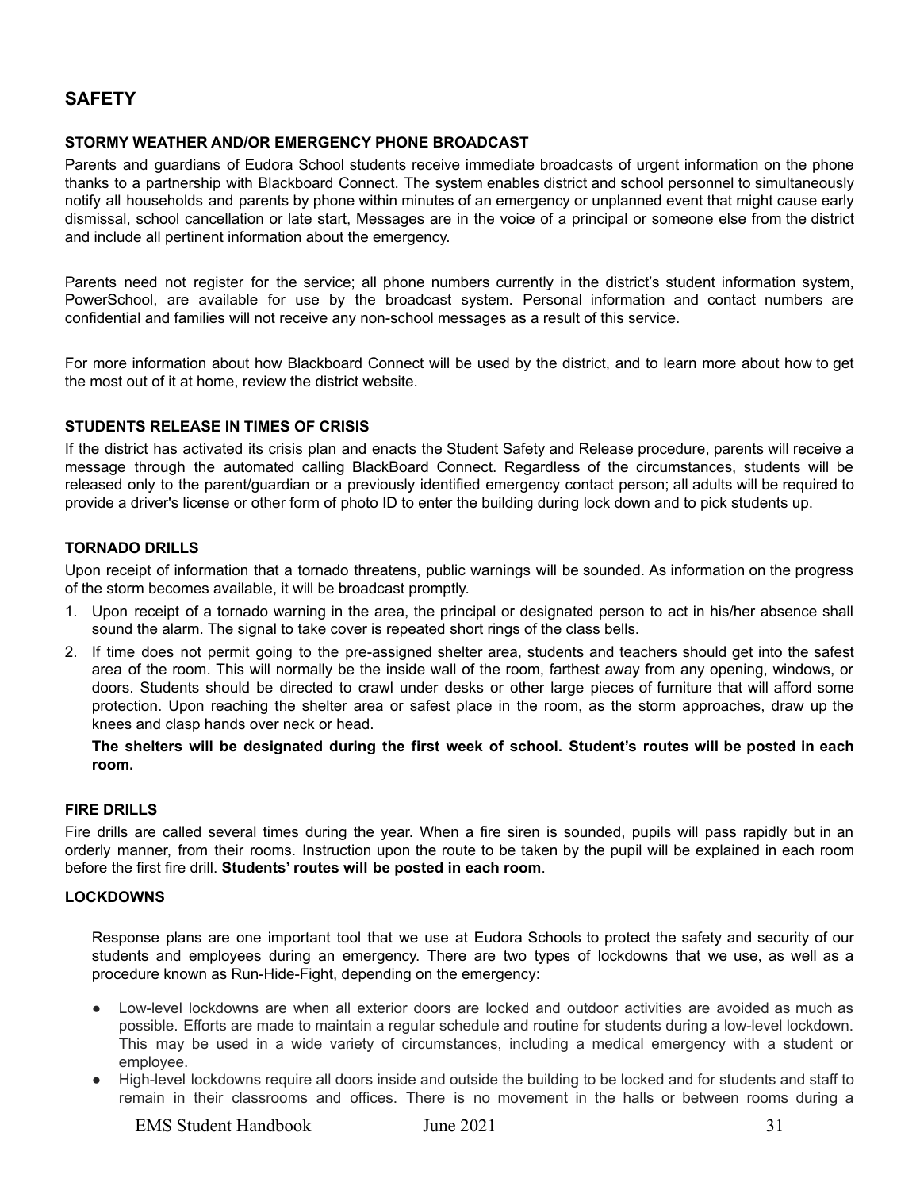## SAFETY

### STORMY WEATHER AND/OR EMERGENCY PHONE BROADCAST

Parents and guardians of Eudora School students receive immediate broadcasts of urgent information on the phone thanks to a partnership with Blackboard Connect. The system enables district and school personnel to simultaneously notify all households and parents by phone within minutes of an emergency or unplanned event that might cause early dismissal, school cancellation or late start, Messages are in the voice of a principal or someone else from the district and include all pertinent information about the emergency.

Parents need not register for the service; all phone numbers currently in the district's student information system, PowerSchool, are available for use by the broadcast system. Personal information and contact numbers are confidential and families will not receive any non-school messages as a result of this service.

For more information about how Blackboard Connect will be used by the district, and to learn more about how to get the most out of it at home, review the district website.

### STUDENTS RELEASE IN TIMES OF CRISIS

If the district has activated its crisis plan and enacts the Student Safety and Release procedure, parents will receive a message through the automated calling BlackBoard Connect. Regardless of the circumstances, students will be released only to the parent/guardian or a previously identified emergency contact person; all adults will be required to provide a driver's license or other form of photo ID to enter the building during lock down and to pick students up.

### TORNADO DRILLS

Upon receipt of information that a tornado threatens, public warnings will be sounded. As information on the progress of the storm becomes available, it will be broadcast promptly.

1. Upon receipt of a tornado warning in the area, the principal or designated person to act in his/her absence shall sound the alarm. The signal to take cover is repeated short rings of the class bells.
2. If time does not permit going to the pre-assigned shelter area, students and teachers should get into the safest area of the room. This will normally be the inside wall of the room, farthest away from any opening, windows, or doors. Students should be directed to crawl under desks or other large pieces of furniture that will afford some protection. Upon reaching the shelter area or safest place in the room, as the storm approaches, draw up the knees and clasp hands over neck or head.

   **The shelters will be designated during the first week of school. Student's routes will be posted in each room.**

### FIRE DRILLS

Fire drills are called several times during the year. When a fire siren is sounded, pupils will pass rapidly but in an orderly manner, from their rooms. Instruction upon the route to be taken by the pupil will be explained in each room before the first fire drill. **Students' routes will be posted in each room**.

### LOCKDOWNS

Response plans are one important tool that we use at Eudora Schools to protect the safety and security of our students and employees during an emergency. There are two types of lockdowns that we use, as well as a procedure known as Run-Hide-Fight, depending on the emergency:

- Low-level lockdowns are when all exterior doors are locked and outdoor activities are avoided as much as possible. Efforts are made to maintain a regular schedule and routine for students during a low-level lockdown. This may be used in a wide variety of circumstances, including a medical emergency with a student or employee.
- High-level lockdowns require all doors inside and outside the building to be locked and for students and staff to remain in their classrooms and offices. There is no movement in the halls or between rooms during a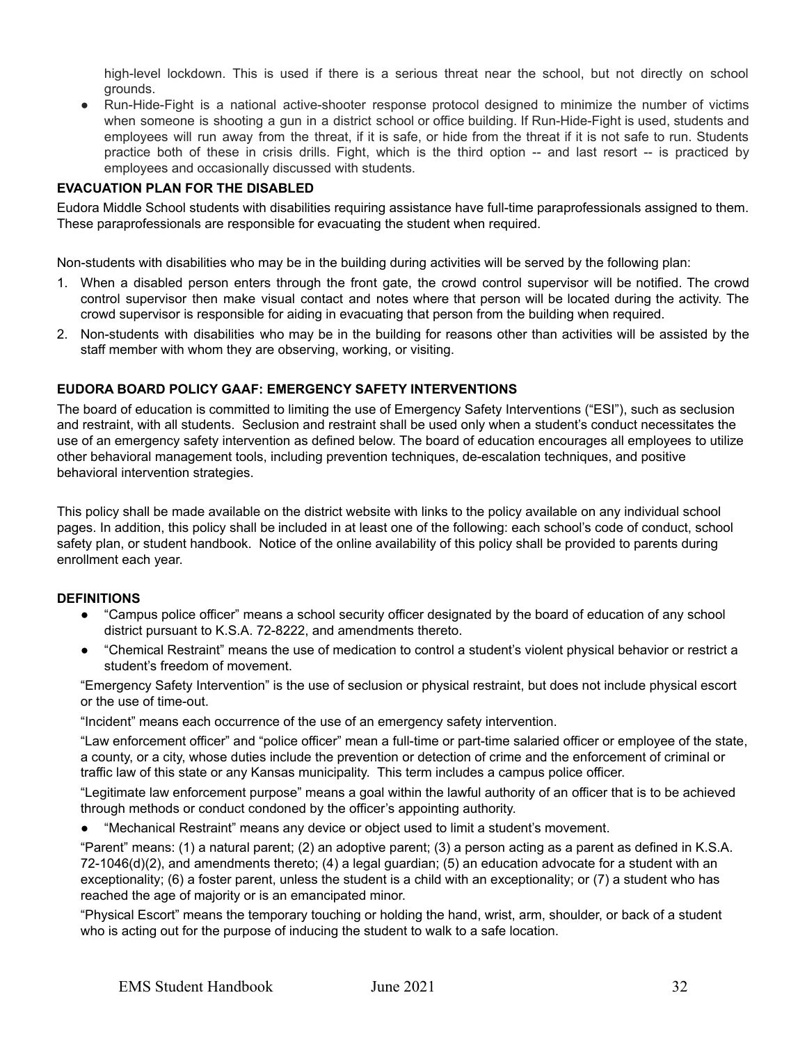high-level lockdown. This is used if there is a serious threat near the school, but not directly on school grounds.

- Run-Hide-Fight is a national active-shooter response protocol designed to minimize the number of victims when someone is shooting a gun in a district school or office building. If Run-Hide-Fight is used, students and employees will run away from the threat, if it is safe, or hide from the threat if it is not safe to run. Students practice both of these in crisis drills. Fight, which is the third option -- and last resort -- is practiced by employees and occasionally discussed with students.

**EVACUATION PLAN FOR THE DISABLED**

Eudora Middle School students with disabilities requiring assistance have full-time paraprofessionals assigned to them. These paraprofessionals are responsible for evacuating the student when required.

Non-students with disabilities who may be in the building during activities will be served by the following plan:

1. When a disabled person enters through the front gate, the crowd control supervisor will be notified. The crowd control supervisor then make visual contact and notes where that person will be located during the activity. The crowd supervisor is responsible for aiding in evacuating that person from the building when required.
2. Non-students with disabilities who may be in the building for reasons other than activities will be assisted by the staff member with whom they are observing, working, or visiting.

**EUDORA BOARD POLICY GAAF: EMERGENCY SAFETY INTERVENTIONS**

The board of education is committed to limiting the use of Emergency Safety Interventions ("ESI"), such as seclusion and restraint, with all students. Seclusion and restraint shall be used only when a student's conduct necessitates the use of an emergency safety intervention as defined below. The board of education encourages all employees to utilize other behavioral management tools, including prevention techniques, de-escalation techniques, and positive behavioral intervention strategies.

This policy shall be made available on the district website with links to the policy available on any individual school pages. In addition, this policy shall be included in at least one of the following: each school's code of conduct, school safety plan, or student handbook. Notice of the online availability of this policy shall be provided to parents during enrollment each year.

**DEFINITIONS**

- "Campus police officer" means a school security officer designated by the board of education of any school district pursuant to K.S.A. 72-8222, and amendments thereto.
- "Chemical Restraint" means the use of medication to control a student's violent physical behavior or restrict a student's freedom of movement.

"Emergency Safety Intervention" is the use of seclusion or physical restraint, but does not include physical escort or the use of time-out.

"Incident" means each occurrence of the use of an emergency safety intervention.

"Law enforcement officer" and "police officer" mean a full-time or part-time salaried officer or employee of the state, a county, or a city, whose duties include the prevention or detection of crime and the enforcement of criminal or traffic law of this state or any Kansas municipality. This term includes a campus police officer.

"Legitimate law enforcement purpose" means a goal within the lawful authority of an officer that is to be achieved through methods or conduct condoned by the officer's appointing authority.

- "Mechanical Restraint" means any device or object used to limit a student's movement.

"Parent" means: (1) a natural parent; (2) an adoptive parent; (3) a person acting as a parent as defined in K.S.A. 72-1046(d)(2), and amendments thereto; (4) a legal guardian; (5) an education advocate for a student with an exceptionality; (6) a foster parent, unless the student is a child with an exceptionality; or (7) a student who has reached the age of majority or is an emancipated minor.

"Physical Escort" means the temporary touching or holding the hand, wrist, arm, shoulder, or back of a student who is acting out for the purpose of inducing the student to walk to a safe location.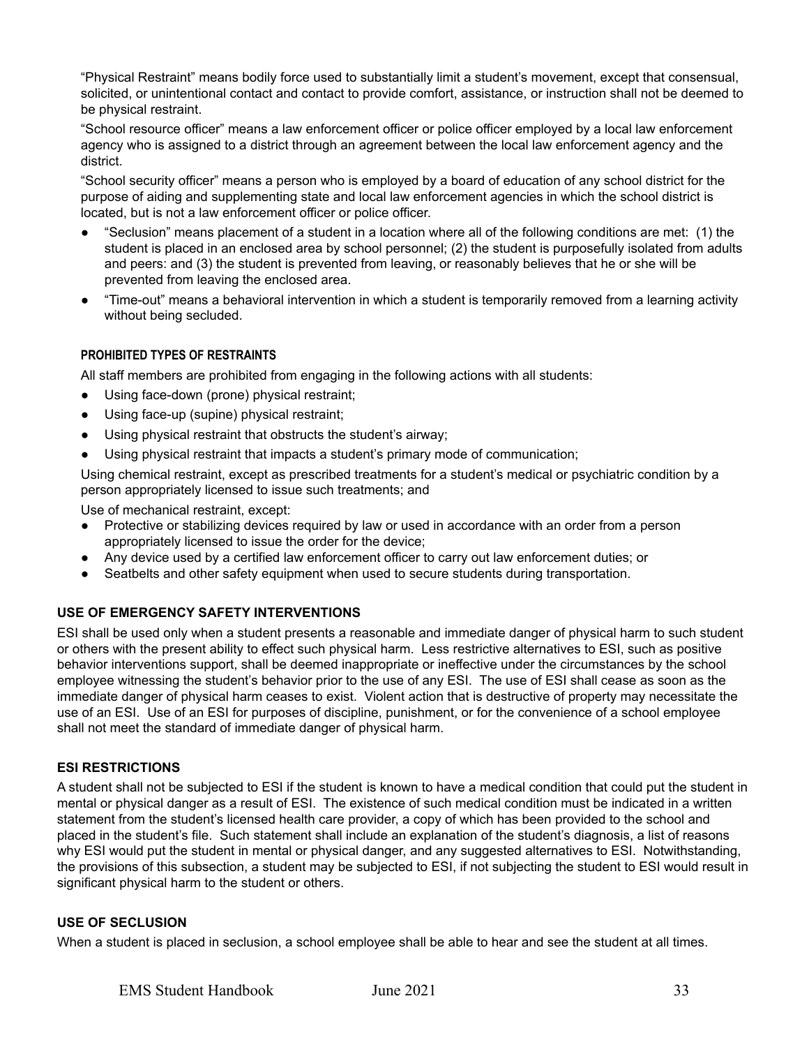"Physical Restraint" means bodily force used to substantially limit a student's movement, except that consensual, solicited, or unintentional contact and contact to provide comfort, assistance, or instruction shall not be deemed to be physical restraint.

"School resource officer" means a law enforcement officer or police officer employed by a local law enforcement agency who is assigned to a district through an agreement between the local law enforcement agency and the district.

"School security officer" means a person who is employed by a board of education of any school district for the purpose of aiding and supplementing state and local law enforcement agencies in which the school district is located, but is not a law enforcement officer or police officer.

- "Seclusion" means placement of a student in a location where all of the following conditions are met: (1) the student is placed in an enclosed area by school personnel; (2) the student is purposefully isolated from adults and peers: and (3) the student is prevented from leaving, or reasonably believes that he or she will be prevented from leaving the enclosed area.
- "Time-out" means a behavioral intervention in which a student is temporarily removed from a learning activity without being secluded.

#### PROHIBITED TYPES OF RESTRAINTS

All staff members are prohibited from engaging in the following actions with all students:

- Using face-down (prone) physical restraint;
- Using face-up (supine) physical restraint;
- Using physical restraint that obstructs the student's airway;
- Using physical restraint that impacts a student's primary mode of communication;

Using chemical restraint, except as prescribed treatments for a student's medical or psychiatric condition by a person appropriately licensed to issue such treatments; and

Use of mechanical restraint, except:

- Protective or stabilizing devices required by law or used in accordance with an order from a person appropriately licensed to issue the order for the device;
- Any device used by a certified law enforcement officer to carry out law enforcement duties; or
- Seatbelts and other safety equipment when used to secure students during transportation.

### USE OF EMERGENCY SAFETY INTERVENTIONS

ESI shall be used only when a student presents a reasonable and immediate danger of physical harm to such student or others with the present ability to effect such physical harm. Less restrictive alternatives to ESI, such as positive behavior interventions support, shall be deemed inappropriate or ineffective under the circumstances by the school employee witnessing the student's behavior prior to the use of any ESI. The use of ESI shall cease as soon as the immediate danger of physical harm ceases to exist. Violent action that is destructive of property may necessitate the use of an ESI. Use of an ESI for purposes of discipline, punishment, or for the convenience of a school employee shall not meet the standard of immediate danger of physical harm.

### ESI RESTRICTIONS

A student shall not be subjected to ESI if the student is known to have a medical condition that could put the student in mental or physical danger as a result of ESI. The existence of such medical condition must be indicated in a written statement from the student's licensed health care provider, a copy of which has been provided to the school and placed in the student's file. Such statement shall include an explanation of the student's diagnosis, a list of reasons why ESI would put the student in mental or physical danger, and any suggested alternatives to ESI. Notwithstanding, the provisions of this subsection, a student may be subjected to ESI, if not subjecting the student to ESI would result in significant physical harm to the student or others.

### USE OF SECLUSION

When a student is placed in seclusion, a school employee shall be able to hear and see the student at all times.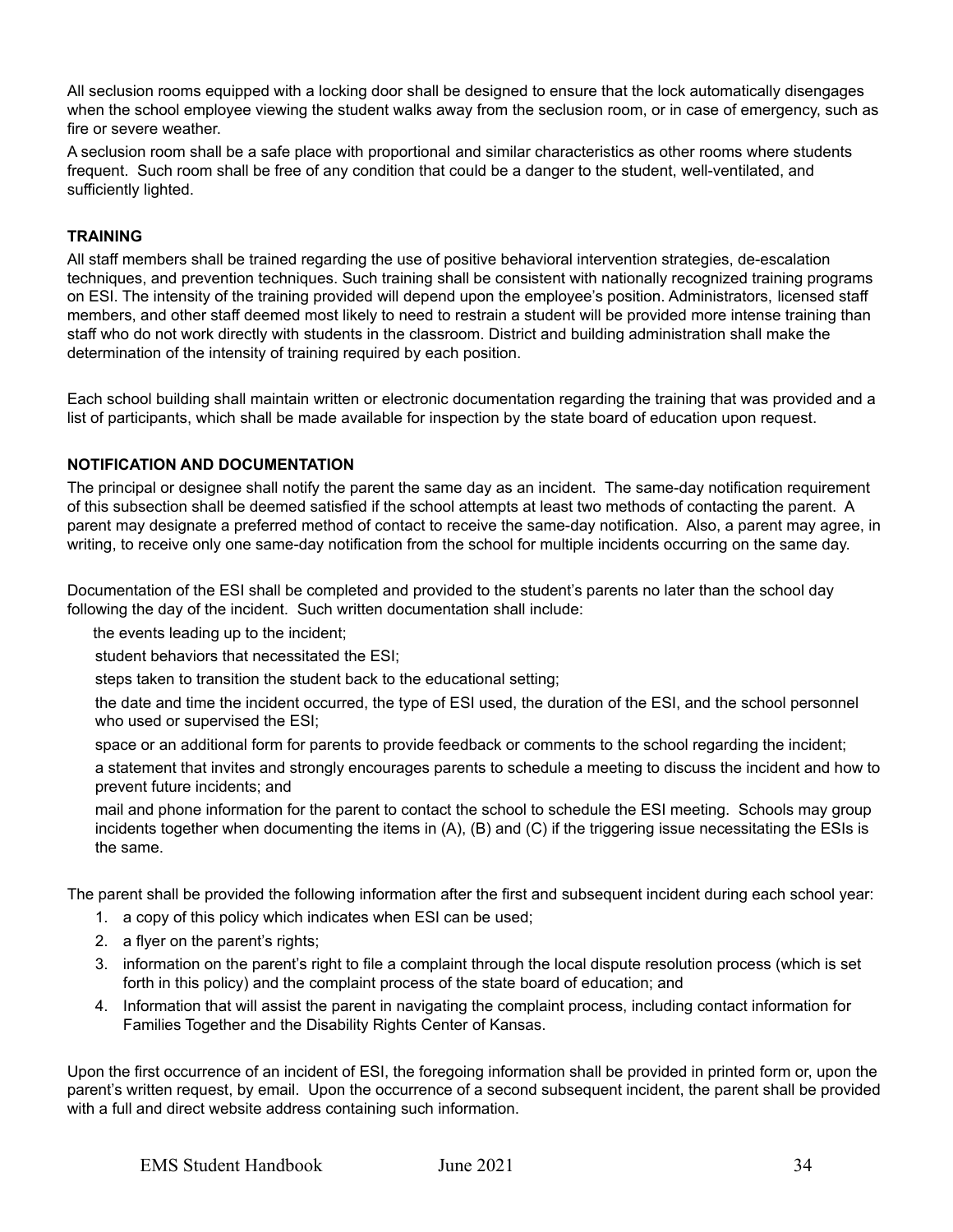All seclusion rooms equipped with a locking door shall be designed to ensure that the lock automatically disengages when the school employee viewing the student walks away from the seclusion room, or in case of emergency, such as fire or severe weather.

A seclusion room shall be a safe place with proportional and similar characteristics as other rooms where students frequent. Such room shall be free of any condition that could be a danger to the student, well-ventilated, and sufficiently lighted.

**TRAINING**

All staff members shall be trained regarding the use of positive behavioral intervention strategies, de-escalation techniques, and prevention techniques. Such training shall be consistent with nationally recognized training programs on ESI. The intensity of the training provided will depend upon the employee's position. Administrators, licensed staff members, and other staff deemed most likely to need to restrain a student will be provided more intense training than staff who do not work directly with students in the classroom. District and building administration shall make the determination of the intensity of training required by each position.

Each school building shall maintain written or electronic documentation regarding the training that was provided and a list of participants, which shall be made available for inspection by the state board of education upon request.

**NOTIFICATION AND DOCUMENTATION**

The principal or designee shall notify the parent the same day as an incident. The same-day notification requirement of this subsection shall be deemed satisfied if the school attempts at least two methods of contacting the parent. A parent may designate a preferred method of contact to receive the same-day notification. Also, a parent may agree, in writing, to receive only one same-day notification from the school for multiple incidents occurring on the same day.

Documentation of the ESI shall be completed and provided to the student's parents no later than the school day following the day of the incident. Such written documentation shall include:

the events leading up to the incident;

student behaviors that necessitated the ESI;

steps taken to transition the student back to the educational setting;

the date and time the incident occurred, the type of ESI used, the duration of the ESI, and the school personnel who used or supervised the ESI;

space or an additional form for parents to provide feedback or comments to the school regarding the incident;

a statement that invites and strongly encourages parents to schedule a meeting to discuss the incident and how to prevent future incidents; and

mail and phone information for the parent to contact the school to schedule the ESI meeting. Schools may group incidents together when documenting the items in (A), (B) and (C) if the triggering issue necessitating the ESIs is the same.

The parent shall be provided the following information after the first and subsequent incident during each school year:

1. a copy of this policy which indicates when ESI can be used;
2. a flyer on the parent's rights;
3. information on the parent's right to file a complaint through the local dispute resolution process (which is set forth in this policy) and the complaint process of the state board of education; and
4. Information that will assist the parent in navigating the complaint process, including contact information for Families Together and the Disability Rights Center of Kansas.

Upon the first occurrence of an incident of ESI, the foregoing information shall be provided in printed form or, upon the parent's written request, by email. Upon the occurrence of a second subsequent incident, the parent shall be provided with a full and direct website address containing such information.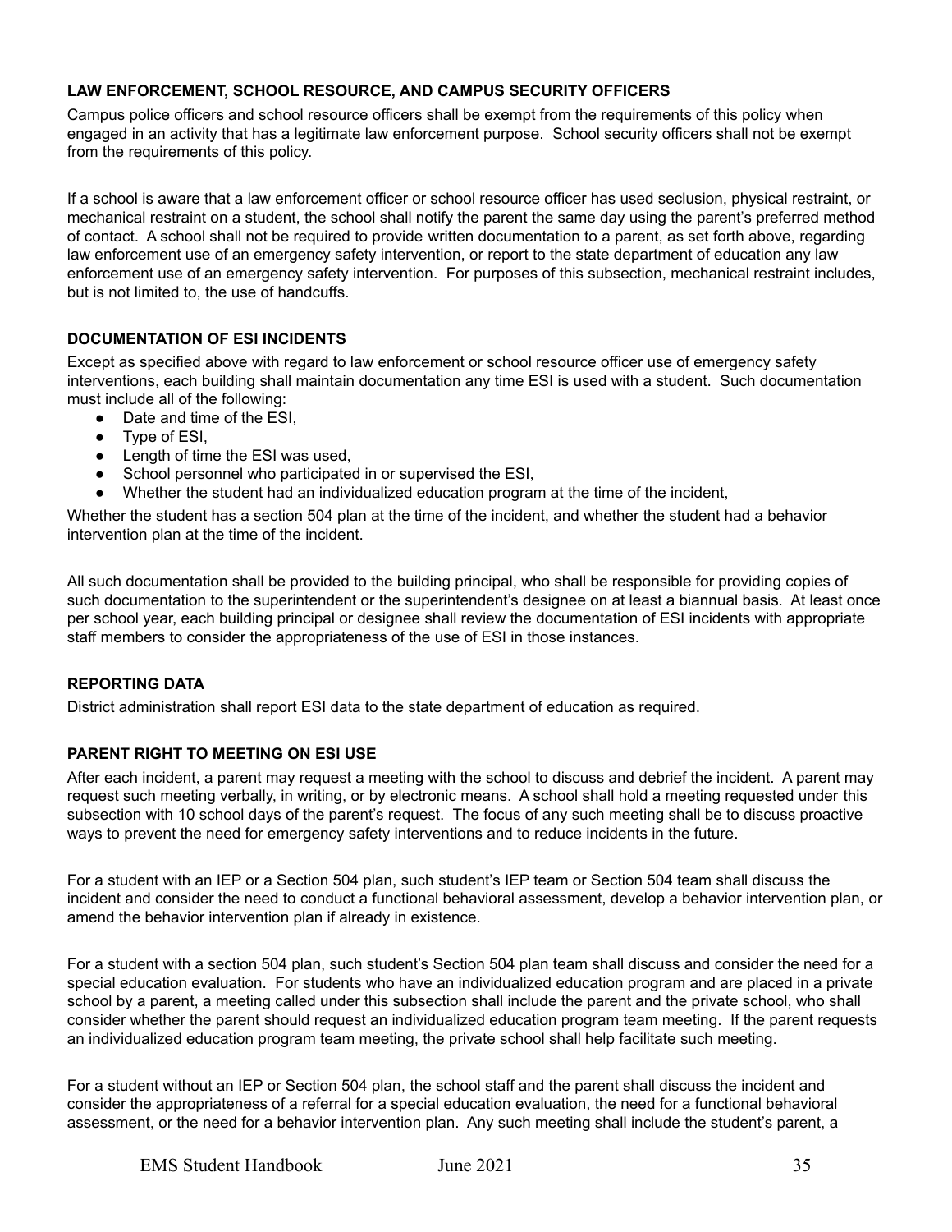### LAW ENFORCEMENT, SCHOOL RESOURCE, AND CAMPUS SECURITY OFFICERS

Campus police officers and school resource officers shall be exempt from the requirements of this policy when engaged in an activity that has a legitimate law enforcement purpose. School security officers shall not be exempt from the requirements of this policy.

If a school is aware that a law enforcement officer or school resource officer has used seclusion, physical restraint, or mechanical restraint on a student, the school shall notify the parent the same day using the parent's preferred method of contact. A school shall not be required to provide written documentation to a parent, as set forth above, regarding law enforcement use of an emergency safety intervention, or report to the state department of education any law enforcement use of an emergency safety intervention. For purposes of this subsection, mechanical restraint includes, but is not limited to, the use of handcuffs.

### DOCUMENTATION OF ESI INCIDENTS

Except as specified above with regard to law enforcement or school resource officer use of emergency safety interventions, each building shall maintain documentation any time ESI is used with a student. Such documentation must include all of the following:

- Date and time of the ESI,
- Type of ESI,
- Length of time the ESI was used,
- School personnel who participated in or supervised the ESI,
- Whether the student had an individualized education program at the time of the incident,

Whether the student has a section 504 plan at the time of the incident, and whether the student had a behavior intervention plan at the time of the incident.

All such documentation shall be provided to the building principal, who shall be responsible for providing copies of such documentation to the superintendent or the superintendent's designee on at least a biannual basis. At least once per school year, each building principal or designee shall review the documentation of ESI incidents with appropriate staff members to consider the appropriateness of the use of ESI in those instances.

### REPORTING DATA

District administration shall report ESI data to the state department of education as required.

### PARENT RIGHT TO MEETING ON ESI USE

After each incident, a parent may request a meeting with the school to discuss and debrief the incident. A parent may request such meeting verbally, in writing, or by electronic means. A school shall hold a meeting requested under this subsection with 10 school days of the parent's request. The focus of any such meeting shall be to discuss proactive ways to prevent the need for emergency safety interventions and to reduce incidents in the future.

For a student with an IEP or a Section 504 plan, such student's IEP team or Section 504 team shall discuss the incident and consider the need to conduct a functional behavioral assessment, develop a behavior intervention plan, or amend the behavior intervention plan if already in existence.

For a student with a section 504 plan, such student's Section 504 plan team shall discuss and consider the need for a special education evaluation. For students who have an individualized education program and are placed in a private school by a parent, a meeting called under this subsection shall include the parent and the private school, who shall consider whether the parent should request an individualized education program team meeting. If the parent requests an individualized education program team meeting, the private school shall help facilitate such meeting.

For a student without an IEP or Section 504 plan, the school staff and the parent shall discuss the incident and consider the appropriateness of a referral for a special education evaluation, the need for a functional behavioral assessment, or the need for a behavior intervention plan. Any such meeting shall include the student's parent, a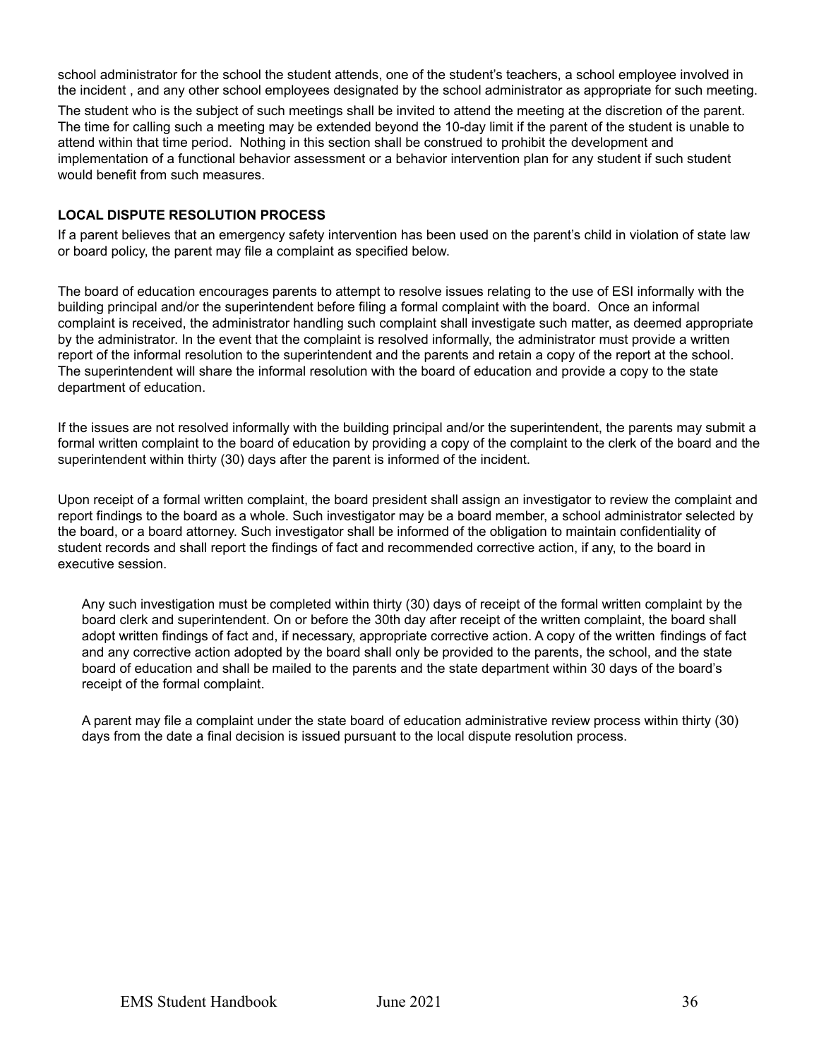school administrator for the school the student attends, one of the student's teachers, a school employee involved in the incident , and any other school employees designated by the school administrator as appropriate for such meeting.

The student who is the subject of such meetings shall be invited to attend the meeting at the discretion of the parent. The time for calling such a meeting may be extended beyond the 10-day limit if the parent of the student is unable to attend within that time period. Nothing in this section shall be construed to prohibit the development and implementation of a functional behavior assessment or a behavior intervention plan for any student if such student would benefit from such measures.

**LOCAL DISPUTE RESOLUTION PROCESS**

If a parent believes that an emergency safety intervention has been used on the parent's child in violation of state law or board policy, the parent may file a complaint as specified below.

The board of education encourages parents to attempt to resolve issues relating to the use of ESI informally with the building principal and/or the superintendent before filing a formal complaint with the board. Once an informal complaint is received, the administrator handling such complaint shall investigate such matter, as deemed appropriate by the administrator. In the event that the complaint is resolved informally, the administrator must provide a written report of the informal resolution to the superintendent and the parents and retain a copy of the report at the school. The superintendent will share the informal resolution with the board of education and provide a copy to the state department of education.

If the issues are not resolved informally with the building principal and/or the superintendent, the parents may submit a formal written complaint to the board of education by providing a copy of the complaint to the clerk of the board and the superintendent within thirty (30) days after the parent is informed of the incident.

Upon receipt of a formal written complaint, the board president shall assign an investigator to review the complaint and report findings to the board as a whole. Such investigator may be a board member, a school administrator selected by the board, or a board attorney. Such investigator shall be informed of the obligation to maintain confidentiality of student records and shall report the findings of fact and recommended corrective action, if any, to the board in executive session.

Any such investigation must be completed within thirty (30) days of receipt of the formal written complaint by the board clerk and superintendent. On or before the 30th day after receipt of the written complaint, the board shall adopt written findings of fact and, if necessary, appropriate corrective action. A copy of the written findings of fact and any corrective action adopted by the board shall only be provided to the parents, the school, and the state board of education and shall be mailed to the parents and the state department within 30 days of the board's receipt of the formal complaint.

A parent may file a complaint under the state board of education administrative review process within thirty (30) days from the date a final decision is issued pursuant to the local dispute resolution process.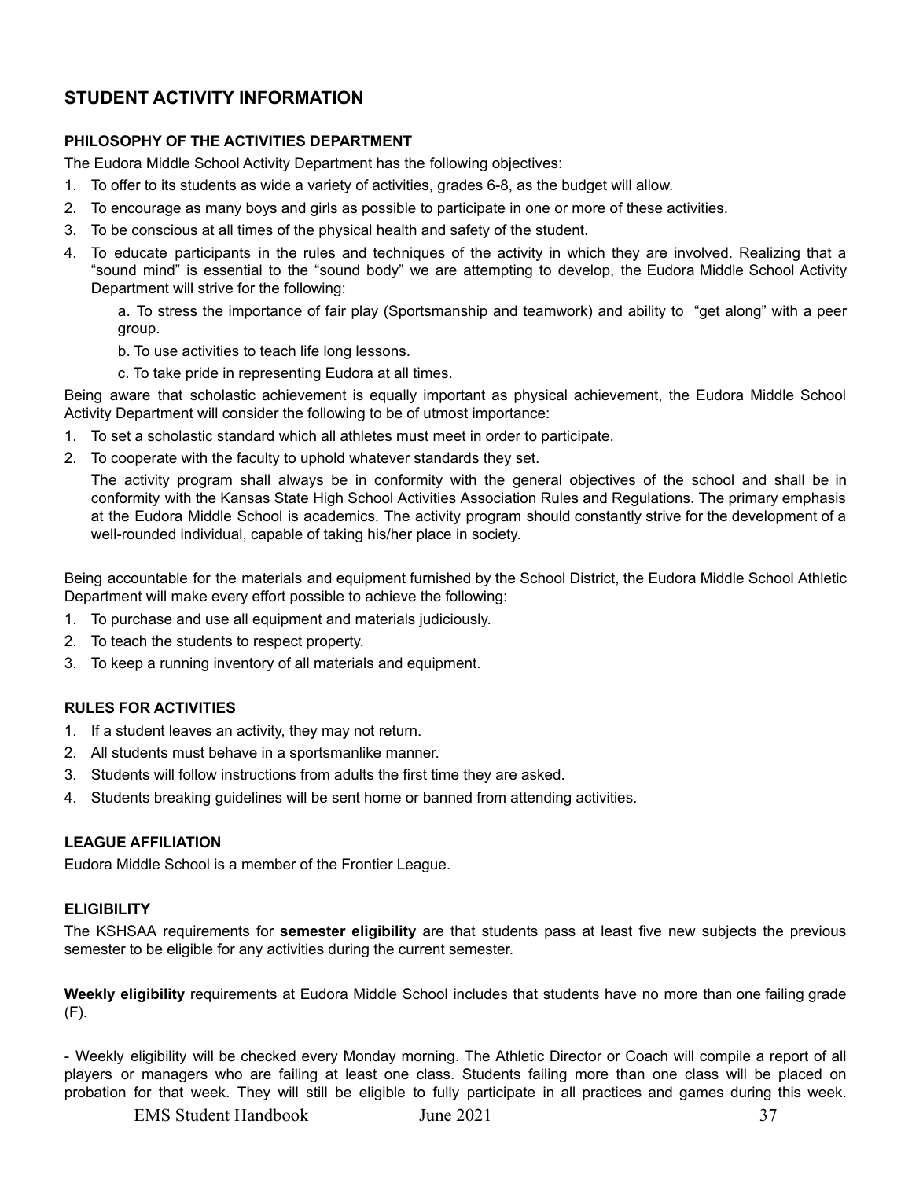## STUDENT ACTIVITY INFORMATION

### PHILOSOPHY OF THE ACTIVITIES DEPARTMENT

The Eudora Middle School Activity Department has the following objectives:

1. To offer to its students as wide a variety of activities, grades 6-8, as the budget will allow.
2. To encourage as many boys and girls as possible to participate in one or more of these activities.
3. To be conscious at all times of the physical health and safety of the student.
4. To educate participants in the rules and techniques of the activity in which they are involved. Realizing that a "sound mind" is essential to the "sound body" we are attempting to develop, the Eudora Middle School Activity Department will strive for the following:

   a. To stress the importance of fair play (Sportsmanship and teamwork) and ability to "get along" with a peer group.

   b. To use activities to teach life long lessons.

   c. To take pride in representing Eudora at all times.

Being aware that scholastic achievement is equally important as physical achievement, the Eudora Middle School Activity Department will consider the following to be of utmost importance:

1. To set a scholastic standard which all athletes must meet in order to participate.
2. To cooperate with the faculty to uphold whatever standards they set.

   The activity program shall always be in conformity with the general objectives of the school and shall be in conformity with the Kansas State High School Activities Association Rules and Regulations. The primary emphasis at the Eudora Middle School is academics. The activity program should constantly strive for the development of a well-rounded individual, capable of taking his/her place in society.

Being accountable for the materials and equipment furnished by the School District, the Eudora Middle School Athletic Department will make every effort possible to achieve the following:

1. To purchase and use all equipment and materials judiciously.
2. To teach the students to respect property.
3. To keep a running inventory of all materials and equipment.

### RULES FOR ACTIVITIES

1. If a student leaves an activity, they may not return.
2. All students must behave in a sportsmanlike manner.
3. Students will follow instructions from adults the first time they are asked.
4. Students breaking guidelines will be sent home or banned from attending activities.

### LEAGUE AFFILIATION

Eudora Middle School is a member of the Frontier League.

### ELIGIBILITY

The KSHSAA requirements for **semester eligibility** are that students pass at least five new subjects the previous semester to be eligible for any activities during the current semester.

**Weekly eligibility** requirements at Eudora Middle School includes that students have no more than one failing grade (F).

- Weekly eligibility will be checked every Monday morning. The Athletic Director or Coach will compile a report of all players or managers who are failing at least one class. Students failing more than one class will be placed on probation for that week. They will still be eligible to fully participate in all practices and games during this week.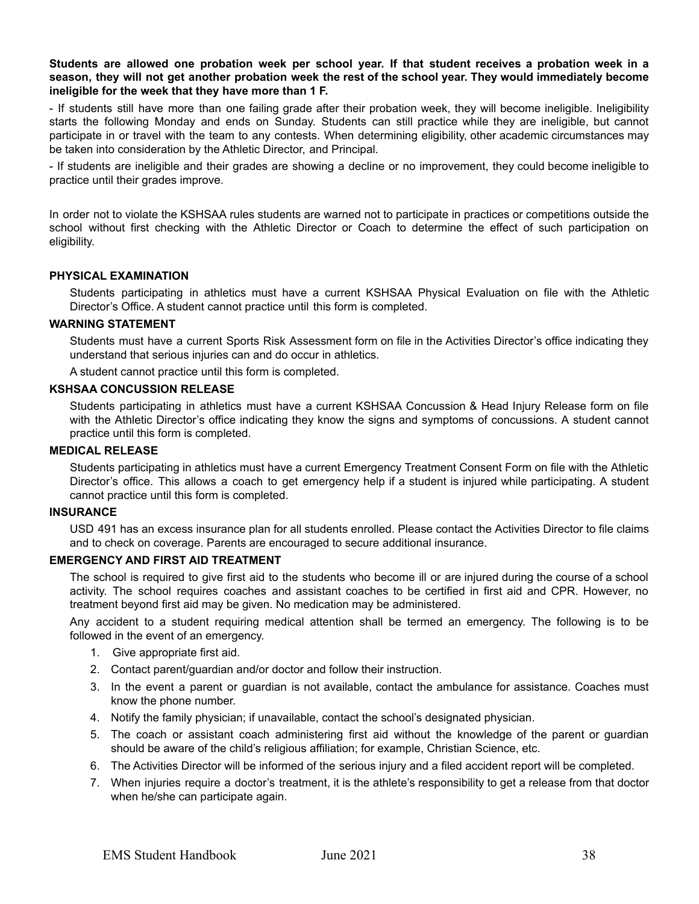**Students are allowed one probation week per school year. If that student receives a probation week in a season, they will not get another probation week the rest of the school year. They would immediately become ineligible for the week that they have more than 1 F.**

- If students still have more than one failing grade after their probation week, they will become ineligible. Ineligibility starts the following Monday and ends on Sunday. Students can still practice while they are ineligible, but cannot participate in or travel with the team to any contests. When determining eligibility, other academic circumstances may be taken into consideration by the Athletic Director, and Principal.
- If students are ineligible and their grades are showing a decline or no improvement, they could become ineligible to practice until their grades improve.

In order not to violate the KSHSAA rules students are warned not to participate in practices or competitions outside the school without first checking with the Athletic Director or Coach to determine the effect of such participation on eligibility.

### PHYSICAL EXAMINATION

Students participating in athletics must have a current KSHSAA Physical Evaluation on file with the Athletic Director's Office. A student cannot practice until this form is completed.

### WARNING STATEMENT

Students must have a current Sports Risk Assessment form on file in the Activities Director's office indicating they understand that serious injuries can and do occur in athletics.

A student cannot practice until this form is completed.

### KSHSAA CONCUSSION RELEASE

Students participating in athletics must have a current KSHSAA Concussion & Head Injury Release form on file with the Athletic Director's office indicating they know the signs and symptoms of concussions. A student cannot practice until this form is completed.

### MEDICAL RELEASE

Students participating in athletics must have a current Emergency Treatment Consent Form on file with the Athletic Director's office. This allows a coach to get emergency help if a student is injured while participating. A student cannot practice until this form is completed.

### INSURANCE

USD 491 has an excess insurance plan for all students enrolled. Please contact the Activities Director to file claims and to check on coverage. Parents are encouraged to secure additional insurance.

### EMERGENCY AND FIRST AID TREATMENT

The school is required to give first aid to the students who become ill or are injured during the course of a school activity. The school requires coaches and assistant coaches to be certified in first aid and CPR. However, no treatment beyond first aid may be given. No medication may be administered.

Any accident to a student requiring medical attention shall be termed an emergency. The following is to be followed in the event of an emergency.

1. Give appropriate first aid.
2. Contact parent/guardian and/or doctor and follow their instruction.
3. In the event a parent or guardian is not available, contact the ambulance for assistance. Coaches must know the phone number.
4. Notify the family physician; if unavailable, contact the school's designated physician.
5. The coach or assistant coach administering first aid without the knowledge of the parent or guardian should be aware of the child's religious affiliation; for example, Christian Science, etc.
6. The Activities Director will be informed of the serious injury and a filed accident report will be completed.
7. When injuries require a doctor's treatment, it is the athlete's responsibility to get a release from that doctor when he/she can participate again.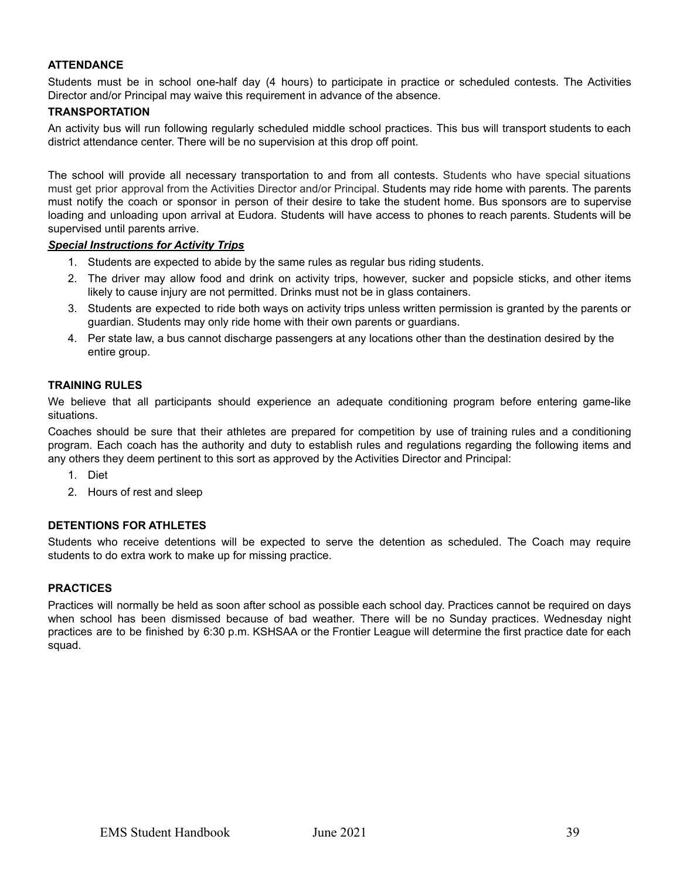### ATTENDANCE

Students must be in school one-half day (4 hours) to participate in practice or scheduled contests. The Activities Director and/or Principal may waive this requirement in advance of the absence.

### TRANSPORTATION

An activity bus will run following regularly scheduled middle school practices. This bus will transport students to each district attendance center. There will be no supervision at this drop off point.

The school will provide all necessary transportation to and from all contests. Students who have special situations must get prior approval from the Activities Director and/or Principal. Students may ride home with parents. The parents must notify the coach or sponsor in person of their desire to take the student home. Bus sponsors are to supervise loading and unloading upon arrival at Eudora. Students will have access to phones to reach parents. Students will be supervised until parents arrive.

***Special Instructions for Activity Trips***

1. Students are expected to abide by the same rules as regular bus riding students.
2. The driver may allow food and drink on activity trips, however, sucker and popsicle sticks, and other items likely to cause injury are not permitted. Drinks must not be in glass containers.
3. Students are expected to ride both ways on activity trips unless written permission is granted by the parents or guardian. Students may only ride home with their own parents or guardians.
4. Per state law, a bus cannot discharge passengers at any locations other than the destination desired by the entire group.

### TRAINING RULES

We believe that all participants should experience an adequate conditioning program before entering game-like situations.

Coaches should be sure that their athletes are prepared for competition by use of training rules and a conditioning program. Each coach has the authority and duty to establish rules and regulations regarding the following items and any others they deem pertinent to this sort as approved by the Activities Director and Principal:

1. Diet
2. Hours of rest and sleep

### DETENTIONS FOR ATHLETES

Students who receive detentions will be expected to serve the detention as scheduled. The Coach may require students to do extra work to make up for missing practice.

### PRACTICES

Practices will normally be held as soon after school as possible each school day. Practices cannot be required on days when school has been dismissed because of bad weather. There will be no Sunday practices. Wednesday night practices are to be finished by 6:30 p.m. KSHSAA or the Frontier League will determine the first practice date for each squad.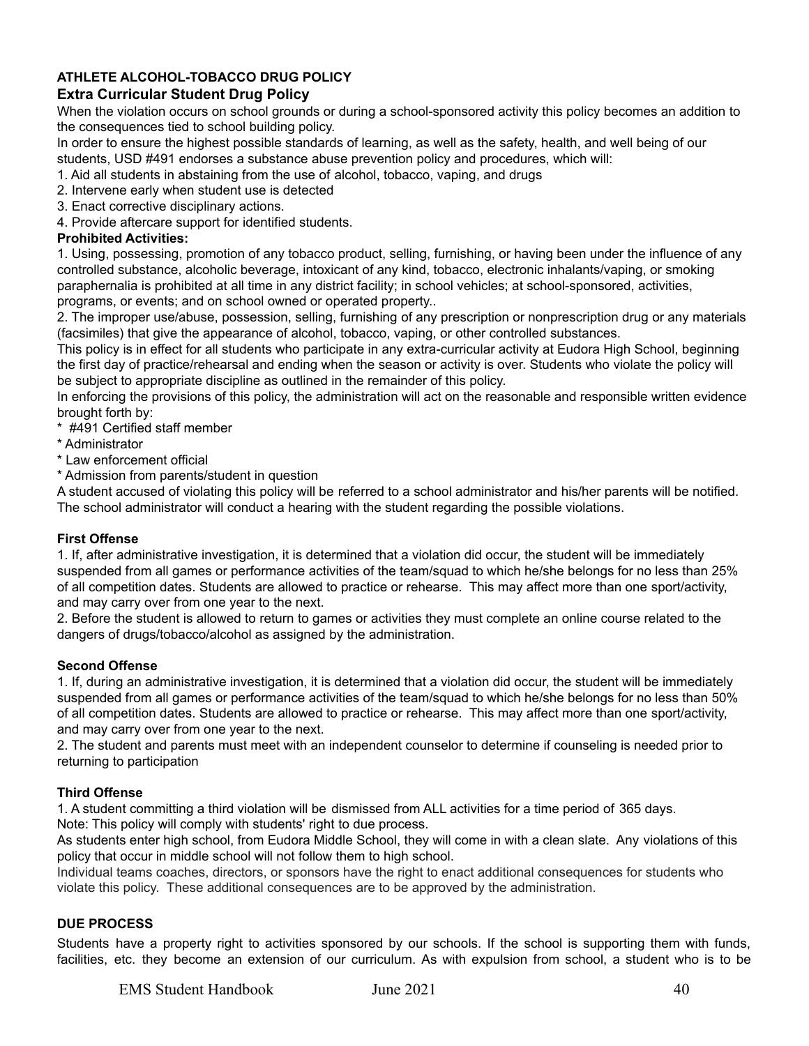**ATHLETE ALCOHOL-TOBACCO DRUG POLICY**

### Extra Curricular Student Drug Policy

When the violation occurs on school grounds or during a school-sponsored activity this policy becomes an addition to the consequences tied to school building policy.

In order to ensure the highest possible standards of learning, as well as the safety, health, and well being of our students, USD #491 endorses a substance abuse prevention policy and procedures, which will:

1. Aid all students in abstaining from the use of alcohol, tobacco, vaping, and drugs
2. Intervene early when student use is detected
3. Enact corrective disciplinary actions.
4. Provide aftercare support for identified students.

**Prohibited Activities:**

1. Using, possessing, promotion of any tobacco product, selling, furnishing, or having been under the influence of any controlled substance, alcoholic beverage, intoxicant of any kind, tobacco, electronic inhalants/vaping, or smoking paraphernalia is prohibited at all time in any district facility; in school vehicles; at school-sponsored, activities, programs, or events; and on school owned or operated property..
2. The improper use/abuse, possession, selling, furnishing of any prescription or nonprescription drug or any materials (facsimiles) that give the appearance of alcohol, tobacco, vaping, or other controlled substances.

This policy is in effect for all students who participate in any extra-curricular activity at Eudora High School, beginning the first day of practice/rehearsal and ending when the season or activity is over. Students who violate the policy will be subject to appropriate discipline as outlined in the remainder of this policy.

In enforcing the provisions of this policy, the administration will act on the reasonable and responsible written evidence brought forth by:

* #491 Certified staff member
* Administrator
* Law enforcement official
* Admission from parents/student in question

A student accused of violating this policy will be referred to a school administrator and his/her parents will be notified. The school administrator will conduct a hearing with the student regarding the possible violations.

**First Offense**

1. If, after administrative investigation, it is determined that a violation did occur, the student will be immediately suspended from all games or performance activities of the team/squad to which he/she belongs for no less than 25% of all competition dates. Students are allowed to practice or rehearse. This may affect more than one sport/activity, and may carry over from one year to the next.
2. Before the student is allowed to return to games or activities they must complete an online course related to the dangers of drugs/tobacco/alcohol as assigned by the administration.

**Second Offense**

1. If, during an administrative investigation, it is determined that a violation did occur, the student will be immediately suspended from all games or performance activities of the team/squad to which he/she belongs for no less than 50% of all competition dates. Students are allowed to practice or rehearse. This may affect more than one sport/activity, and may carry over from one year to the next.
2. The student and parents must meet with an independent counselor to determine if counseling is needed prior to returning to participation

**Third Offense**

1. A student committing a third violation will be dismissed from ALL activities for a time period of 365 days.

Note: This policy will comply with students' right to due process.

As students enter high school, from Eudora Middle School, they will come in with a clean slate. Any violations of this policy that occur in middle school will not follow them to high school.

Individual teams coaches, directors, or sponsors have the right to enact additional consequences for students who violate this policy. These additional consequences are to be approved by the administration.

**DUE PROCESS**

Students have a property right to activities sponsored by our schools. If the school is supporting them with funds, facilities, etc. they become an extension of our curriculum. As with expulsion from school, a student who is to be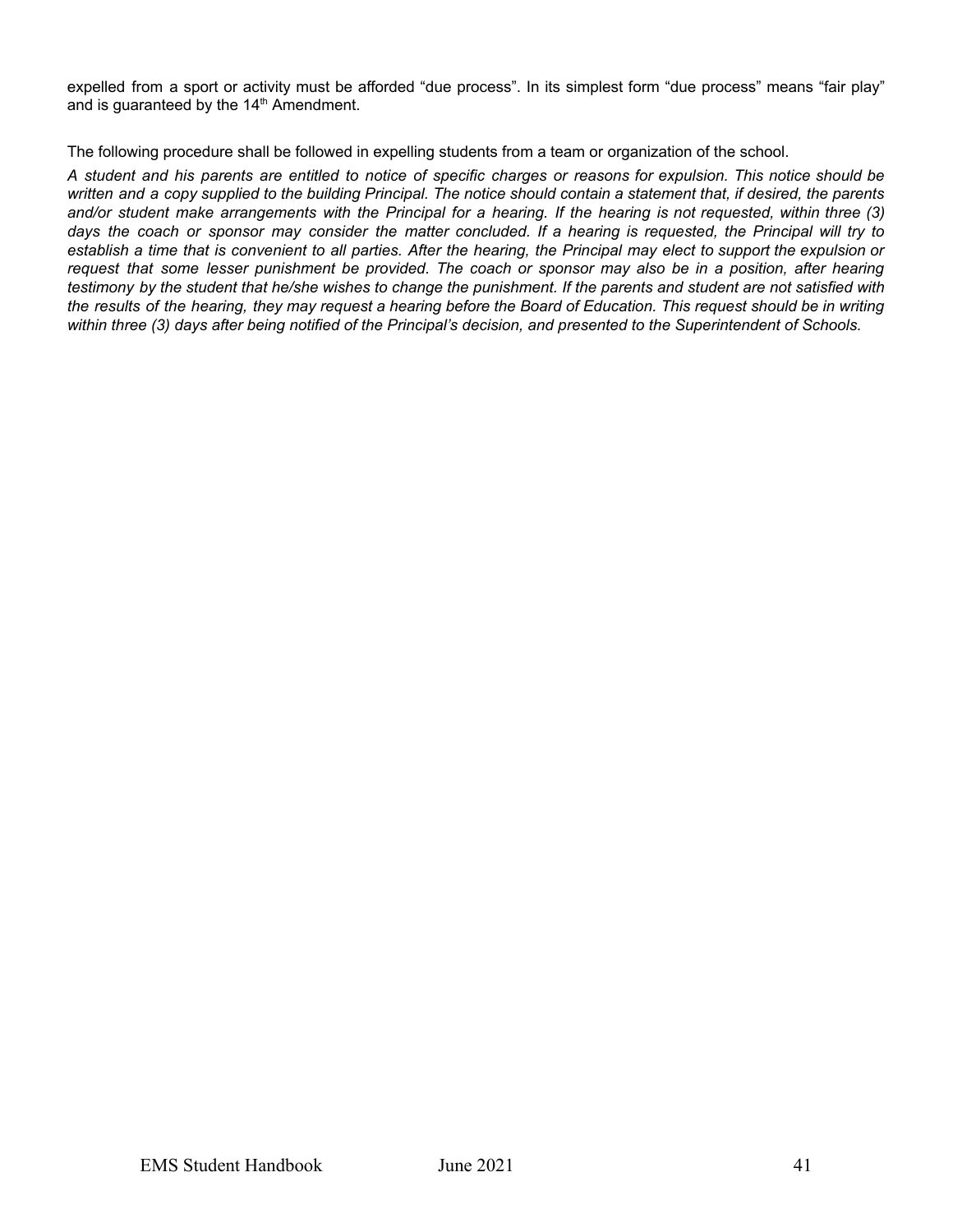expelled from a sport or activity must be afforded "due process". In its simplest form "due process" means "fair play" and is guaranteed by the 14th Amendment.

The following procedure shall be followed in expelling students from a team or organization of the school.

*A student and his parents are entitled to notice of specific charges or reasons for expulsion. This notice should be written and a copy supplied to the building Principal. The notice should contain a statement that, if desired, the parents and/or student make arrangements with the Principal for a hearing. If the hearing is not requested, within three (3) days the coach or sponsor may consider the matter concluded. If a hearing is requested, the Principal will try to establish a time that is convenient to all parties. After the hearing, the Principal may elect to support the expulsion or request that some lesser punishment be provided. The coach or sponsor may also be in a position, after hearing testimony by the student that he/she wishes to change the punishment. If the parents and student are not satisfied with the results of the hearing, they may request a hearing before the Board of Education. This request should be in writing within three (3) days after being notified of the Principal's decision, and presented to the Superintendent of Schools.*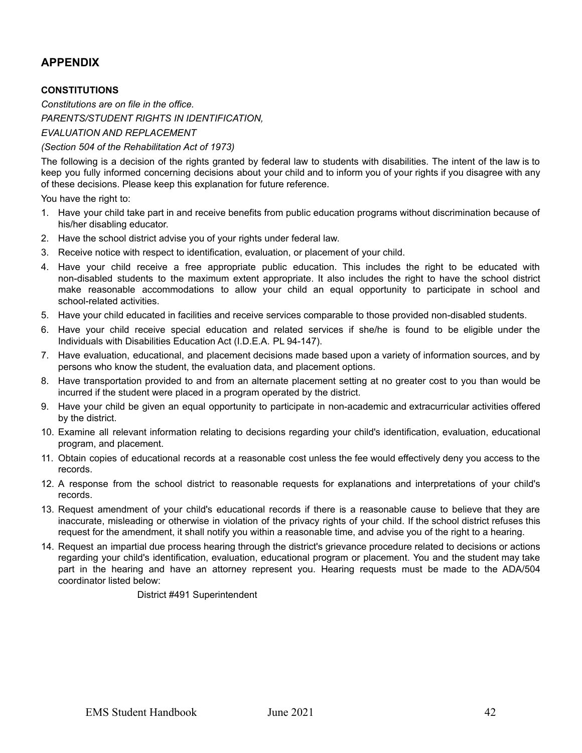## APPENDIX

### CONSTITUTIONS

*Constitutions are on file in the office.*

*PARENTS/STUDENT RIGHTS IN IDENTIFICATION,*

*EVALUATION AND REPLACEMENT*

*(Section 504 of the Rehabilitation Act of 1973)*

The following is a decision of the rights granted by federal law to students with disabilities. The intent of the law is to keep you fully informed concerning decisions about your child and to inform you of your rights if you disagree with any of these decisions. Please keep this explanation for future reference.

You have the right to:

1. Have your child take part in and receive benefits from public education programs without discrimination because of his/her disabling educator.
2. Have the school district advise you of your rights under federal law.
3. Receive notice with respect to identification, evaluation, or placement of your child.
4. Have your child receive a free appropriate public education. This includes the right to be educated with non-disabled students to the maximum extent appropriate. It also includes the right to have the school district make reasonable accommodations to allow your child an equal opportunity to participate in school and school-related activities.
5. Have your child educated in facilities and receive services comparable to those provided non-disabled students.
6. Have your child receive special education and related services if she/he is found to be eligible under the Individuals with Disabilities Education Act (I.D.E.A. PL 94-147).
7. Have evaluation, educational, and placement decisions made based upon a variety of information sources, and by persons who know the student, the evaluation data, and placement options.
8. Have transportation provided to and from an alternate placement setting at no greater cost to you than would be incurred if the student were placed in a program operated by the district.
9. Have your child be given an equal opportunity to participate in non-academic and extracurricular activities offered by the district.
10. Examine all relevant information relating to decisions regarding your child's identification, evaluation, educational program, and placement.
11. Obtain copies of educational records at a reasonable cost unless the fee would effectively deny you access to the records.
12. A response from the school district to reasonable requests for explanations and interpretations of your child's records.
13. Request amendment of your child's educational records if there is a reasonable cause to believe that they are inaccurate, misleading or otherwise in violation of the privacy rights of your child. If the school district refuses this request for the amendment, it shall notify you within a reasonable time, and advise you of the right to a hearing.
14. Request an impartial due process hearing through the district's grievance procedure related to decisions or actions regarding your child's identification, evaluation, educational program or placement. You and the student may take part in the hearing and have an attorney represent you. Hearing requests must be made to the ADA/504 coordinator listed below:

    District #491 Superintendent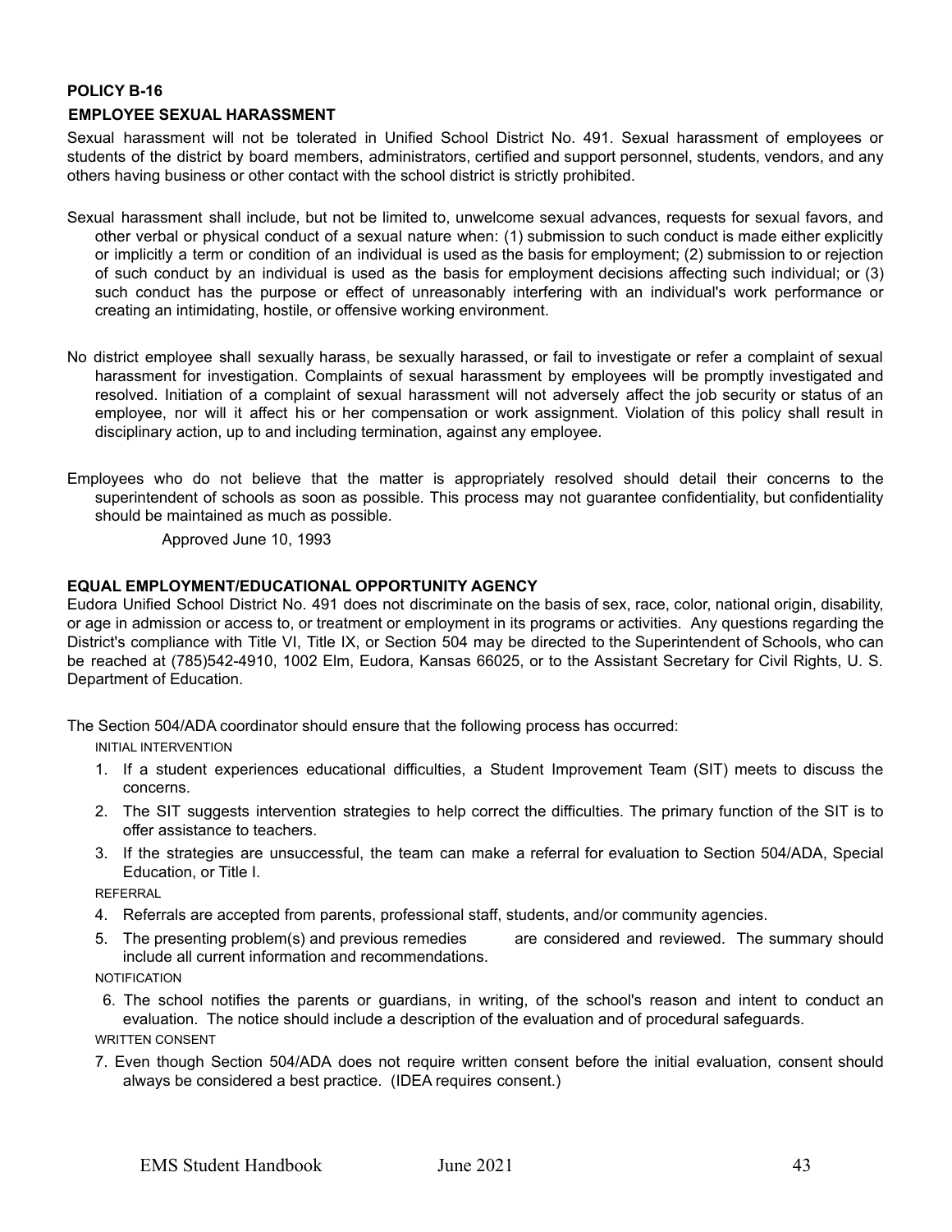**POLICY B-16**

**EMPLOYEE SEXUAL HARASSMENT**

Sexual harassment will not be tolerated in Unified School District No. 491. Sexual harassment of employees or students of the district by board members, administrators, certified and support personnel, students, vendors, and any others having business or other contact with the school district is strictly prohibited.

Sexual harassment shall include, but not be limited to, unwelcome sexual advances, requests for sexual favors, and other verbal or physical conduct of a sexual nature when: (1) submission to such conduct is made either explicitly or implicitly a term or condition of an individual is used as the basis for employment; (2) submission to or rejection of such conduct by an individual is used as the basis for employment decisions affecting such individual; or (3) such conduct has the purpose or effect of unreasonably interfering with an individual's work performance or creating an intimidating, hostile, or offensive working environment.

No district employee shall sexually harass, be sexually harassed, or fail to investigate or refer a complaint of sexual harassment for investigation. Complaints of sexual harassment by employees will be promptly investigated and resolved. Initiation of a complaint of sexual harassment will not adversely affect the job security or status of an employee, nor will it affect his or her compensation or work assignment. Violation of this policy shall result in disciplinary action, up to and including termination, against any employee.

Employees who do not believe that the matter is appropriately resolved should detail their concerns to the superintendent of schools as soon as possible. This process may not guarantee confidentiality, but confidentiality should be maintained as much as possible.

Approved June 10, 1993

**EQUAL EMPLOYMENT/EDUCATIONAL OPPORTUNITY AGENCY**

Eudora Unified School District No. 491 does not discriminate on the basis of sex, race, color, national origin, disability, or age in admission or access to, or treatment or employment in its programs or activities. Any questions regarding the District's compliance with Title VI, Title IX, or Section 504 may be directed to the Superintendent of Schools, who can be reached at (785)542-4910, 1002 Elm, Eudora, Kansas 66025, or to the Assistant Secretary for Civil Rights, U. S. Department of Education.

The Section 504/ADA coordinator should ensure that the following process has occurred:

INITIAL INTERVENTION

1. If a student experiences educational difficulties, a Student Improvement Team (SIT) meets to discuss the concerns.
2. The SIT suggests intervention strategies to help correct the difficulties. The primary function of the SIT is to offer assistance to teachers.
3. If the strategies are unsuccessful, the team can make a referral for evaluation to Section 504/ADA, Special Education, or Title I.

REFERRAL

4. Referrals are accepted from parents, professional staff, students, and/or community agencies.
5. The presenting problem(s) and previous remedies are considered and reviewed. The summary should include all current information and recommendations.

NOTIFICATION

6. The school notifies the parents or guardians, in writing, of the school's reason and intent to conduct an evaluation. The notice should include a description of the evaluation and of procedural safeguards.

WRITTEN CONSENT

7. Even though Section 504/ADA does not require written consent before the initial evaluation, consent should always be considered a best practice. (IDEA requires consent.)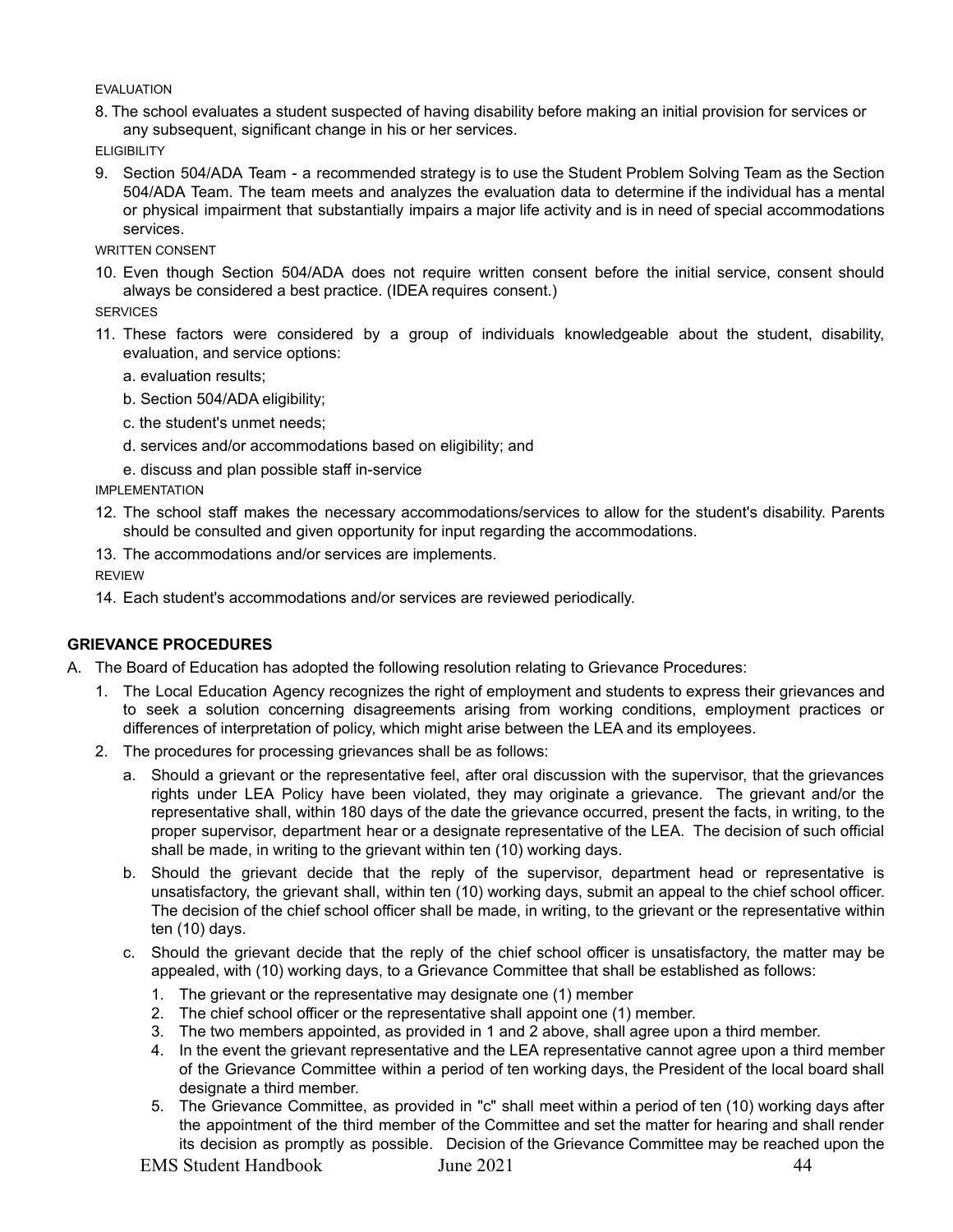EVALUATION

8. The school evaluates a student suspected of having disability before making an initial provision for services or any subsequent, significant change in his or her services.

ELIGIBILITY

9. Section 504/ADA Team - a recommended strategy is to use the Student Problem Solving Team as the Section 504/ADA Team. The team meets and analyzes the evaluation data to determine if the individual has a mental or physical impairment that substantially impairs a major life activity and is in need of special accommodations services.

WRITTEN CONSENT

10. Even though Section 504/ADA does not require written consent before the initial service, consent should always be considered a best practice. (IDEA requires consent.)

SERVICES

11. These factors were considered by a group of individuals knowledgeable about the student, disability, evaluation, and service options:
    a. evaluation results;
    b. Section 504/ADA eligibility;
    c. the student's unmet needs;
    d. services and/or accommodations based on eligibility; and
    e. discuss and plan possible staff in-service

IMPLEMENTATION

12. The school staff makes the necessary accommodations/services to allow for the student's disability. Parents should be consulted and given opportunity for input regarding the accommodations.
13. The accommodations and/or services are implements.

REVIEW

14. Each student's accommodations and/or services are reviewed periodically.

**GRIEVANCE PROCEDURES**

A. The Board of Education has adopted the following resolution relating to Grievance Procedures:
   1. The Local Education Agency recognizes the right of employment and students to express their grievances and to seek a solution concerning disagreements arising from working conditions, employment practices or differences of interpretation of policy, which might arise between the LEA and its employees.
   2. The procedures for processing grievances shall be as follows:
      a. Should a grievant or the representative feel, after oral discussion with the supervisor, that the grievances rights under LEA Policy have been violated, they may originate a grievance. The grievant and/or the representative shall, within 180 days of the date the grievance occurred, present the facts, in writing, to the proper supervisor, department hear or a designate representative of the LEA. The decision of such official shall be made, in writing to the grievant within ten (10) working days.
      b. Should the grievant decide that the reply of the supervisor, department head or representative is unsatisfactory, the grievant shall, within ten (10) working days, submit an appeal to the chief school officer. The decision of the chief school officer shall be made, in writing, to the grievant or the representative within ten (10) days.
      c. Should the grievant decide that the reply of the chief school officer is unsatisfactory, the matter may be appealed, with (10) working days, to a Grievance Committee that shall be established as follows:
         1. The grievant or the representative may designate one (1) member
         2. The chief school officer or the representative shall appoint one (1) member.
         3. The two members appointed, as provided in 1 and 2 above, shall agree upon a third member.
         4. In the event the grievant representative and the LEA representative cannot agree upon a third member of the Grievance Committee within a period of ten working days, the President of the local board shall designate a third member.
         5. The Grievance Committee, as provided in "c" shall meet within a period of ten (10) working days after the appointment of the third member of the Committee and set the matter for hearing and shall render its decision as promptly as possible. Decision of the Grievance Committee may be reached upon the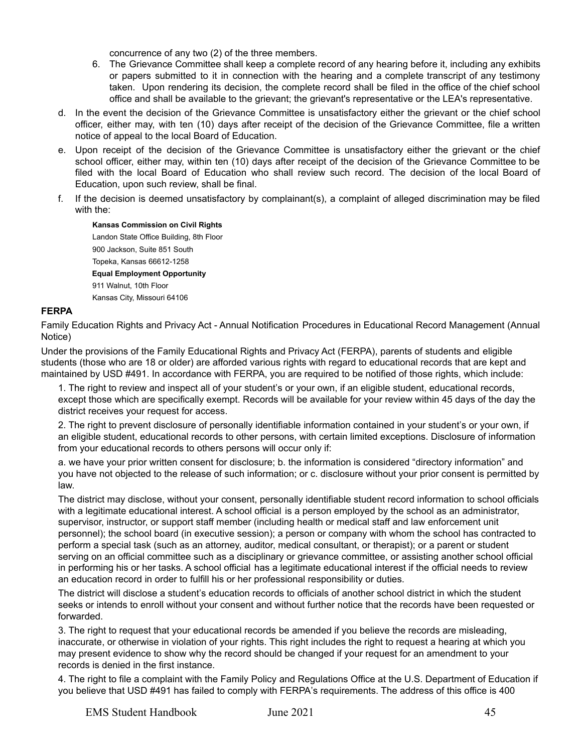concurrence of any two (2) of the three members.

6. The Grievance Committee shall keep a complete record of any hearing before it, including any exhibits or papers submitted to it in connection with the hearing and a complete transcript of any testimony taken. Upon rendering its decision, the complete record shall be filed in the office of the chief school office and shall be available to the grievant; the grievant's representative or the LEA's representative.

d. In the event the decision of the Grievance Committee is unsatisfactory either the grievant or the chief school officer, either may, with ten (10) days after receipt of the decision of the Grievance Committee, file a written notice of appeal to the local Board of Education.

e. Upon receipt of the decision of the Grievance Committee is unsatisfactory either the grievant or the chief school officer, either may, within ten (10) days after receipt of the decision of the Grievance Committee to be filed with the local Board of Education who shall review such record. The decision of the local Board of Education, upon such review, shall be final.

f. If the decision is deemed unsatisfactory by complainant(s), a complaint of alleged discrimination may be filed with the:

**Kansas Commission on Civil Rights**
Landon State Office Building, 8th Floor
900 Jackson, Suite 851 South
Topeka, Kansas 66612-1258
**Equal Employment Opportunity**
911 Walnut, 10th Floor
Kansas City, Missouri 64106

## FERPA

Family Education Rights and Privacy Act - Annual Notification Procedures in Educational Record Management (Annual Notice)

Under the provisions of the Family Educational Rights and Privacy Act (FERPA), parents of students and eligible students (those who are 18 or older) are afforded various rights with regard to educational records that are kept and maintained by USD #491. In accordance with FERPA, you are required to be notified of those rights, which include:

1. The right to review and inspect all of your student's or your own, if an eligible student, educational records, except those which are specifically exempt. Records will be available for your review within 45 days of the day the district receives your request for access.

2. The right to prevent disclosure of personally identifiable information contained in your student's or your own, if an eligible student, educational records to other persons, with certain limited exceptions. Disclosure of information from your educational records to others persons will occur only if:

a. we have your prior written consent for disclosure; b. the information is considered "directory information" and you have not objected to the release of such information; or c. disclosure without your prior consent is permitted by law.

The district may disclose, without your consent, personally identifiable student record information to school officials with a legitimate educational interest. A school official is a person employed by the school as an administrator, supervisor, instructor, or support staff member (including health or medical staff and law enforcement unit personnel); the school board (in executive session); a person or company with whom the school has contracted to perform a special task (such as an attorney, auditor, medical consultant, or therapist); or a parent or student serving on an official committee such as a disciplinary or grievance committee, or assisting another school official in performing his or her tasks. A school official has a legitimate educational interest if the official needs to review an education record in order to fulfill his or her professional responsibility or duties.

The district will disclose a student's education records to officials of another school district in which the student seeks or intends to enroll without your consent and without further notice that the records have been requested or forwarded.

3. The right to request that your educational records be amended if you believe the records are misleading, inaccurate, or otherwise in violation of your rights. This right includes the right to request a hearing at which you may present evidence to show why the record should be changed if your request for an amendment to your records is denied in the first instance.

4. The right to file a complaint with the Family Policy and Regulations Office at the U.S. Department of Education if you believe that USD #491 has failed to comply with FERPA's requirements. The address of this office is 400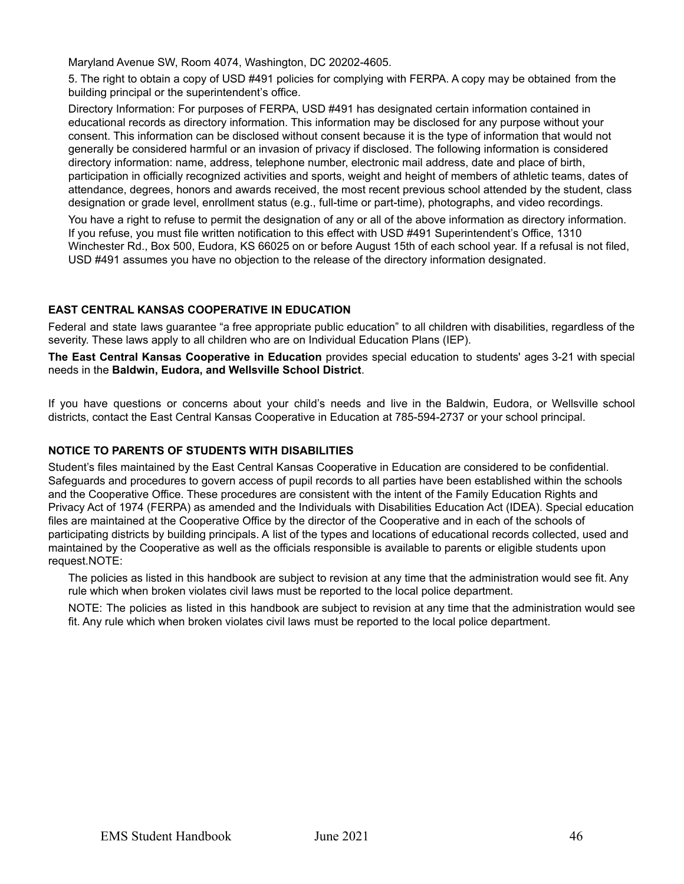Maryland Avenue SW, Room 4074, Washington, DC 20202-4605.

5. The right to obtain a copy of USD #491 policies for complying with FERPA. A copy may be obtained from the building principal or the superintendent's office.

Directory Information: For purposes of FERPA, USD #491 has designated certain information contained in educational records as directory information. This information may be disclosed for any purpose without your consent. This information can be disclosed without consent because it is the type of information that would not generally be considered harmful or an invasion of privacy if disclosed. The following information is considered directory information: name, address, telephone number, electronic mail address, date and place of birth, participation in officially recognized activities and sports, weight and height of members of athletic teams, dates of attendance, degrees, honors and awards received, the most recent previous school attended by the student, class designation or grade level, enrollment status (e.g., full-time or part-time), photographs, and video recordings.

You have a right to refuse to permit the designation of any or all of the above information as directory information. If you refuse, you must file written notification to this effect with USD #491 Superintendent's Office, 1310 Winchester Rd., Box 500, Eudora, KS 66025 on or before August 15th of each school year. If a refusal is not filed, USD #491 assumes you have no objection to the release of the directory information designated.

**EAST CENTRAL KANSAS COOPERATIVE IN EDUCATION**

Federal and state laws guarantee "a free appropriate public education" to all children with disabilities, regardless of the severity. These laws apply to all children who are on Individual Education Plans (IEP).

**The East Central Kansas Cooperative in Education** provides special education to students' ages 3-21 with special needs in the **Baldwin, Eudora, and Wellsville School District**.

If you have questions or concerns about your child's needs and live in the Baldwin, Eudora, or Wellsville school districts, contact the East Central Kansas Cooperative in Education at 785-594-2737 or your school principal.

**NOTICE TO PARENTS OF STUDENTS WITH DISABILITIES**

Student's files maintained by the East Central Kansas Cooperative in Education are considered to be confidential. Safeguards and procedures to govern access of pupil records to all parties have been established within the schools and the Cooperative Office. These procedures are consistent with the intent of the Family Education Rights and Privacy Act of 1974 (FERPA) as amended and the Individuals with Disabilities Education Act (IDEA). Special education files are maintained at the Cooperative Office by the director of the Cooperative and in each of the schools of participating districts by building principals. A list of the types and locations of educational records collected, used and maintained by the Cooperative as well as the officials responsible is available to parents or eligible students upon request.NOTE:

The policies as listed in this handbook are subject to revision at any time that the administration would see fit. Any rule which when broken violates civil laws must be reported to the local police department.

NOTE: The policies as listed in this handbook are subject to revision at any time that the administration would see fit. Any rule which when broken violates civil laws must be reported to the local police department.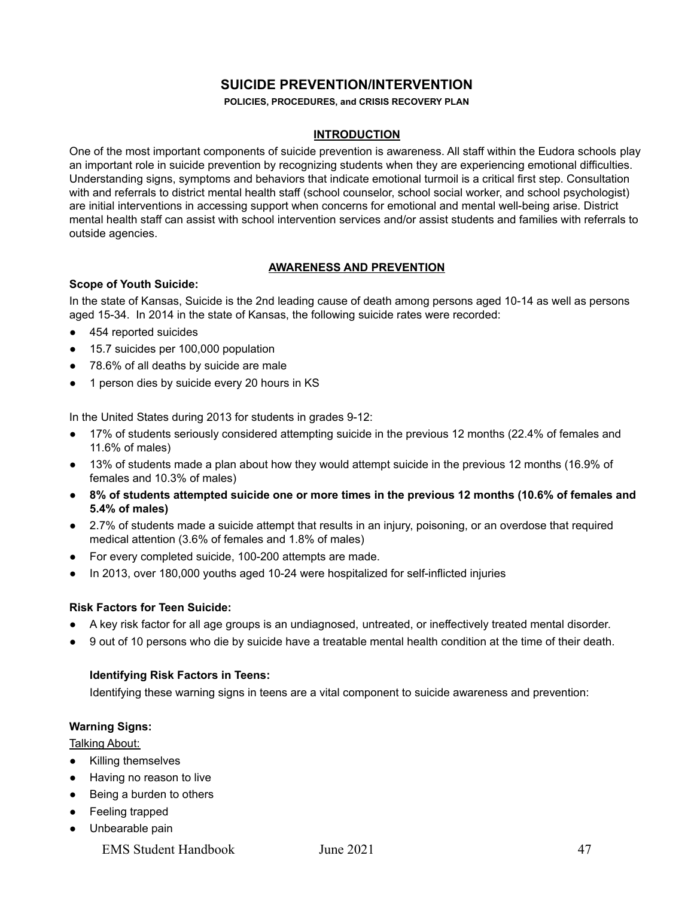# SUICIDE PREVENTION/INTERVENTION

**POLICIES, PROCEDURES, and CRISIS RECOVERY PLAN**

## INTRODUCTION

One of the most important components of suicide prevention is awareness. All staff within the Eudora schools play an important role in suicide prevention by recognizing students when they are experiencing emotional difficulties. Understanding signs, symptoms and behaviors that indicate emotional turmoil is a critical first step. Consultation with and referrals to district mental health staff (school counselor, school social worker, and school psychologist) are initial interventions in accessing support when concerns for emotional and mental well-being arise. District mental health staff can assist with school intervention services and/or assist students and families with referrals to outside agencies.

## AWARENESS AND PREVENTION

**Scope of Youth Suicide:**

In the state of Kansas, Suicide is the 2nd leading cause of death among persons aged 10-14 as well as persons aged 15-34. In 2014 in the state of Kansas, the following suicide rates were recorded:

- 454 reported suicides
- 15.7 suicides per 100,000 population
- 78.6% of all deaths by suicide are male
- 1 person dies by suicide every 20 hours in KS

In the United States during 2013 for students in grades 9-12:

- 17% of students seriously considered attempting suicide in the previous 12 months (22.4% of females and 11.6% of males)
- 13% of students made a plan about how they would attempt suicide in the previous 12 months (16.9% of females and 10.3% of males)
- **8% of students attempted suicide one or more times in the previous 12 months (10.6% of females and 5.4% of males)**
- 2.7% of students made a suicide attempt that results in an injury, poisoning, or an overdose that required medical attention (3.6% of females and 1.8% of males)
- For every completed suicide, 100-200 attempts are made.
- In 2013, over 180,000 youths aged 10-24 were hospitalized for self-inflicted injuries

**Risk Factors for Teen Suicide:**

- A key risk factor for all age groups is an undiagnosed, untreated, or ineffectively treated mental disorder.
- 9 out of 10 persons who die by suicide have a treatable mental health condition at the time of their death.

**Identifying Risk Factors in Teens:**

Identifying these warning signs in teens are a vital component to suicide awareness and prevention:

**Warning Signs:**

Talking About:

- Killing themselves
- Having no reason to live
- Being a burden to others
- Feeling trapped
- Unbearable pain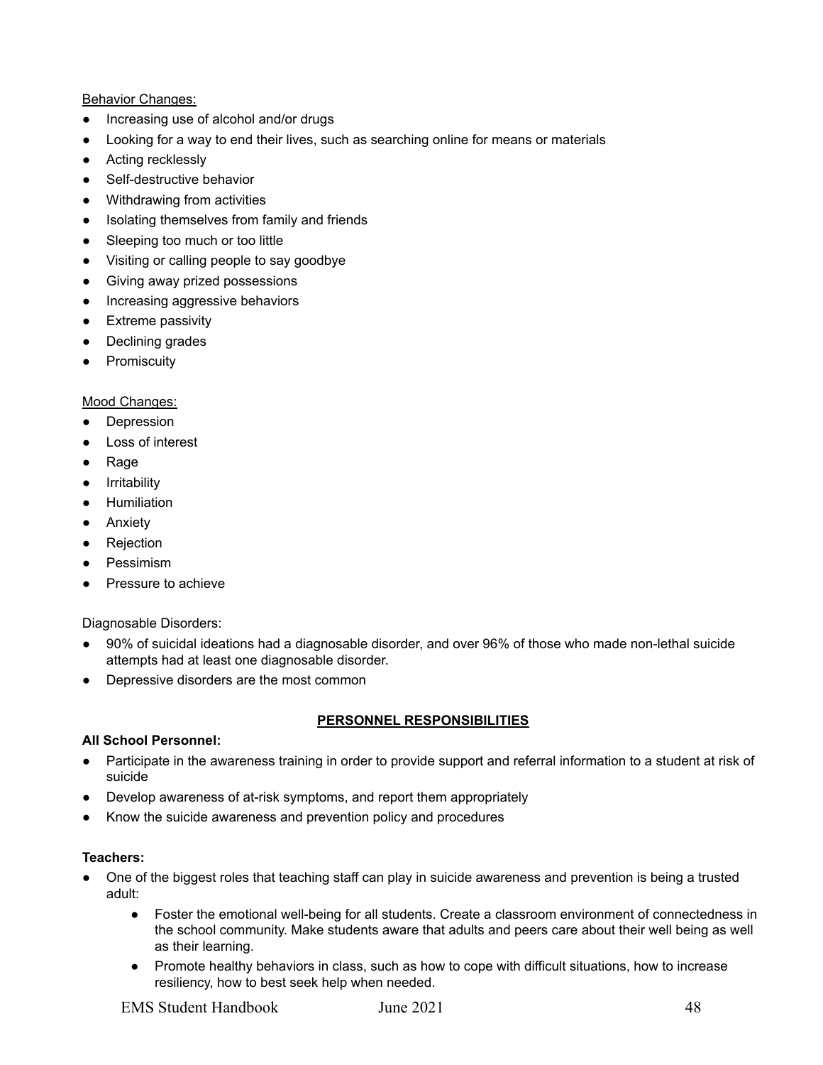<u>Behavior Changes:</u>

- Increasing use of alcohol and/or drugs
- Looking for a way to end their lives, such as searching online for means or materials
- Acting recklessly
- Self-destructive behavior
- Withdrawing from activities
- Isolating themselves from family and friends
- Sleeping too much or too little
- Visiting or calling people to say goodbye
- Giving away prized possessions
- Increasing aggressive behaviors
- Extreme passivity
- Declining grades
- Promiscuity

<u>Mood Changes:</u>

- Depression
- Loss of interest
- Rage
- Irritability
- Humiliation
- Anxiety
- Rejection
- Pessimism
- Pressure to achieve

Diagnosable Disorders:

- 90% of suicidal ideations had a diagnosable disorder, and over 96% of those who made non-lethal suicide attempts had at least one diagnosable disorder.
- Depressive disorders are the most common

## PERSONNEL RESPONSIBILITIES

**All School Personnel:**

- Participate in the awareness training in order to provide support and referral information to a student at risk of suicide
- Develop awareness of at-risk symptoms, and report them appropriately
- Know the suicide awareness and prevention policy and procedures

**Teachers:**

- One of the biggest roles that teaching staff can play in suicide awareness and prevention is being a trusted adult:
    - Foster the emotional well-being for all students. Create a classroom environment of connectedness in the school community. Make students aware that adults and peers care about their well being as well as their learning.
    - Promote healthy behaviors in class, such as how to cope with difficult situations, how to increase resiliency, how to best seek help when needed.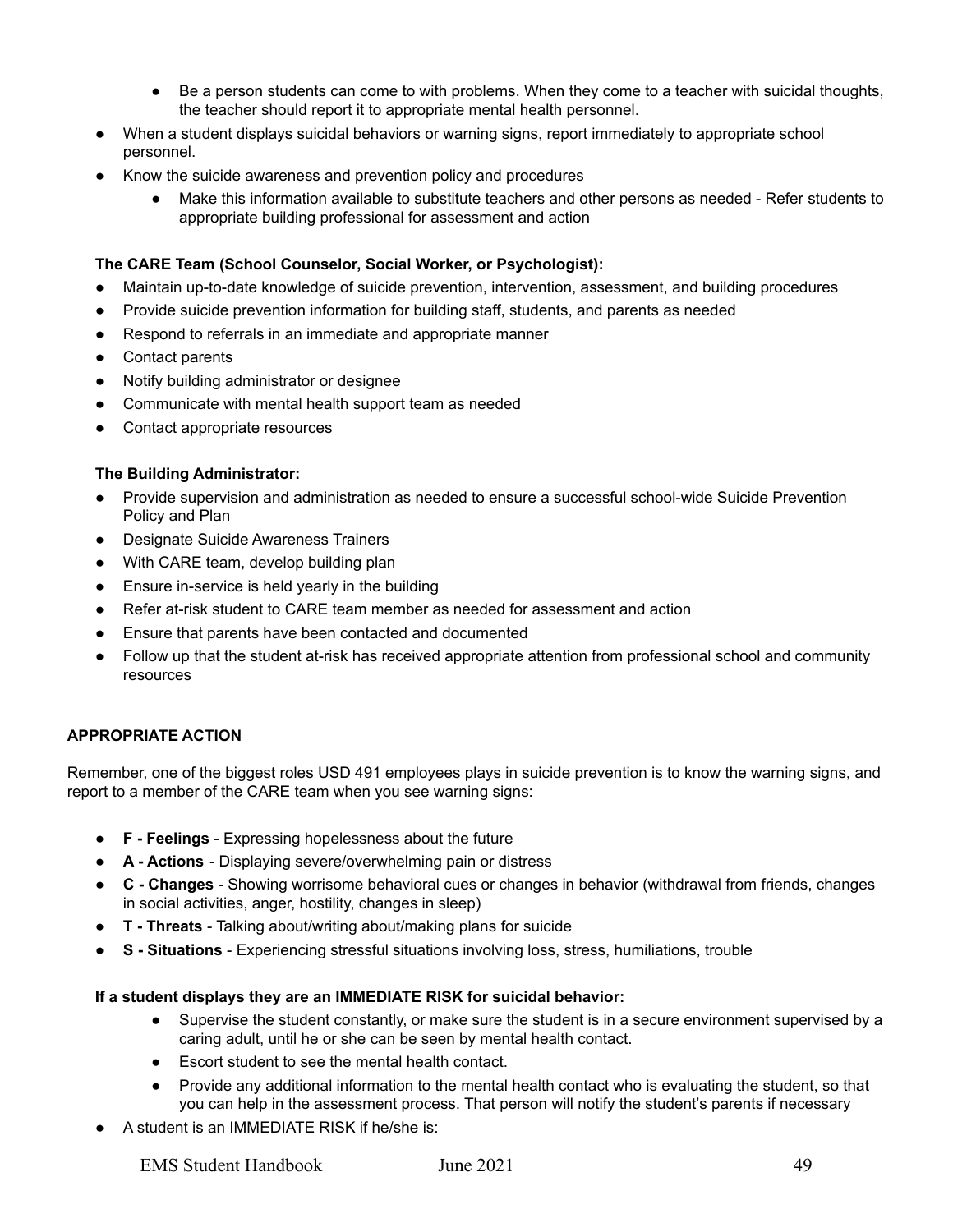- Be a person students can come to with problems. When they come to a teacher with suicidal thoughts, the teacher should report it to appropriate mental health personnel.
- When a student displays suicidal behaviors or warning signs, report immediately to appropriate school personnel.
- Know the suicide awareness and prevention policy and procedures
    - Make this information available to substitute teachers and other persons as needed - Refer students to appropriate building professional for assessment and action

**The CARE Team (School Counselor, Social Worker, or Psychologist):**

- Maintain up-to-date knowledge of suicide prevention, intervention, assessment, and building procedures
- Provide suicide prevention information for building staff, students, and parents as needed
- Respond to referrals in an immediate and appropriate manner
- Contact parents
- Notify building administrator or designee
- Communicate with mental health support team as needed
- Contact appropriate resources

**The Building Administrator:**

- Provide supervision and administration as needed to ensure a successful school-wide Suicide Prevention Policy and Plan
- Designate Suicide Awareness Trainers
- With CARE team, develop building plan
- Ensure in-service is held yearly in the building
- Refer at-risk student to CARE team member as needed for assessment and action
- Ensure that parents have been contacted and documented
- Follow up that the student at-risk has received appropriate attention from professional school and community resources

**APPROPRIATE ACTION**

Remember, one of the biggest roles USD 491 employees plays in suicide prevention is to know the warning signs, and report to a member of the CARE team when you see warning signs:

- **F - Feelings** - Expressing hopelessness about the future
- **A - Actions** - Displaying severe/overwhelming pain or distress
- **C - Changes** - Showing worrisome behavioral cues or changes in behavior (withdrawal from friends, changes in social activities, anger, hostility, changes in sleep)
- **T - Threats** - Talking about/writing about/making plans for suicide
- **S - Situations** - Experiencing stressful situations involving loss, stress, humiliations, trouble

**If a student displays they are an IMMEDIATE RISK for suicidal behavior:**

- Supervise the student constantly, or make sure the student is in a secure environment supervised by a caring adult, until he or she can be seen by mental health contact.
- Escort student to see the mental health contact.
- Provide any additional information to the mental health contact who is evaluating the student, so that you can help in the assessment process. That person will notify the student's parents if necessary

- A student is an IMMEDIATE RISK if he/she is: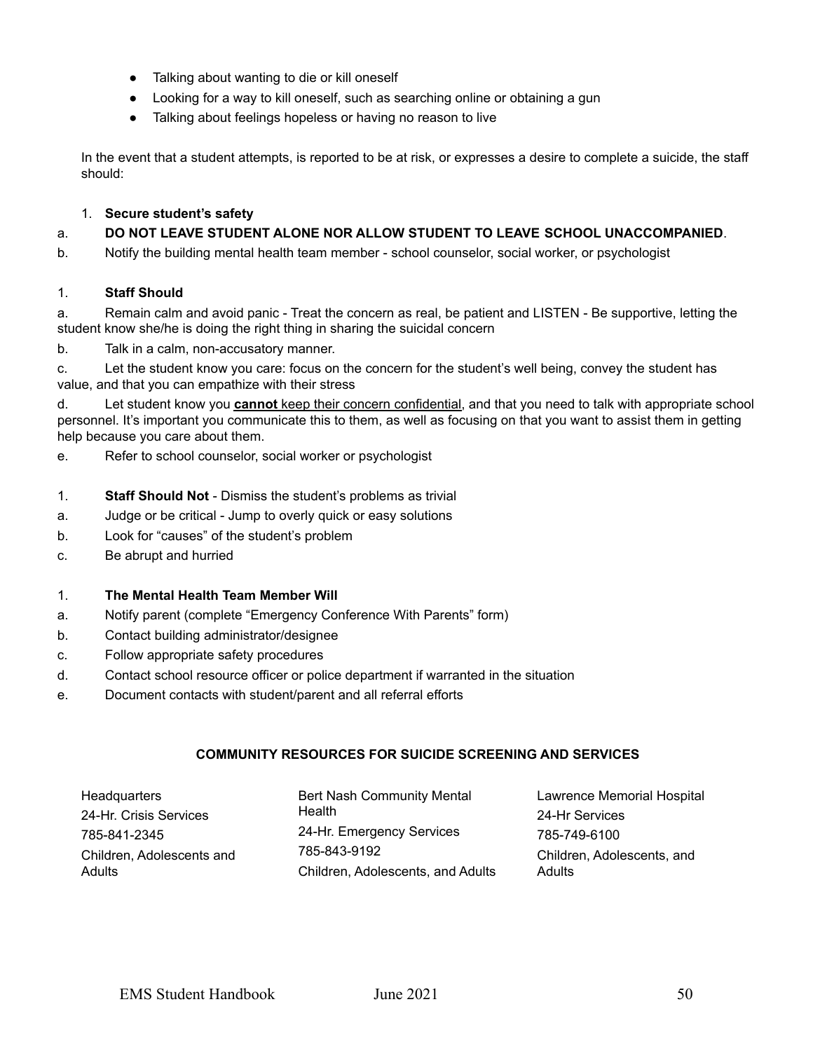- Talking about wanting to die or kill oneself
- Looking for a way to kill oneself, such as searching online or obtaining a gun
- Talking about feelings hopeless or having no reason to live

In the event that a student attempts, is reported to be at risk, or expresses a desire to complete a suicide, the staff should:

1. **Secure student's safety**

a. **DO NOT LEAVE STUDENT ALONE NOR ALLOW STUDENT TO LEAVE SCHOOL UNACCOMPANIED**.

b. Notify the building mental health team member - school counselor, social worker, or psychologist

1. **Staff Should**

a. Remain calm and avoid panic - Treat the concern as real, be patient and LISTEN - Be supportive, letting the student know she/he is doing the right thing in sharing the suicidal concern

b. Talk in a calm, non-accusatory manner.

c. Let the student know you care: focus on the concern for the student's well being, convey the student has value, and that you can empathize with their stress

d. Let student know you **cannot** keep their concern confidential, and that you need to talk with appropriate school personnel. It's important you communicate this to them, as well as focusing on that you want to assist them in getting help because you care about them.

e. Refer to school counselor, social worker or psychologist

1. **Staff Should Not** - Dismiss the student's problems as trivial

a. Judge or be critical - Jump to overly quick or easy solutions

b. Look for "causes" of the student's problem

c. Be abrupt and hurried

1. **The Mental Health Team Member Will**

a. Notify parent (complete "Emergency Conference With Parents" form)

b. Contact building administrator/designee

c. Follow appropriate safety procedures

d. Contact school resource officer or police department if warranted in the situation

e. Document contacts with student/parent and all referral efforts

**COMMUNITY RESOURCES FOR SUICIDE SCREENING AND SERVICES**

Headquarters
24-Hr. Crisis Services
785-841-2345
Children, Adolescents and Adults

Bert Nash Community Mental Health
24-Hr. Emergency Services
785-843-9192
Children, Adolescents, and Adults

Lawrence Memorial Hospital
24-Hr Services
785-749-6100
Children, Adolescents, and Adults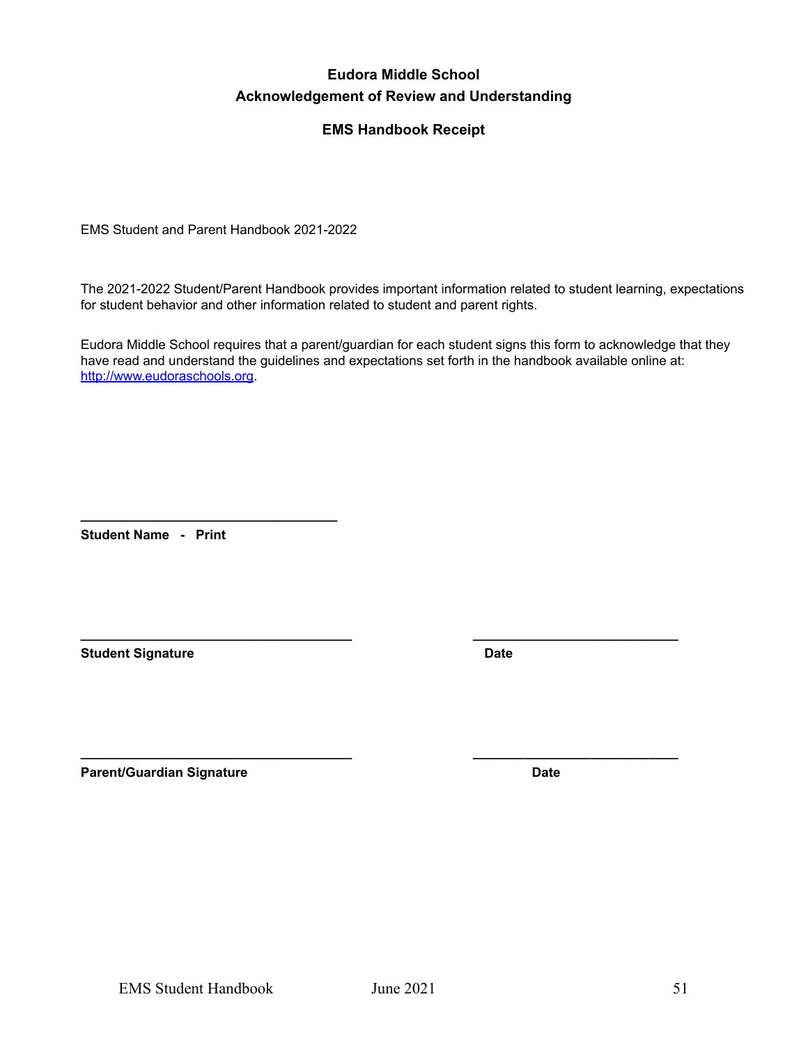# Eudora Middle School
## Acknowledgement of Review and Understanding

### EMS Handbook Receipt

EMS Student and Parent Handbook 2021-2022

The 2021-2022 Student/Parent Handbook provides important information related to student learning, expectations for student behavior and other information related to student and parent rights.

Eudora Middle School requires that a parent/guardian for each student signs this form to acknowledge that they have read and understand the guidelines and expectations set forth in the handbook available online at: [http://www.eudoraschools.org](http://www.eudoraschools.org).

_________________________________

**Student Name - Print**

___________________________________ ___________________________

**Student Signature** **Date**

___________________________________ ___________________________

**Parent/Guardian Signature** **Date**